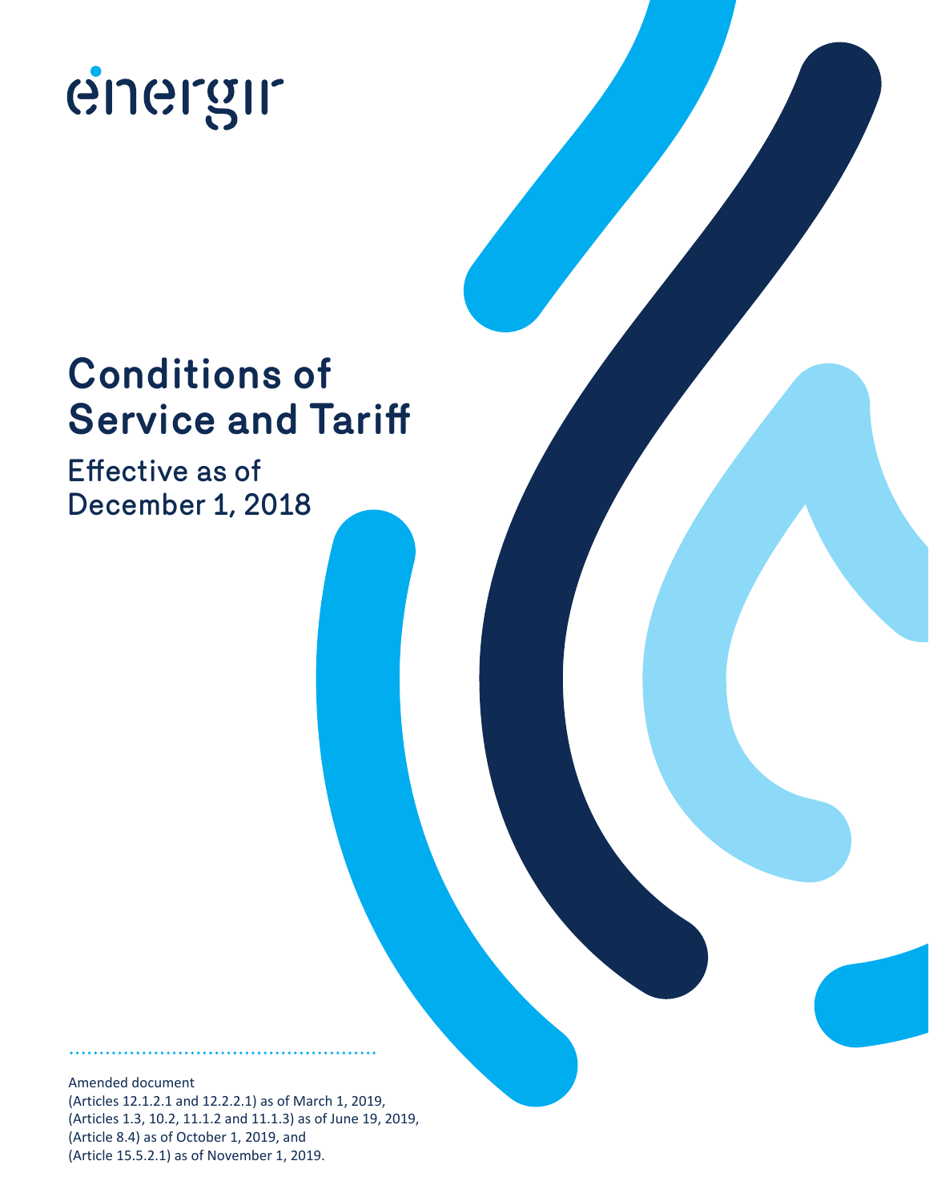énergir

# Conditions of Service and Tariff

## Effective as of December 1, 2018

Amended document
(Articles 12.1.2.1 and 12.2.2.1) as of March 1, 2019,
(Articles 1.3, 10.2, 11.1.2 and 11.1.3) as of June 19, 2019,
(Article 8.4) as of October 1, 2019, and
(Article 15.5.2.1) as of November 1, 2019.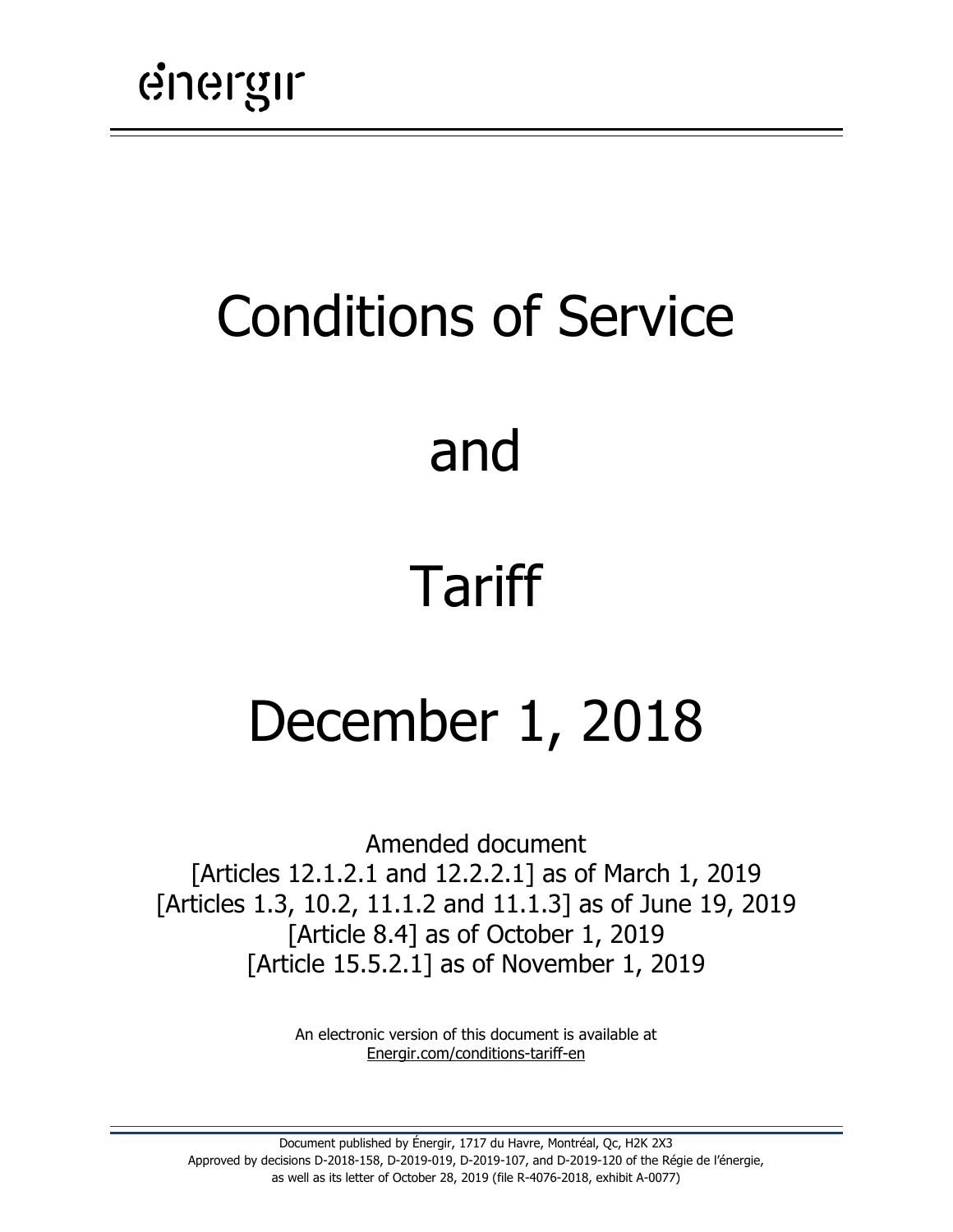énergir

# Conditions of Service

# and

# Tariff

# December 1, 2018

Amended document
[Articles 12.1.2.1 and 12.2.2.1] as of March 1, 2019
[Articles 1.3, 10.2, 11.1.2 and 11.1.3] as of June 19, 2019
[Article 8.4] as of October 1, 2019
[Article 15.5.2.1] as of November 1, 2019

An electronic version of this document is available at
Energir.com/conditions-tariff-en

Document published by Énergir, 1717 du Havre, Montréal, Qc, H2K 2X3
Approved by decisions D-2018-158, D-2019-019, D-2019-107, and D-2019-120 of the Régie de l'énergie,
as well as its letter of October 28, 2019 (file R-4076-2018, exhibit A-0077)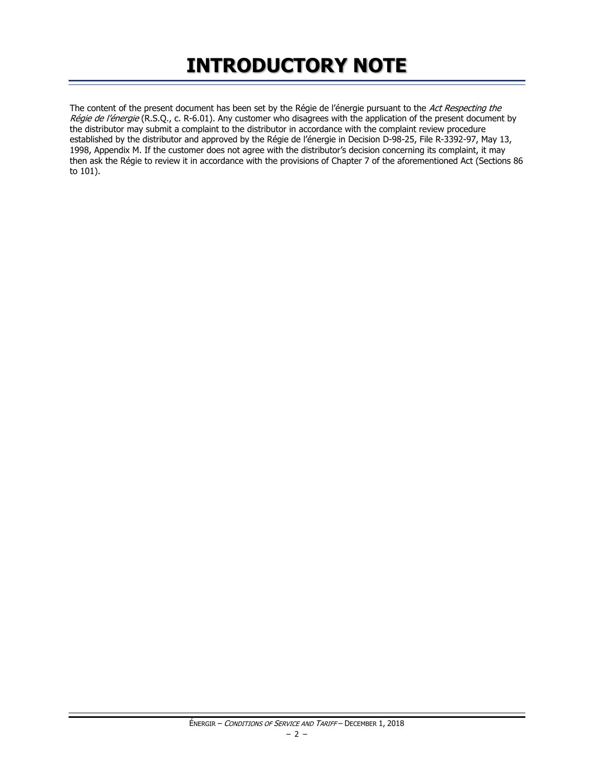# INTRODUCTORY NOTE

The content of the present document has been set by the Régie de l'énergie pursuant to the *Act Respecting the Régie de l'énergie* (R.S.Q., c. R-6.01). Any customer who disagrees with the application of the present document by the distributor may submit a complaint to the distributor in accordance with the complaint review procedure established by the distributor and approved by the Régie de l'énergie in Decision D-98-25, File R-3392-97, May 13, 1998, Appendix M. If the customer does not agree with the distributor's decision concerning its complaint, it may then ask the Régie to review it in accordance with the provisions of Chapter 7 of the aforementioned Act (Sections 86 to 101).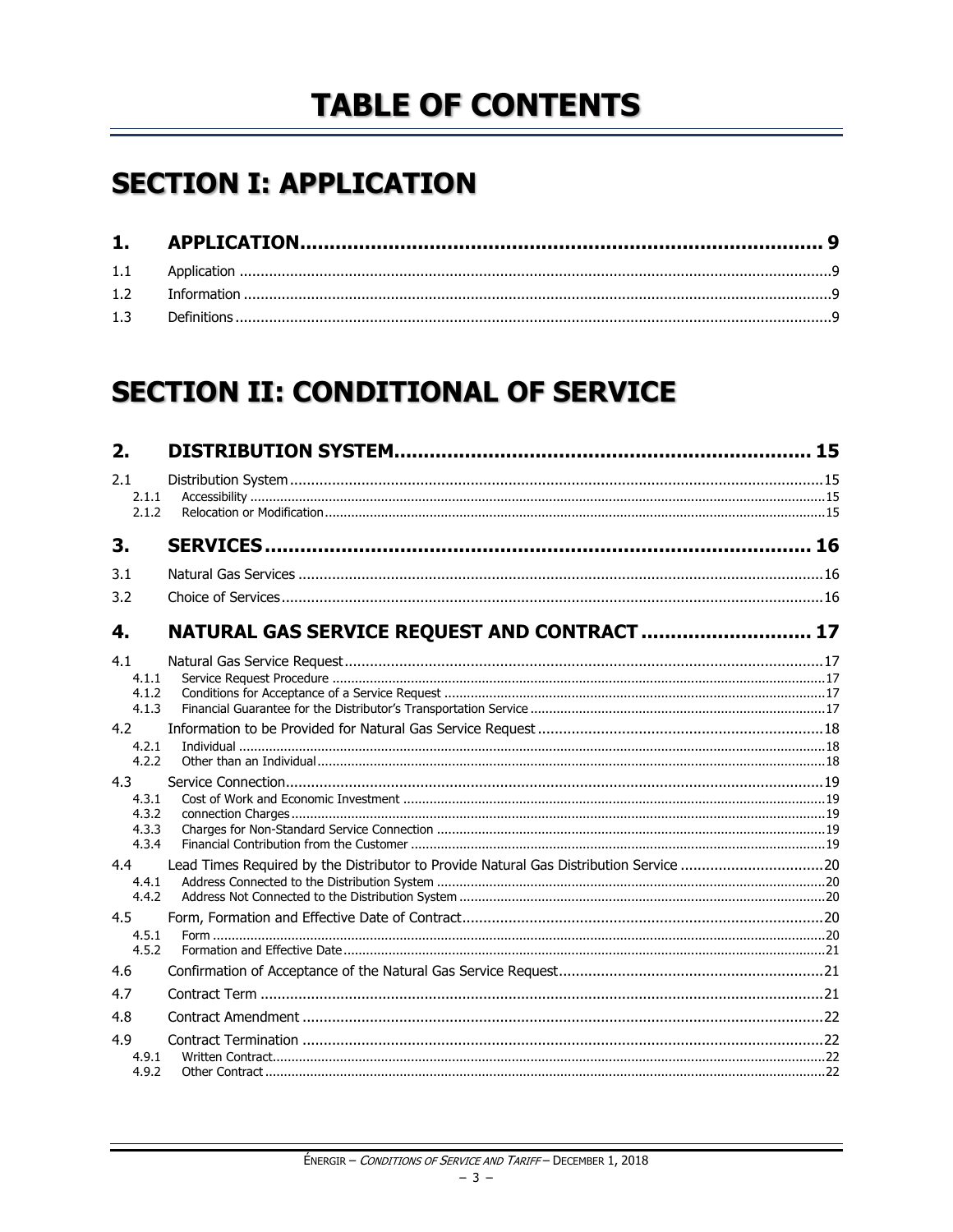# TABLE OF CONTENTS

# SECTION I: APPLICATION

## 1. APPLICATION ........ 9

- 1.1 Application ........ 9
- 1.2 Information ........ 9
- 1.3 Definitions ........ 9

# SECTION II: CONDITIONAL OF SERVICE

## 2. DISTRIBUTION SYSTEM ........ 15

- 2.1 Distribution System ........ 15
  - 2.1.1 Accessibility ........ 15
  - 2.1.2 Relocation or Modification ........ 15

## 3. SERVICES ........ 16

- 3.1 Natural Gas Services ........ 16
- 3.2 Choice of Services ........ 16

## 4. NATURAL GAS SERVICE REQUEST AND CONTRACT ........ 17

- 4.1 Natural Gas Service Request ........ 17
  - 4.1.1 Service Request Procedure ........ 17
  - 4.1.2 Conditions for Acceptance of a Service Request ........ 17
  - 4.1.3 Financial Guarantee for the Distributor's Transportation Service ........ 17
- 4.2 Information to be Provided for Natural Gas Service Request ........ 18
  - 4.2.1 Individual ........ 18
  - 4.2.2 Other than an Individual ........ 18
- 4.3 Service Connection ........ 19
  - 4.3.1 Cost of Work and Economic Investment ........ 19
  - 4.3.2 connection Charges ........ 19
  - 4.3.3 Charges for Non-Standard Service Connection ........ 19
  - 4.3.4 Financial Contribution from the Customer ........ 19
- 4.4 Lead Times Required by the Distributor to Provide Natural Gas Distribution Service ........ 20
  - 4.4.1 Address Connected to the Distribution System ........ 20
  - 4.4.2 Address Not Connected to the Distribution System ........ 20
- 4.5 Form, Formation and Effective Date of Contract ........ 20
  - 4.5.1 Form ........ 20
  - 4.5.2 Formation and Effective Date ........ 21
- 4.6 Confirmation of Acceptance of the Natural Gas Service Request ........ 21
- 4.7 Contract Term ........ 21
- 4.8 Contract Amendment ........ 22
- 4.9 Contract Termination ........ 22
  - 4.9.1 Written Contract ........ 22
  - 4.9.2 Other Contract ........ 22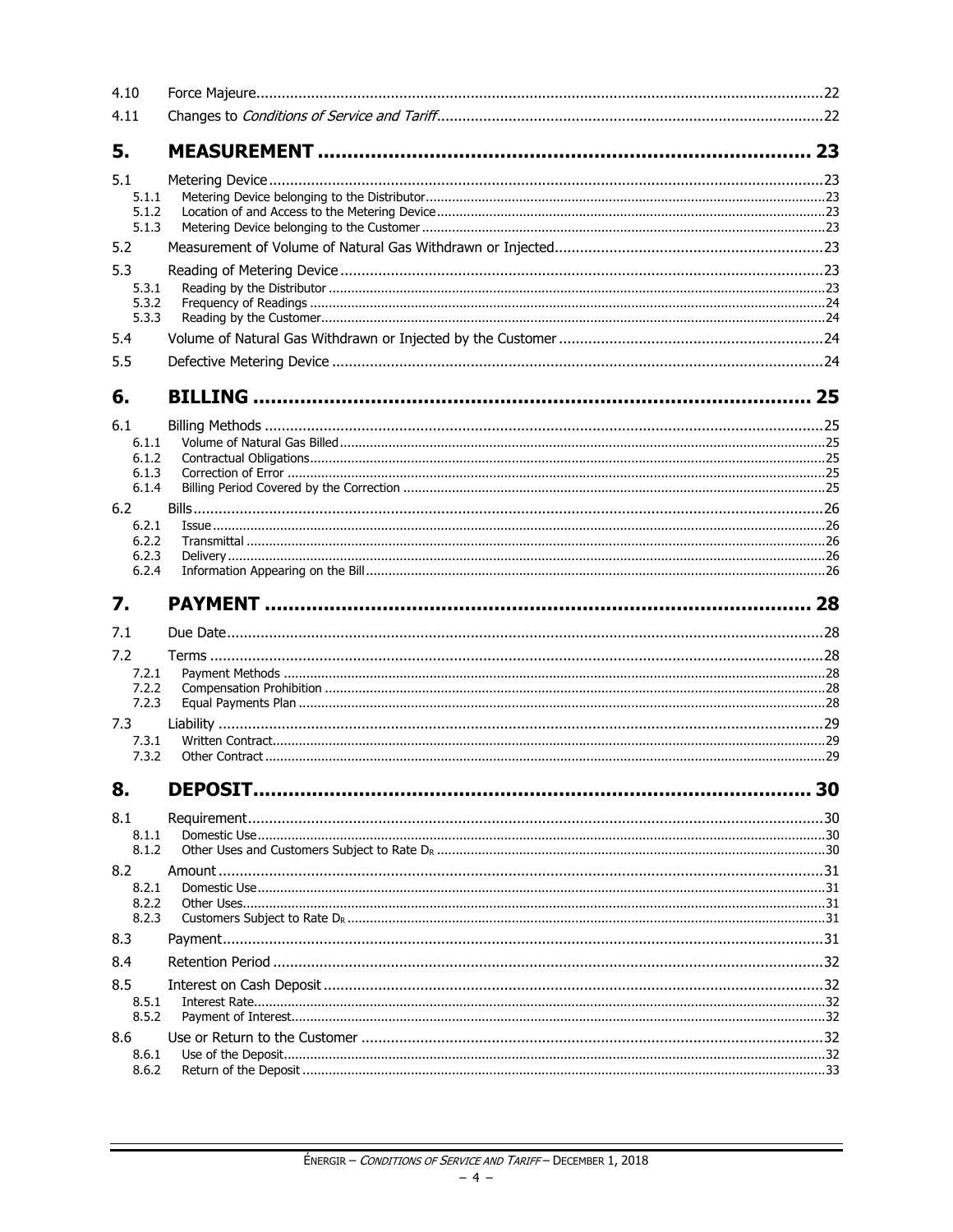| | | |
|---|---|---|
| 4.10 | Force Majeure | 22 |
| 4.11 | Changes to *Conditions of Service and Tariff* | 22 |
| **5.** | **MEASUREMENT** | **23** |
| 5.1 | Metering Device | 23 |
| 5.1.1 | Metering Device belonging to the Distributor | 23 |
| 5.1.2 | Location of and Access to the Metering Device | 23 |
| 5.1.3 | Metering Device belonging to the Customer | 23 |
| 5.2 | Measurement of Volume of Natural Gas Withdrawn or Injected | 23 |
| 5.3 | Reading of Metering Device | 23 |
| 5.3.1 | Reading by the Distributor | 23 |
| 5.3.2 | Frequency of Readings | 24 |
| 5.3.3 | Reading by the Customer | 24 |
| 5.4 | Volume of Natural Gas Withdrawn or Injected by the Customer | 24 |
| 5.5 | Defective Metering Device | 24 |
| **6.** | **BILLING** | **25** |
| 6.1 | Billing Methods | 25 |
| 6.1.1 | Volume of Natural Gas Billed | 25 |
| 6.1.2 | Contractual Obligations | 25 |
| 6.1.3 | Correction of Error | 25 |
| 6.1.4 | Billing Period Covered by the Correction | 25 |
| 6.2 | Bills | 26 |
| 6.2.1 | Issue | 26 |
| 6.2.2 | Transmittal | 26 |
| 6.2.3 | Delivery | 26 |
| 6.2.4 | Information Appearing on the Bill | 26 |
| **7.** | **PAYMENT** | **28** |
| 7.1 | Due Date | 28 |
| 7.2 | Terms | 28 |
| 7.2.1 | Payment Methods | 28 |
| 7.2.2 | Compensation Prohibition | 28 |
| 7.2.3 | Equal Payments Plan | 28 |
| 7.3 | Liability | 29 |
| 7.3.1 | Written Contract | 29 |
| 7.3.2 | Other Contract | 29 |
| **8.** | **DEPOSIT** | **30** |
| 8.1 | Requirement | 30 |
| 8.1.1 | Domestic Use | 30 |
| 8.1.2 | Other Uses and Customers Subject to Rate $D_R$ | 30 |
| 8.2 | Amount | 31 |
| 8.2.1 | Domestic Use | 31 |
| 8.2.2 | Other Uses | 31 |
| 8.2.3 | Customers Subject to Rate $D_R$ | 31 |
| 8.3 | Payment | 31 |
| 8.4 | Retention Period | 32 |
| 8.5 | Interest on Cash Deposit | 32 |
| 8.5.1 | Interest Rate | 32 |
| 8.5.2 | Payment of Interest | 32 |
| 8.6 | Use or Return to the Customer | 32 |
| 8.6.1 | Use of the Deposit | 32 |
| 8.6.2 | Return of the Deposit | 33 |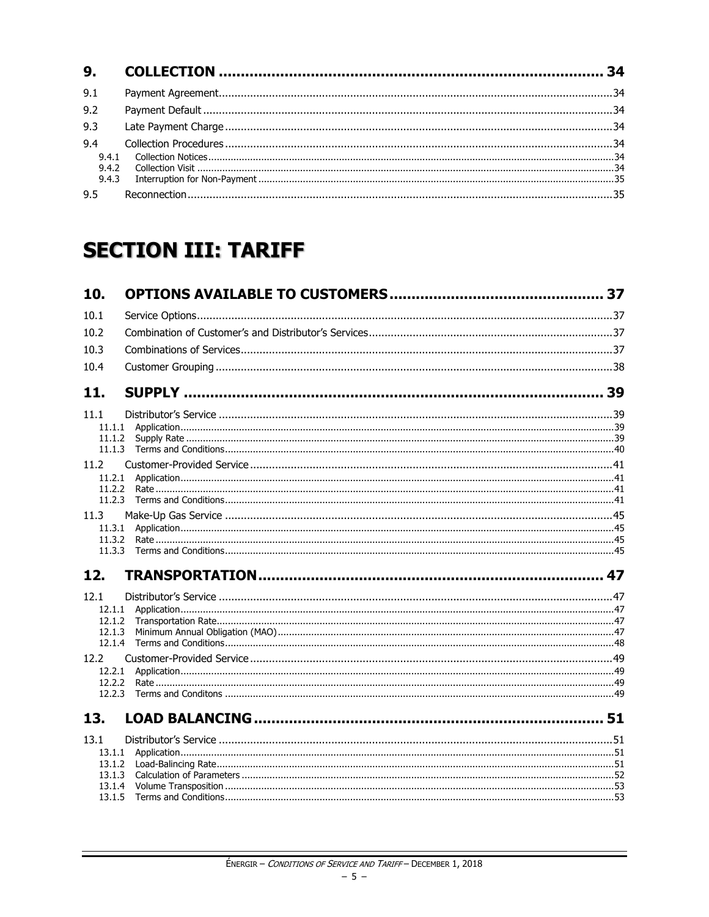| | | |
|---|---|---|
| **9.** | **COLLECTION** | **34** |
| 9.1 | Payment Agreement | 34 |
| 9.2 | Payment Default | 34 |
| 9.3 | Late Payment Charge | 34 |
| 9.4 | Collection Procedures | 34 |
| 9.4.1 | Collection Notices | 34 |
| 9.4.2 | Collection Visit | 34 |
| 9.4.3 | Interruption for Non-Payment | 35 |
| 9.5 | Reconnection | 35 |

# SECTION III: TARIFF

| | | |
|---|---|---|
| **10.** | **OPTIONS AVAILABLE TO CUSTOMERS** | **37** |
| 10.1 | Service Options | 37 |
| 10.2 | Combination of Customer's and Distributor's Services | 37 |
| 10.3 | Combinations of Services | 37 |
| 10.4 | Customer Grouping | 38 |
| **11.** | **SUPPLY** | **39** |
| 11.1 | Distributor's Service | 39 |
| 11.1.1 | Application | 39 |
| 11.1.2 | Supply Rate | 39 |
| 11.1.3 | Terms and Conditions | 40 |
| 11.2 | Customer-Provided Service | 41 |
| 11.2.1 | Application | 41 |
| 11.2.2 | Rate | 41 |
| 11.2.3 | Terms and Conditions | 41 |
| 11.3 | Make-Up Gas Service | 45 |
| 11.3.1 | Application | 45 |
| 11.3.2 | Rate | 45 |
| 11.3.3 | Terms and Conditions | 45 |
| **12.** | **TRANSPORTATION** | **47** |
| 12.1 | Distributor's Service | 47 |
| 12.1.1 | Application | 47 |
| 12.1.2 | Transportation Rate | 47 |
| 12.1.3 | Minimum Annual Obligation (MAO) | 47 |
| 12.1.4 | Terms and Conditions | 48 |
| 12.2 | Customer-Provided Service | 49 |
| 12.2.1 | Application | 49 |
| 12.2.2 | Rate | 49 |
| 12.2.3 | Terms and Conditons | 49 |
| **13.** | **LOAD BALANCING** | **51** |
| 13.1 | Distributor's Service | 51 |
| 13.1.1 | Application | 51 |
| 13.1.2 | Load-Balincing Rate | 51 |
| 13.1.3 | Calculation of Parameters | 52 |
| 13.1.4 | Volume Transposition | 53 |
| 13.1.5 | Terms and Conditions | 53 |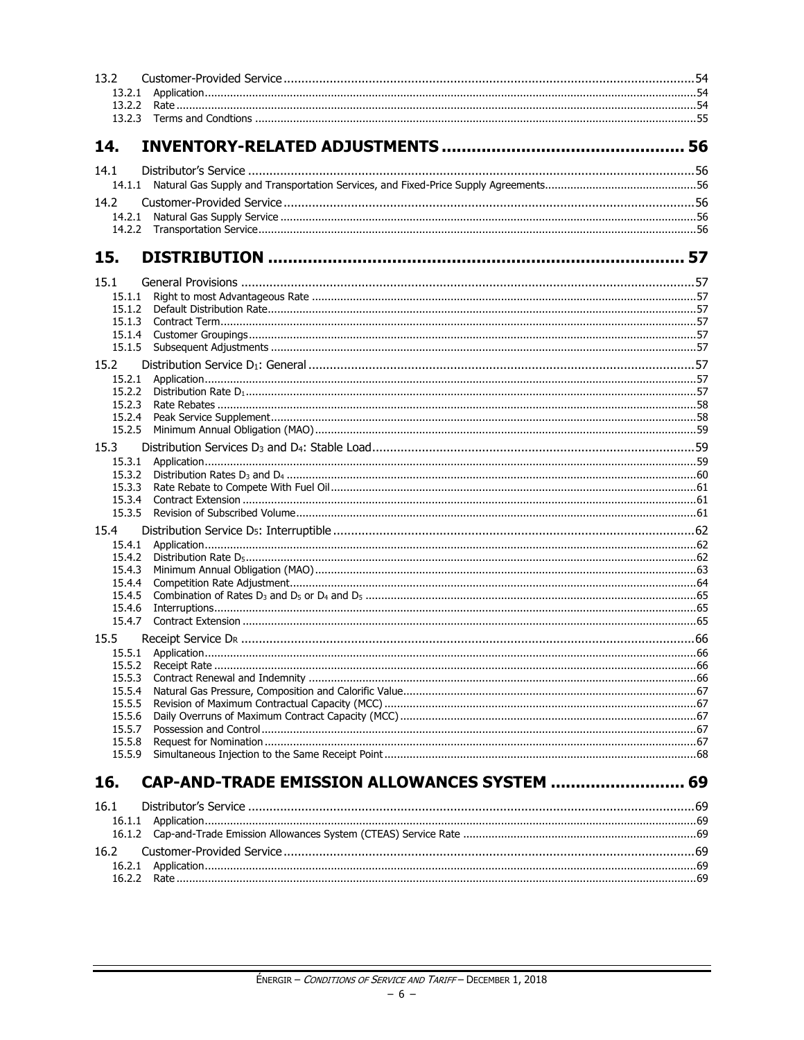13.2 Customer-Provided Service ....................................................................................................................54
13.2.1 Application.........................................................................................................................................54
13.2.2 Rate ...................................................................................................................................................54
13.2.3 Terms and Condtions ..........................................................................................................................55

**14. INVENTORY-RELATED ADJUSTMENTS ................................................ 56**

14.1 Distributor's Service .............................................................................................................................56
14.1.1 Natural Gas Supply and Transportation Services, and Fixed-Price Supply Agreements...............................................56

14.2 Customer-Provided Service ....................................................................................................................56
14.2.1 Natural Gas Supply Service ..................................................................................................................56
14.2.2 Transportation Service.........................................................................................................................56

**15. DISTRIBUTION ..................................................................................... 57**

15.1 General Provisions ................................................................................................................................57
15.1.1 Right to most Advantageous Rate .........................................................................................................57
15.1.2 Default Distribution Rate......................................................................................................................57
15.1.3 Contract Term......................................................................................................................................57
15.1.4 Customer Groupings............................................................................................................................57
15.1.5 Subsequent Adjustments .....................................................................................................................57

15.2 Distribution Service $D_1$: General ...........................................................................................................57
15.2.1 Application..........................................................................................................................................57
15.2.2 Distribution Rate $D_1$..............................................................................................................................57
15.2.3 Rate Rebates .......................................................................................................................................58
15.2.4 Peak Service Supplement.....................................................................................................................58
15.2.5 Minimum Annual Obligation (MAO).......................................................................................................59

15.3 Distribution Services $D_3$ and $D_4$: Stable Load..........................................................................................59
15.3.1 Application..........................................................................................................................................59
15.3.2 Distribution Rates $D_3$ and $D_4$ ................................................................................................................60
15.3.3 Rate Rebate to Compete With Fuel Oil..................................................................................................61
15.3.4 Contract Extension ..............................................................................................................................61
15.3.5 Revision of Subscribed Volume.............................................................................................................61

15.4 Distribution Service $D_5$: Interruptible ......................................................................................................62
15.4.1 Application..........................................................................................................................................62
15.4.2 Distribution Rate $D_5$.............................................................................................................................62
15.4.3 Minimum Annual Obligation (MAO).......................................................................................................63
15.4.4 Competition Rate Adjustment...............................................................................................................64
15.4.5 Combination of Rates $D_3$ and $D_5$ or $D_4$ and $D_5$ ........................................................................................65
15.4.6 Interruptions.......................................................................................................................................65
15.4.7 Contract Extension ..............................................................................................................................65

15.5 Receipt Service $D_R$ .................................................................................................................................66
15.5.1 Application..........................................................................................................................................66
15.5.2 Receipt Rate .......................................................................................................................................66
15.5.3 Contract Renewal and Indemnity .........................................................................................................66
15.5.4 Natural Gas Pressure, Composition and Calorific Value...........................................................................67
15.5.5 Revision of Maximum Contractual Capacity (MCC) .................................................................................67
15.5.6 Daily Overruns of Maximum Contract Capacity (MCC) ............................................................................67
15.5.7 Possession and Control........................................................................................................................67
15.5.8 Request for Nomination.......................................................................................................................67
15.5.9 Simultaneous Injection to the Same Receipt Point.................................................................................68

**16. CAP-AND-TRADE EMISSION ALLOWANCES SYSTEM .......................... 69**

16.1 Distributor's Service .............................................................................................................................69
16.1.1 Application..........................................................................................................................................69
16.1.2 Cap-and-Trade Emission Allowances System (CTEAS) Service Rate ........................................................69

16.2 Customer-Provided Service ....................................................................................................................69
16.2.1 Application..........................................................................................................................................69
16.2.2 Rate ...................................................................................................................................................69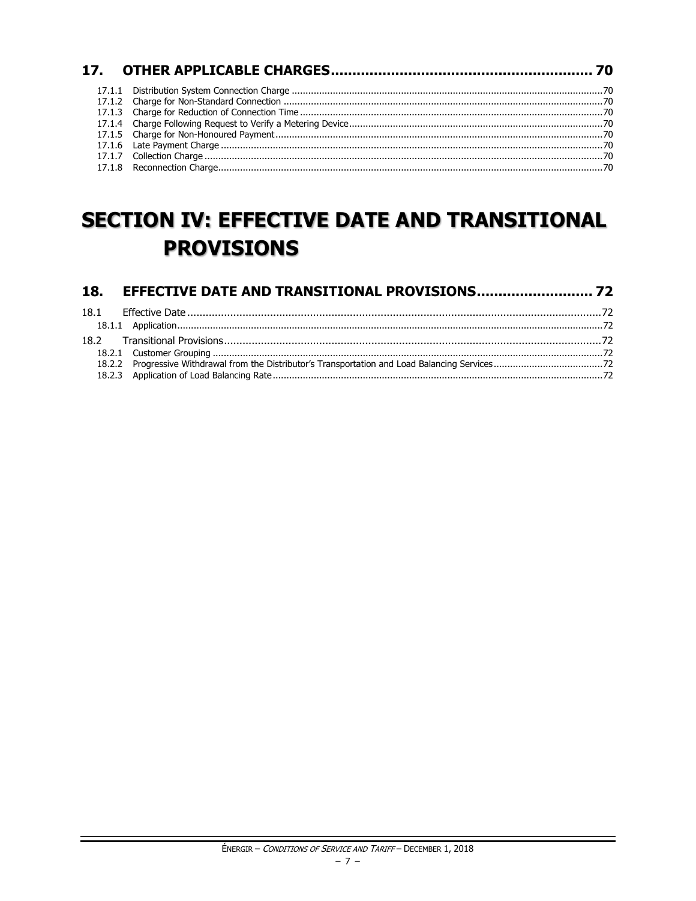## 17. OTHER APPLICABLE CHARGES ........ 70

17.1.1 Distribution System Connection Charge ........ 70
17.1.2 Charge for Non-Standard Connection ........ 70
17.1.3 Charge for Reduction of Connection Time ........ 70
17.1.4 Charge Following Request to Verify a Metering Device ........ 70
17.1.5 Charge for Non-Honoured Payment ........ 70
17.1.6 Late Payment Charge ........ 70
17.1.7 Collection Charge ........ 70
17.1.8 Reconnection Charge ........ 70

# SECTION IV: EFFECTIVE DATE AND TRANSITIONAL PROVISIONS

## 18. EFFECTIVE DATE AND TRANSITIONAL PROVISIONS ........ 72

18.1 Effective Date ........ 72
18.1.1 Application ........ 72
18.2 Transitional Provisions ........ 72
18.2.1 Customer Grouping ........ 72
18.2.2 Progressive Withdrawal from the Distributor's Transportation and Load Balancing Services ........ 72
18.2.3 Application of Load Balancing Rate ........ 72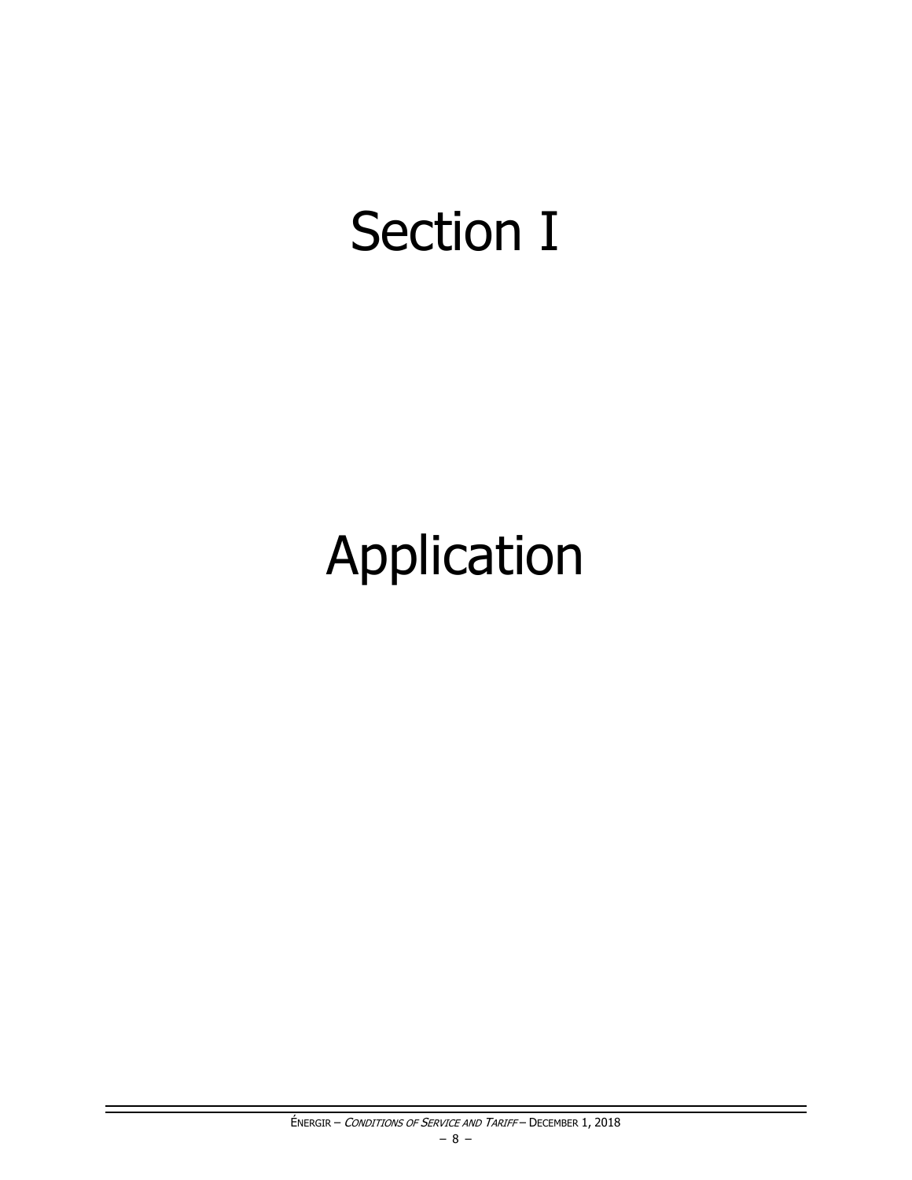# Section I

# Application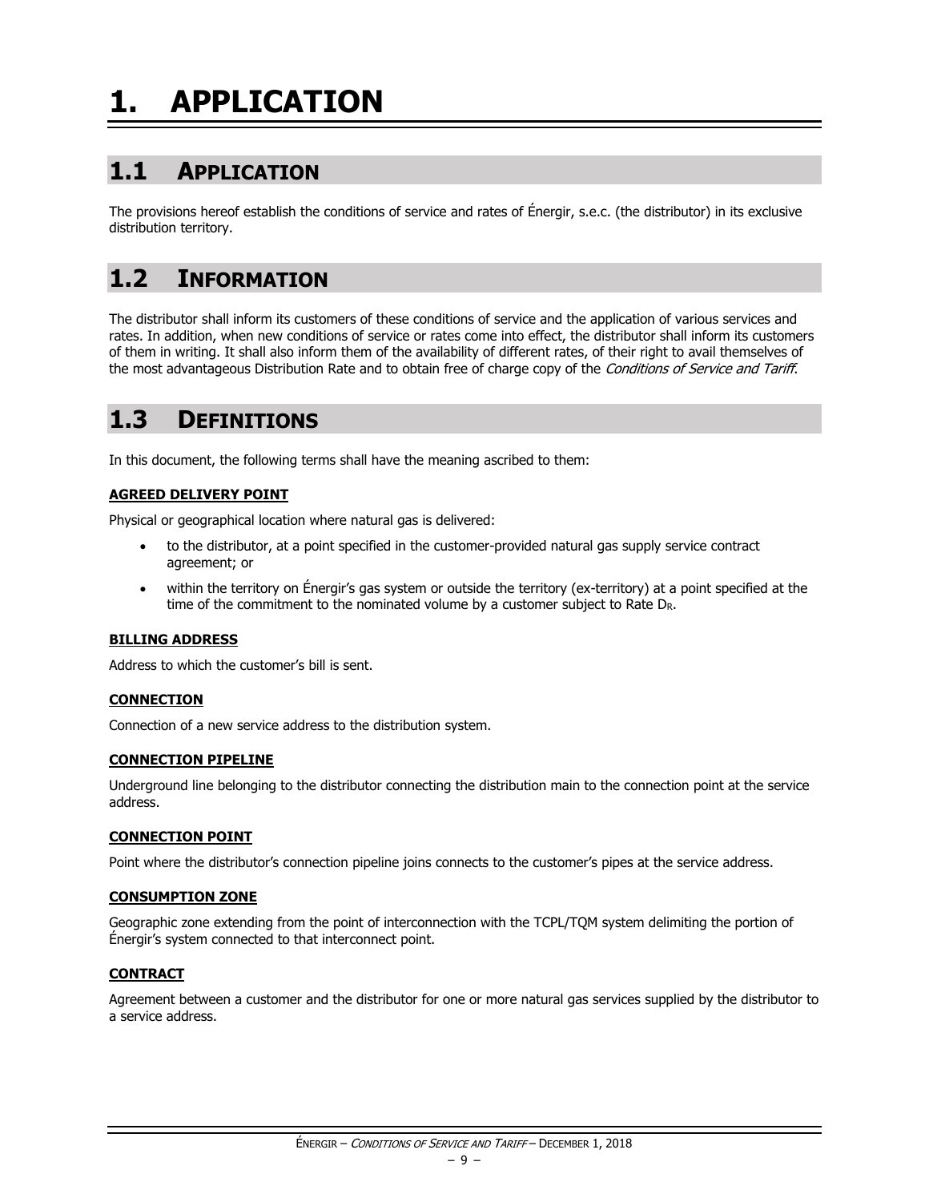# 1. APPLICATION

## 1.1 APPLICATION

The provisions hereof establish the conditions of service and rates of Énergir, s.e.c. (the distributor) in its exclusive distribution territory.

## 1.2 INFORMATION

The distributor shall inform its customers of these conditions of service and the application of various services and rates. In addition, when new conditions of service or rates come into effect, the distributor shall inform its customers of them in writing. It shall also inform them of the availability of different rates, of their right to avail themselves of the most advantageous Distribution Rate and to obtain free of charge copy of the *Conditions of Service and Tariff*.

## 1.3 DEFINITIONS

In this document, the following terms shall have the meaning ascribed to them:

**AGREED DELIVERY POINT**

Physical or geographical location where natural gas is delivered:

- to the distributor, at a point specified in the customer-provided natural gas supply service contract agreement; or
- within the territory on Énergir's gas system or outside the territory (ex-territory) at a point specified at the time of the commitment to the nominated volume by a customer subject to Rate $D_R$.

**BILLING ADDRESS**

Address to which the customer's bill is sent.

**CONNECTION**

Connection of a new service address to the distribution system.

**CONNECTION PIPELINE**

Underground line belonging to the distributor connecting the distribution main to the connection point at the service address.

**CONNECTION POINT**

Point where the distributor's connection pipeline joins connects to the customer's pipes at the service address.

**CONSUMPTION ZONE**

Geographic zone extending from the point of interconnection with the TCPL/TQM system delimiting the portion of Énergir's system connected to that interconnect point.

**CONTRACT**

Agreement between a customer and the distributor for one or more natural gas services supplied by the distributor to a service address.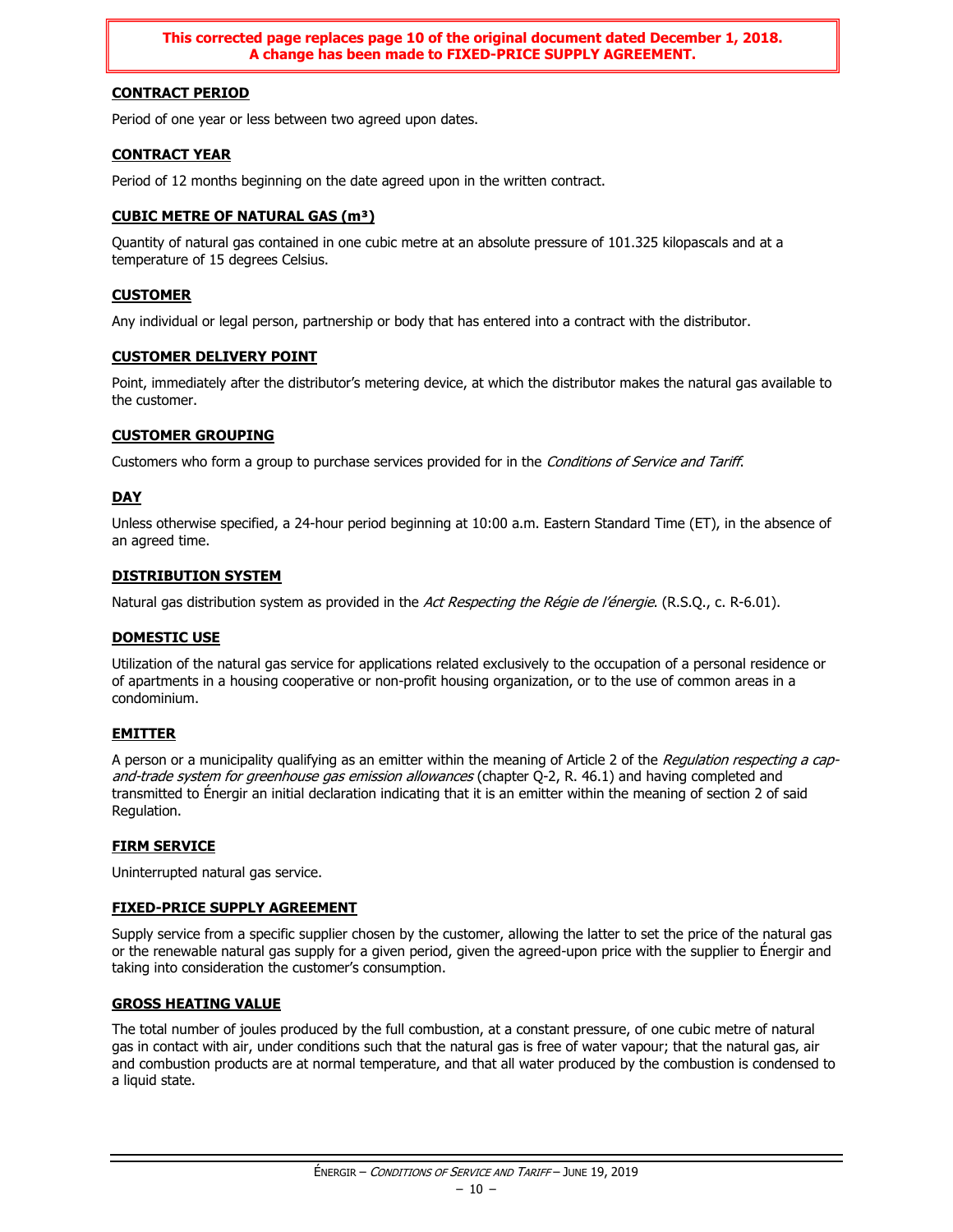**This corrected page replaces page 10 of the original document dated December 1, 2018. A change has been made to FIXED-PRICE SUPPLY AGREEMENT.**

### CONTRACT PERIOD

Period of one year or less between two agreed upon dates.

### CONTRACT YEAR

Period of 12 months beginning on the date agreed upon in the written contract.

### CUBIC METRE OF NATURAL GAS ($m^3$)

Quantity of natural gas contained in one cubic metre at an absolute pressure of 101.325 kilopascals and at a temperature of 15 degrees Celsius.

### CUSTOMER

Any individual or legal person, partnership or body that has entered into a contract with the distributor.

### CUSTOMER DELIVERY POINT

Point, immediately after the distributor's metering device, at which the distributor makes the natural gas available to the customer.

### CUSTOMER GROUPING

Customers who form a group to purchase services provided for in the *Conditions of Service and Tariff*.

### DAY

Unless otherwise specified, a 24-hour period beginning at 10:00 a.m. Eastern Standard Time (ET), in the absence of an agreed time.

### DISTRIBUTION SYSTEM

Natural gas distribution system as provided in the *Act Respecting the Régie de l'énergie*. (R.S.Q., c. R-6.01).

### DOMESTIC USE

Utilization of the natural gas service for applications related exclusively to the occupation of a personal residence or of apartments in a housing cooperative or non-profit housing organization, or to the use of common areas in a condominium.

### EMITTER

A person or a municipality qualifying as an emitter within the meaning of Article 2 of the *Regulation respecting a cap-and-trade system for greenhouse gas emission allowances* (chapter Q-2, R. 46.1) and having completed and transmitted to Énergir an initial declaration indicating that it is an emitter within the meaning of section 2 of said Regulation.

### FIRM SERVICE

Uninterrupted natural gas service.

### FIXED-PRICE SUPPLY AGREEMENT

Supply service from a specific supplier chosen by the customer, allowing the latter to set the price of the natural gas or the renewable natural gas supply for a given period, given the agreed-upon price with the supplier to Énergir and taking into consideration the customer's consumption.

### GROSS HEATING VALUE

The total number of joules produced by the full combustion, at a constant pressure, of one cubic metre of natural gas in contact with air, under conditions such that the natural gas is free of water vapour; that the natural gas, air and combustion products are at normal temperature, and that all water produced by the combustion is condensed to a liquid state.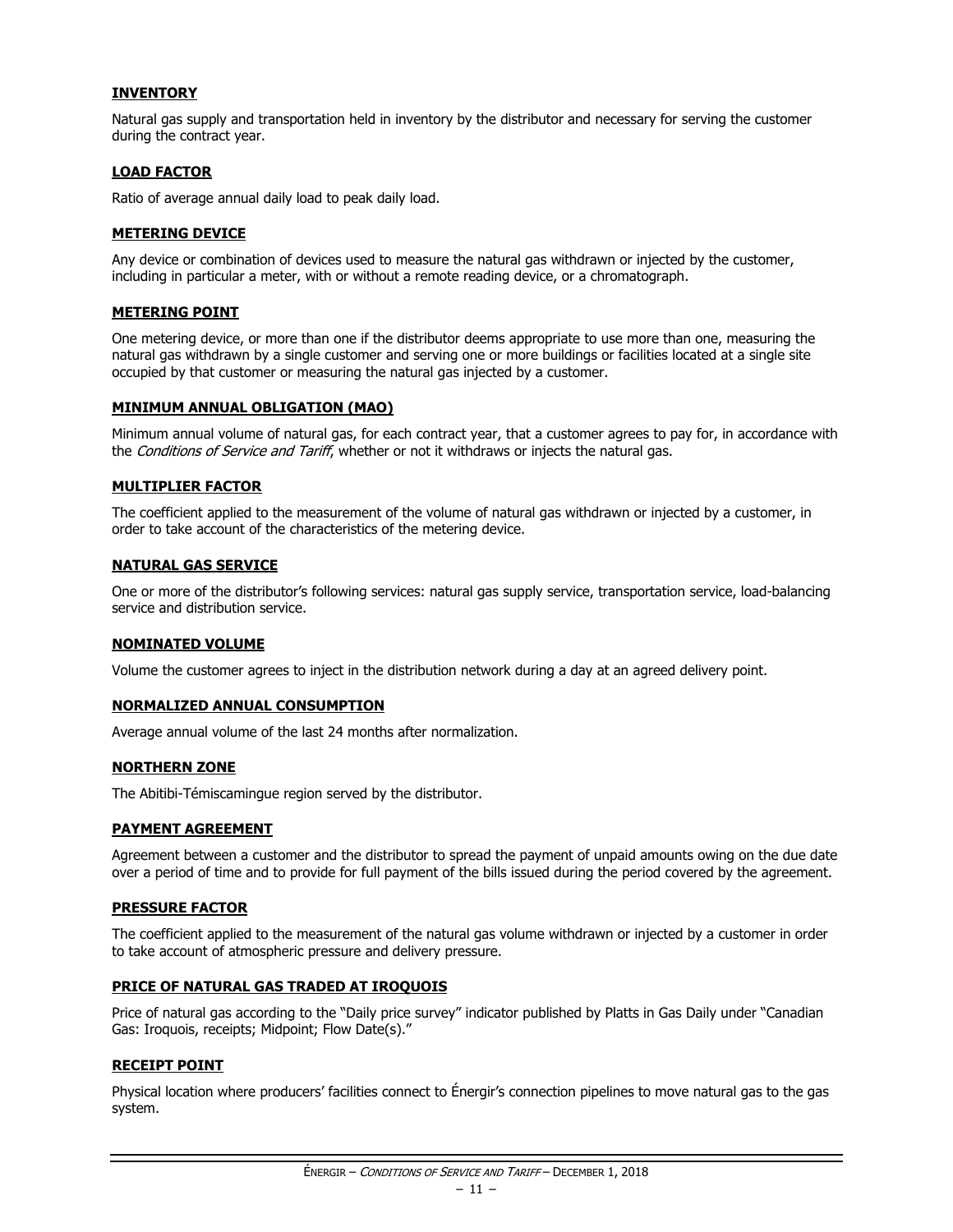**INVENTORY**

Natural gas supply and transportation held in inventory by the distributor and necessary for serving the customer during the contract year.

**LOAD FACTOR**

Ratio of average annual daily load to peak daily load.

**METERING DEVICE**

Any device or combination of devices used to measure the natural gas withdrawn or injected by the customer, including in particular a meter, with or without a remote reading device, or a chromatograph.

**METERING POINT**

One metering device, or more than one if the distributor deems appropriate to use more than one, measuring the natural gas withdrawn by a single customer and serving one or more buildings or facilities located at a single site occupied by that customer or measuring the natural gas injected by a customer.

**MINIMUM ANNUAL OBLIGATION (MAO)**

Minimum annual volume of natural gas, for each contract year, that a customer agrees to pay for, in accordance with the *Conditions of Service and Tariff*, whether or not it withdraws or injects the natural gas.

**MULTIPLIER FACTOR**

The coefficient applied to the measurement of the volume of natural gas withdrawn or injected by a customer, in order to take account of the characteristics of the metering device.

**NATURAL GAS SERVICE**

One or more of the distributor's following services: natural gas supply service, transportation service, load-balancing service and distribution service.

**NOMINATED VOLUME**

Volume the customer agrees to inject in the distribution network during a day at an agreed delivery point.

**NORMALIZED ANNUAL CONSUMPTION**

Average annual volume of the last 24 months after normalization.

**NORTHERN ZONE**

The Abitibi-Témiscamingue region served by the distributor.

**PAYMENT AGREEMENT**

Agreement between a customer and the distributor to spread the payment of unpaid amounts owing on the due date over a period of time and to provide for full payment of the bills issued during the period covered by the agreement.

**PRESSURE FACTOR**

The coefficient applied to the measurement of the natural gas volume withdrawn or injected by a customer in order to take account of atmospheric pressure and delivery pressure.

**PRICE OF NATURAL GAS TRADED AT IROQUOIS**

Price of natural gas according to the "Daily price survey" indicator published by Platts in Gas Daily under "Canadian Gas: Iroquois, receipts; Midpoint; Flow Date(s)."

**RECEIPT POINT**

Physical location where producers' facilities connect to Énergir's connection pipelines to move natural gas to the gas system.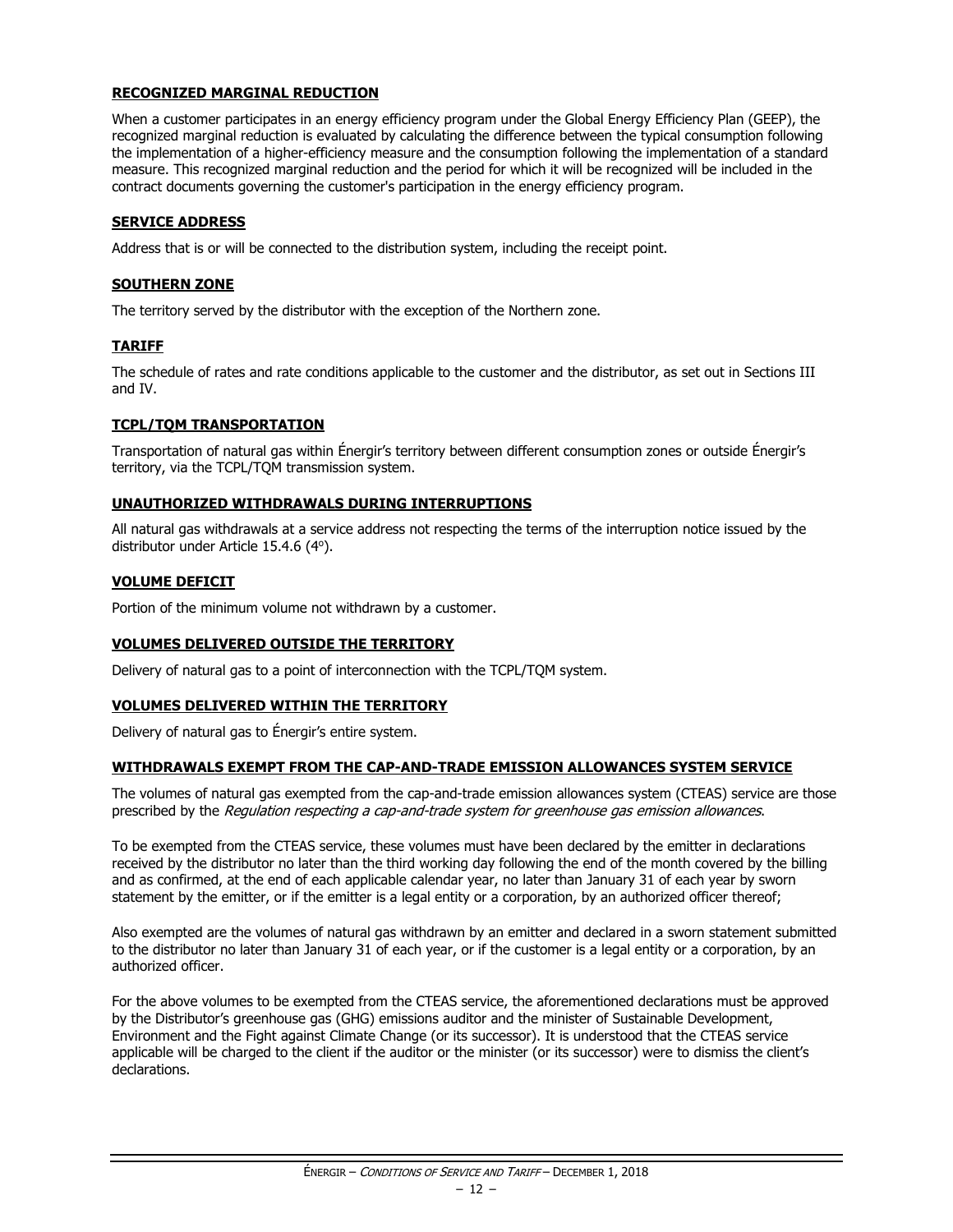#### RECOGNIZED MARGINAL REDUCTION

When a customer participates in an energy efficiency program under the Global Energy Efficiency Plan (GEEP), the recognized marginal reduction is evaluated by calculating the difference between the typical consumption following the implementation of a higher-efficiency measure and the consumption following the implementation of a standard measure. This recognized marginal reduction and the period for which it will be recognized will be included in the contract documents governing the customer's participation in the energy efficiency program.

#### SERVICE ADDRESS

Address that is or will be connected to the distribution system, including the receipt point.

#### SOUTHERN ZONE

The territory served by the distributor with the exception of the Northern zone.

#### TARIFF

The schedule of rates and rate conditions applicable to the customer and the distributor, as set out in Sections III and IV.

#### TCPL/TQM TRANSPORTATION

Transportation of natural gas within Énergir's territory between different consumption zones or outside Énergir's territory, via the TCPL/TQM transmission system.

#### UNAUTHORIZED WITHDRAWALS DURING INTERRUPTIONS

All natural gas withdrawals at a service address not respecting the terms of the interruption notice issued by the distributor under Article 15.4.6 (4°).

#### VOLUME DEFICIT

Portion of the minimum volume not withdrawn by a customer.

#### VOLUMES DELIVERED OUTSIDE THE TERRITORY

Delivery of natural gas to a point of interconnection with the TCPL/TQM system.

#### VOLUMES DELIVERED WITHIN THE TERRITORY

Delivery of natural gas to Énergir's entire system.

#### WITHDRAWALS EXEMPT FROM THE CAP-AND-TRADE EMISSION ALLOWANCES SYSTEM SERVICE

The volumes of natural gas exempted from the cap-and-trade emission allowances system (CTEAS) service are those prescribed by the *Regulation respecting a cap-and-trade system for greenhouse gas emission allowances*.

To be exempted from the CTEAS service, these volumes must have been declared by the emitter in declarations received by the distributor no later than the third working day following the end of the month covered by the billing and as confirmed, at the end of each applicable calendar year, no later than January 31 of each year by sworn statement by the emitter, or if the emitter is a legal entity or a corporation, by an authorized officer thereof;

Also exempted are the volumes of natural gas withdrawn by an emitter and declared in a sworn statement submitted to the distributor no later than January 31 of each year, or if the customer is a legal entity or a corporation, by an authorized officer.

For the above volumes to be exempted from the CTEAS service, the aforementioned declarations must be approved by the Distributor's greenhouse gas (GHG) emissions auditor and the minister of Sustainable Development, Environment and the Fight against Climate Change (or its successor). It is understood that the CTEAS service applicable will be charged to the client if the auditor or the minister (or its successor) were to dismiss the client's declarations.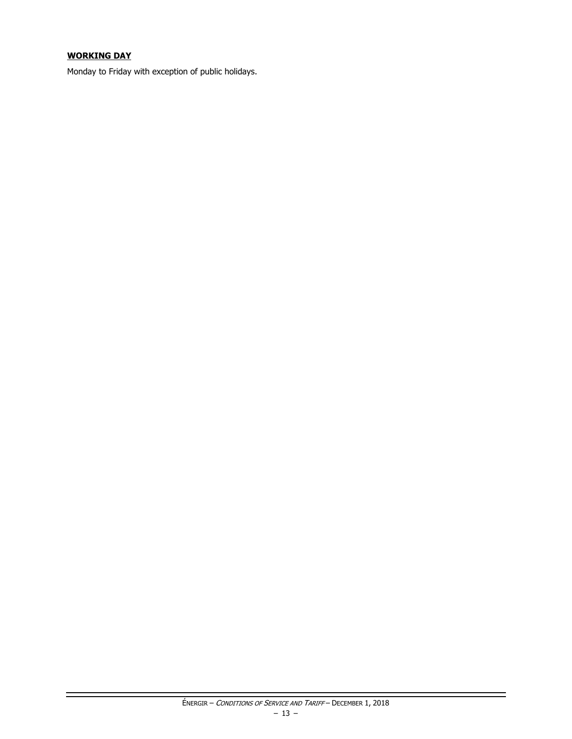**WORKING DAY**

Monday to Friday with exception of public holidays.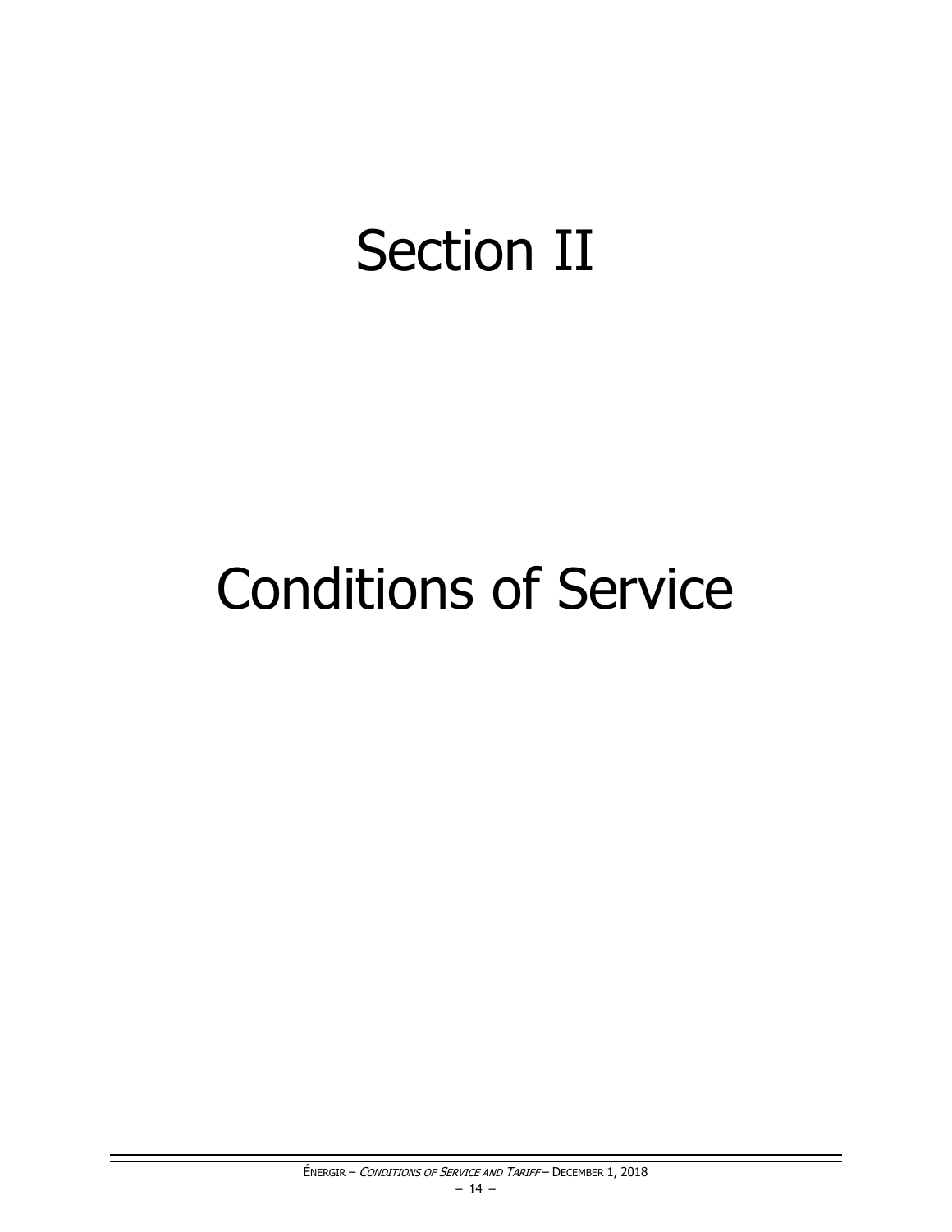# Section II

# Conditions of Service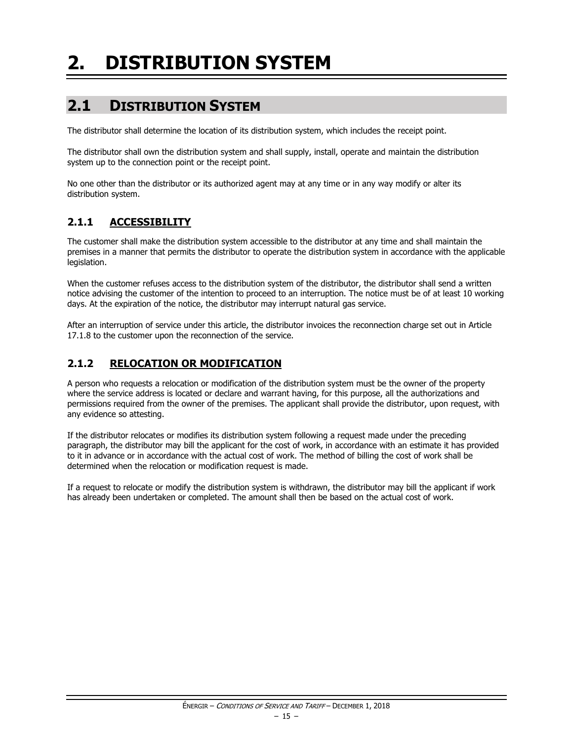# 2. DISTRIBUTION SYSTEM

## 2.1 DISTRIBUTION SYSTEM

The distributor shall determine the location of its distribution system, which includes the receipt point.

The distributor shall own the distribution system and shall supply, install, operate and maintain the distribution system up to the connection point or the receipt point.

No one other than the distributor or its authorized agent may at any time or in any way modify or alter its distribution system.

### 2.1.1 ACCESSIBILITY

The customer shall make the distribution system accessible to the distributor at any time and shall maintain the premises in a manner that permits the distributor to operate the distribution system in accordance with the applicable legislation.

When the customer refuses access to the distribution system of the distributor, the distributor shall send a written notice advising the customer of the intention to proceed to an interruption. The notice must be of at least 10 working days. At the expiration of the notice, the distributor may interrupt natural gas service.

After an interruption of service under this article, the distributor invoices the reconnection charge set out in Article 17.1.8 to the customer upon the reconnection of the service.

### 2.1.2 RELOCATION OR MODIFICATION

A person who requests a relocation or modification of the distribution system must be the owner of the property where the service address is located or declare and warrant having, for this purpose, all the authorizations and permissions required from the owner of the premises. The applicant shall provide the distributor, upon request, with any evidence so attesting.

If the distributor relocates or modifies its distribution system following a request made under the preceding paragraph, the distributor may bill the applicant for the cost of work, in accordance with an estimate it has provided to it in advance or in accordance with the actual cost of work. The method of billing the cost of work shall be determined when the relocation or modification request is made.

If a request to relocate or modify the distribution system is withdrawn, the distributor may bill the applicant if work has already been undertaken or completed. The amount shall then be based on the actual cost of work.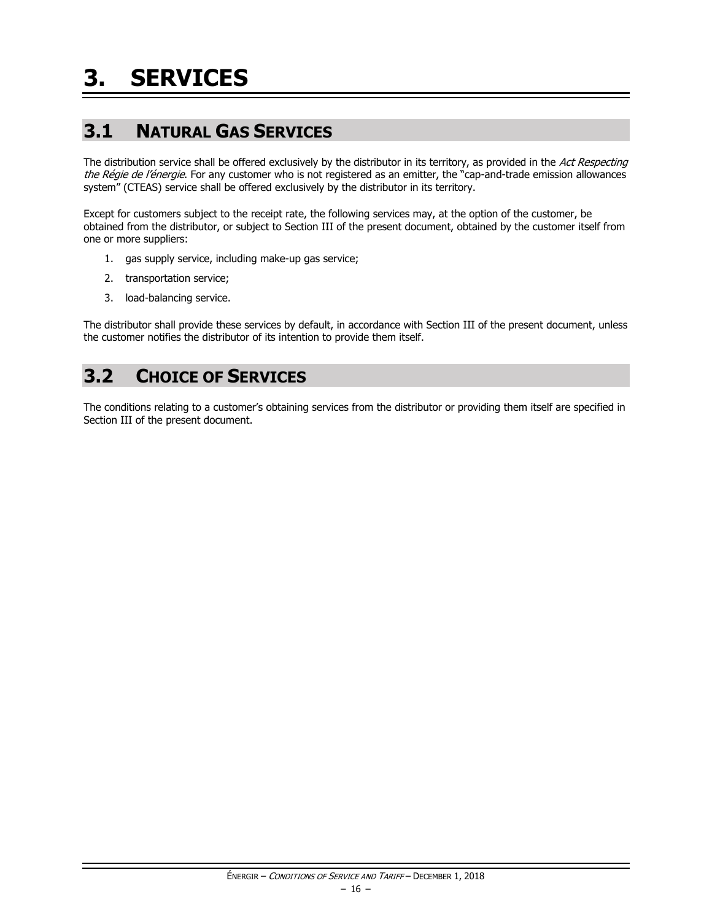# 3. SERVICES

## 3.1 NATURAL GAS SERVICES

The distribution service shall be offered exclusively by the distributor in its territory, as provided in the *Act Respecting the Régie de l'énergie*. For any customer who is not registered as an emitter, the "cap-and-trade emission allowances system" (CTEAS) service shall be offered exclusively by the distributor in its territory.

Except for customers subject to the receipt rate, the following services may, at the option of the customer, be obtained from the distributor, or subject to Section III of the present document, obtained by the customer itself from one or more suppliers:

1. gas supply service, including make-up gas service;
2. transportation service;
3. load-balancing service.

The distributor shall provide these services by default, in accordance with Section III of the present document, unless the customer notifies the distributor of its intention to provide them itself.

## 3.2 CHOICE OF SERVICES

The conditions relating to a customer's obtaining services from the distributor or providing them itself are specified in Section III of the present document.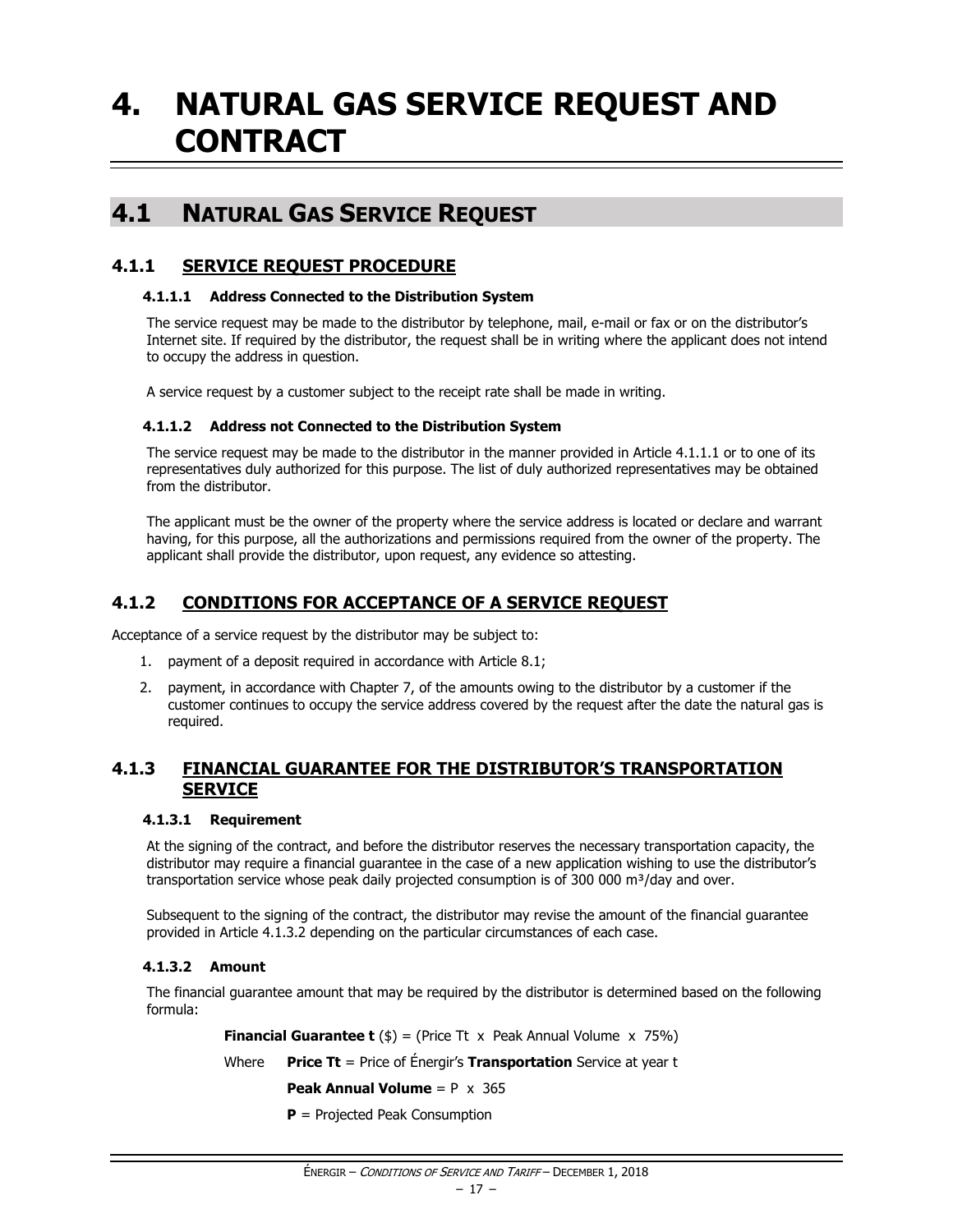# 4. NATURAL GAS SERVICE REQUEST AND CONTRACT

## 4.1 NATURAL GAS SERVICE REQUEST

### 4.1.1 SERVICE REQUEST PROCEDURE

#### 4.1.1.1 Address Connected to the Distribution System

The service request may be made to the distributor by telephone, mail, e-mail or fax or on the distributor's Internet site. If required by the distributor, the request shall be in writing where the applicant does not intend to occupy the address in question.

A service request by a customer subject to the receipt rate shall be made in writing.

#### 4.1.1.2 Address not Connected to the Distribution System

The service request may be made to the distributor in the manner provided in Article 4.1.1.1 or to one of its representatives duly authorized for this purpose. The list of duly authorized representatives may be obtained from the distributor.

The applicant must be the owner of the property where the service address is located or declare and warrant having, for this purpose, all the authorizations and permissions required from the owner of the property. The applicant shall provide the distributor, upon request, any evidence so attesting.

### 4.1.2 CONDITIONS FOR ACCEPTANCE OF A SERVICE REQUEST

Acceptance of a service request by the distributor may be subject to:

1. payment of a deposit required in accordance with Article 8.1;
2. payment, in accordance with Chapter 7, of the amounts owing to the distributor by a customer if the customer continues to occupy the service address covered by the request after the date the natural gas is required.

### 4.1.3 FINANCIAL GUARANTEE FOR THE DISTRIBUTOR'S TRANSPORTATION SERVICE

#### 4.1.3.1 Requirement

At the signing of the contract, and before the distributor reserves the necessary transportation capacity, the distributor may require a financial guarantee in the case of a new application wishing to use the distributor's transportation service whose peak daily projected consumption is of 300 000 m³/day and over.

Subsequent to the signing of the contract, the distributor may revise the amount of the financial guarantee provided in Article 4.1.3.2 depending on the particular circumstances of each case.

#### 4.1.3.2 Amount

The financial guarantee amount that may be required by the distributor is determined based on the following formula:

**Financial Guarantee t** ($) = (Price Tt x Peak Annual Volume x 75%)

Where **Price Tt** = Price of Énergir's **Transportation** Service at year t

**Peak Annual Volume** = P x 365

**P** = Projected Peak Consumption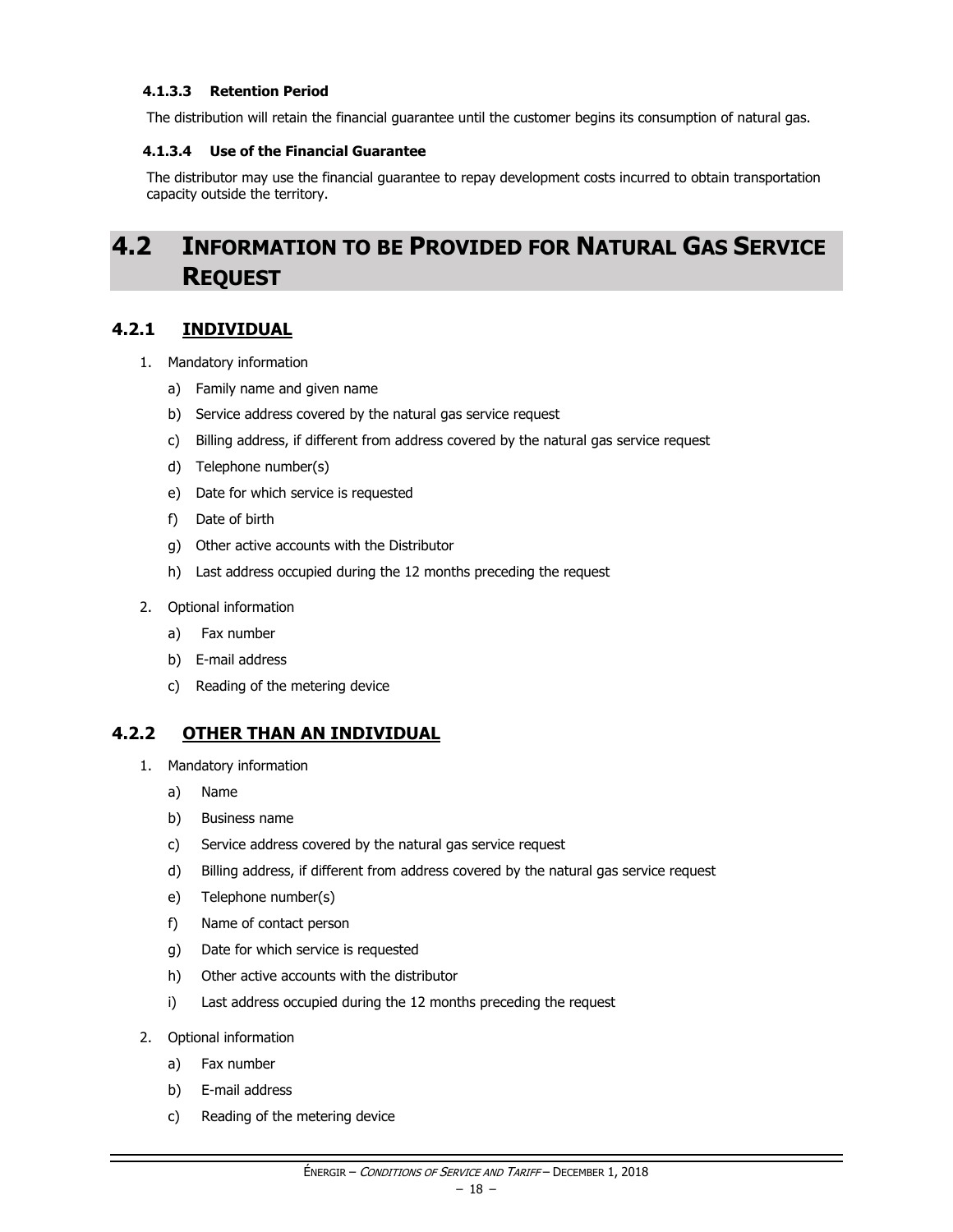#### 4.1.3.3 Retention Period

The distribution will retain the financial guarantee until the customer begins its consumption of natural gas.

#### 4.1.3.4 Use of the Financial Guarantee

The distributor may use the financial guarantee to repay development costs incurred to obtain transportation capacity outside the territory.

## 4.2 INFORMATION TO BE PROVIDED FOR NATURAL GAS SERVICE REQUEST

### 4.2.1 INDIVIDUAL

1. Mandatory information
   a) Family name and given name
   b) Service address covered by the natural gas service request
   c) Billing address, if different from address covered by the natural gas service request
   d) Telephone number(s)
   e) Date for which service is requested
   f) Date of birth
   g) Other active accounts with the Distributor
   h) Last address occupied during the 12 months preceding the request
2. Optional information
   a) Fax number
   b) E-mail address
   c) Reading of the metering device

### 4.2.2 OTHER THAN AN INDIVIDUAL

1. Mandatory information
   a) Name
   b) Business name
   c) Service address covered by the natural gas service request
   d) Billing address, if different from address covered by the natural gas service request
   e) Telephone number(s)
   f) Name of contact person
   g) Date for which service is requested
   h) Other active accounts with the distributor
   i) Last address occupied during the 12 months preceding the request
2. Optional information
   a) Fax number
   b) E-mail address
   c) Reading of the metering device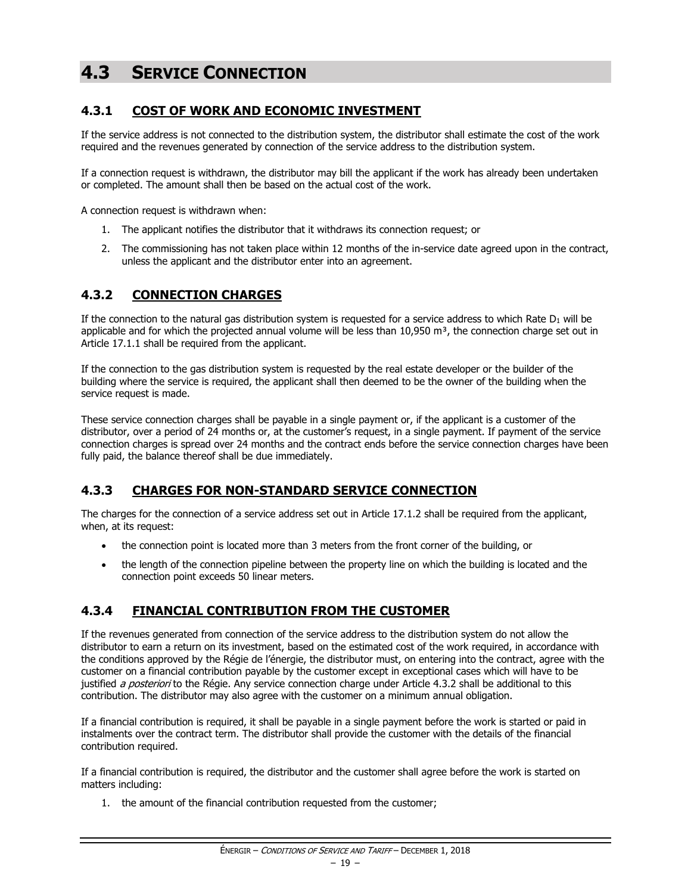# 4.3 SERVICE CONNECTION

## 4.3.1 COST OF WORK AND ECONOMIC INVESTMENT

If the service address is not connected to the distribution system, the distributor shall estimate the cost of the work required and the revenues generated by connection of the service address to the distribution system.

If a connection request is withdrawn, the distributor may bill the applicant if the work has already been undertaken or completed. The amount shall then be based on the actual cost of the work.

A connection request is withdrawn when:

1. The applicant notifies the distributor that it withdraws its connection request; or
2. The commissioning has not taken place within 12 months of the in-service date agreed upon in the contract, unless the applicant and the distributor enter into an agreement.

## 4.3.2 CONNECTION CHARGES

If the connection to the natural gas distribution system is requested for a service address to which Rate $D_1$ will be applicable and for which the projected annual volume will be less than 10,950 m³, the connection charge set out in Article 17.1.1 shall be required from the applicant.

If the connection to the gas distribution system is requested by the real estate developer or the builder of the building where the service is required, the applicant shall then deemed to be the owner of the building when the service request is made.

These service connection charges shall be payable in a single payment or, if the applicant is a customer of the distributor, over a period of 24 months or, at the customer's request, in a single payment. If payment of the service connection charges is spread over 24 months and the contract ends before the service connection charges have been fully paid, the balance thereof shall be due immediately.

## 4.3.3 CHARGES FOR NON-STANDARD SERVICE CONNECTION

The charges for the connection of a service address set out in Article 17.1.2 shall be required from the applicant, when, at its request:

- the connection point is located more than 3 meters from the front corner of the building, or
- the length of the connection pipeline between the property line on which the building is located and the connection point exceeds 50 linear meters.

## 4.3.4 FINANCIAL CONTRIBUTION FROM THE CUSTOMER

If the revenues generated from connection of the service address to the distribution system do not allow the distributor to earn a return on its investment, based on the estimated cost of the work required, in accordance with the conditions approved by the Régie de l'énergie, the distributor must, on entering into the contract, agree with the customer on a financial contribution payable by the customer except in exceptional cases which will have to be justified *a posteriori* to the Régie. Any service connection charge under Article 4.3.2 shall be additional to this contribution. The distributor may also agree with the customer on a minimum annual obligation.

If a financial contribution is required, it shall be payable in a single payment before the work is started or paid in instalments over the contract term. The distributor shall provide the customer with the details of the financial contribution required.

If a financial contribution is required, the distributor and the customer shall agree before the work is started on matters including:

1. the amount of the financial contribution requested from the customer;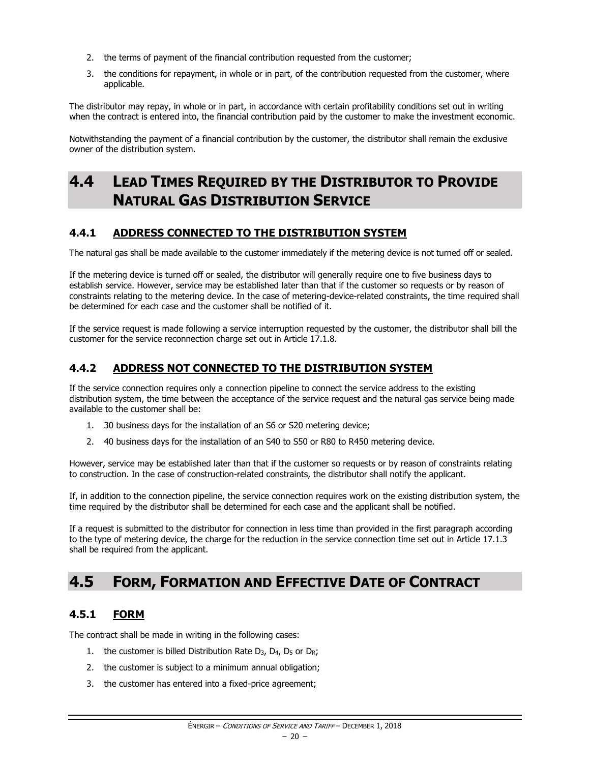2. the terms of payment of the financial contribution requested from the customer;
3. the conditions for repayment, in whole or in part, of the contribution requested from the customer, where applicable.

The distributor may repay, in whole or in part, in accordance with certain profitability conditions set out in writing when the contract is entered into, the financial contribution paid by the customer to make the investment economic.

Notwithstanding the payment of a financial contribution by the customer, the distributor shall remain the exclusive owner of the distribution system.

## 4.4 LEAD TIMES REQUIRED BY THE DISTRIBUTOR TO PROVIDE NATURAL GAS DISTRIBUTION SERVICE

### 4.4.1 ADDRESS CONNECTED TO THE DISTRIBUTION SYSTEM

The natural gas shall be made available to the customer immediately if the metering device is not turned off or sealed.

If the metering device is turned off or sealed, the distributor will generally require one to five business days to establish service. However, service may be established later than that if the customer so requests or by reason of constraints relating to the metering device. In the case of metering-device-related constraints, the time required shall be determined for each case and the customer shall be notified of it.

If the service request is made following a service interruption requested by the customer, the distributor shall bill the customer for the service reconnection charge set out in Article 17.1.8.

### 4.4.2 ADDRESS NOT CONNECTED TO THE DISTRIBUTION SYSTEM

If the service connection requires only a connection pipeline to connect the service address to the existing distribution system, the time between the acceptance of the service request and the natural gas service being made available to the customer shall be:

1. 30 business days for the installation of an S6 or S20 metering device;
2. 40 business days for the installation of an S40 to S50 or R80 to R450 metering device.

However, service may be established later than that if the customer so requests or by reason of constraints relating to construction. In the case of construction-related constraints, the distributor shall notify the applicant.

If, in addition to the connection pipeline, the service connection requires work on the existing distribution system, the time required by the distributor shall be determined for each case and the applicant shall be notified.

If a request is submitted to the distributor for connection in less time than provided in the first paragraph according to the type of metering device, the charge for the reduction in the service connection time set out in Article 17.1.3 shall be required from the applicant.

## 4.5 FORM, FORMATION AND EFFECTIVE DATE OF CONTRACT

### 4.5.1 FORM

The contract shall be made in writing in the following cases:

1. the customer is billed Distribution Rate $D_3$, $D_4$, $D_5$ or $D_R$;
2. the customer is subject to a minimum annual obligation;
3. the customer has entered into a fixed-price agreement;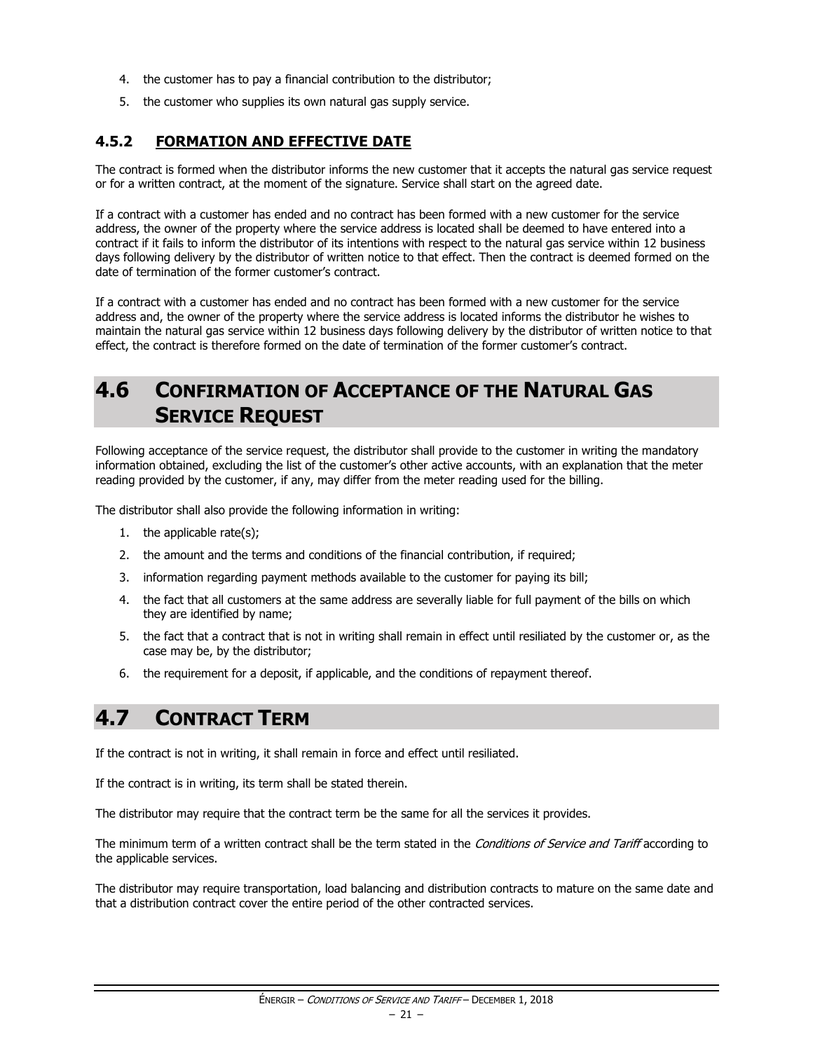4. the customer has to pay a financial contribution to the distributor;
5. the customer who supplies its own natural gas supply service.

### 4.5.2 FORMATION AND EFFECTIVE DATE

The contract is formed when the distributor informs the new customer that it accepts the natural gas service request or for a written contract, at the moment of the signature. Service shall start on the agreed date.

If a contract with a customer has ended and no contract has been formed with a new customer for the service address, the owner of the property where the service address is located shall be deemed to have entered into a contract if it fails to inform the distributor of its intentions with respect to the natural gas service within 12 business days following delivery by the distributor of written notice to that effect. Then the contract is deemed formed on the date of termination of the former customer's contract.

If a contract with a customer has ended and no contract has been formed with a new customer for the service address and, the owner of the property where the service address is located informs the distributor he wishes to maintain the natural gas service within 12 business days following delivery by the distributor of written notice to that effect, the contract is therefore formed on the date of termination of the former customer's contract.

## 4.6 CONFIRMATION OF ACCEPTANCE OF THE NATURAL GAS SERVICE REQUEST

Following acceptance of the service request, the distributor shall provide to the customer in writing the mandatory information obtained, excluding the list of the customer's other active accounts, with an explanation that the meter reading provided by the customer, if any, may differ from the meter reading used for the billing.

The distributor shall also provide the following information in writing:

1. the applicable rate(s);
2. the amount and the terms and conditions of the financial contribution, if required;
3. information regarding payment methods available to the customer for paying its bill;
4. the fact that all customers at the same address are severally liable for full payment of the bills on which they are identified by name;
5. the fact that a contract that is not in writing shall remain in effect until resiliated by the customer or, as the case may be, by the distributor;
6. the requirement for a deposit, if applicable, and the conditions of repayment thereof.

## 4.7 CONTRACT TERM

If the contract is not in writing, it shall remain in force and effect until resiliated.

If the contract is in writing, its term shall be stated therein.

The distributor may require that the contract term be the same for all the services it provides.

The minimum term of a written contract shall be the term stated in the *Conditions of Service and Tariff* according to the applicable services.

The distributor may require transportation, load balancing and distribution contracts to mature on the same date and that a distribution contract cover the entire period of the other contracted services.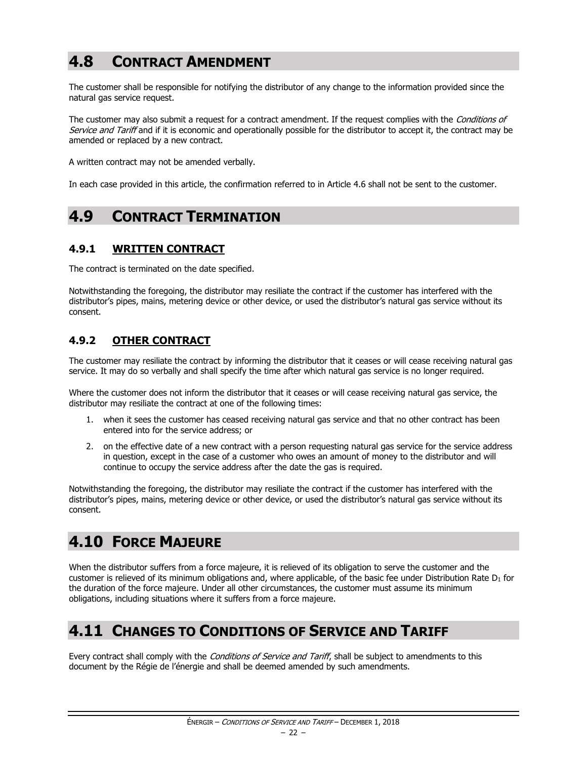## 4.8 CONTRACT AMENDMENT

The customer shall be responsible for notifying the distributor of any change to the information provided since the natural gas service request.

The customer may also submit a request for a contract amendment. If the request complies with the *Conditions of Service and Tariff* and if it is economic and operationally possible for the distributor to accept it, the contract may be amended or replaced by a new contract.

A written contract may not be amended verbally.

In each case provided in this article, the confirmation referred to in Article 4.6 shall not be sent to the customer.

## 4.9 CONTRACT TERMINATION

### 4.9.1 WRITTEN CONTRACT

The contract is terminated on the date specified.

Notwithstanding the foregoing, the distributor may resiliate the contract if the customer has interfered with the distributor's pipes, mains, metering device or other device, or used the distributor's natural gas service without its consent.

### 4.9.2 OTHER CONTRACT

The customer may resiliate the contract by informing the distributor that it ceases or will cease receiving natural gas service. It may do so verbally and shall specify the time after which natural gas service is no longer required.

Where the customer does not inform the distributor that it ceases or will cease receiving natural gas service, the distributor may resiliate the contract at one of the following times:

1. when it sees the customer has ceased receiving natural gas service and that no other contract has been entered into for the service address; or
2. on the effective date of a new contract with a person requesting natural gas service for the service address in question, except in the case of a customer who owes an amount of money to the distributor and will continue to occupy the service address after the date the gas is required.

Notwithstanding the foregoing, the distributor may resiliate the contract if the customer has interfered with the distributor's pipes, mains, metering device or other device, or used the distributor's natural gas service without its consent.

## 4.10 FORCE MAJEURE

When the distributor suffers from a force majeure, it is relieved of its obligation to serve the customer and the customer is relieved of its minimum obligations and, where applicable, of the basic fee under Distribution Rate $D_1$ for the duration of the force majeure. Under all other circumstances, the customer must assume its minimum obligations, including situations where it suffers from a force majeure.

## 4.11 CHANGES TO CONDITIONS OF SERVICE AND TARIFF

Every contract shall comply with the *Conditions of Service and Tariff*, shall be subject to amendments to this document by the Régie de l'énergie and shall be deemed amended by such amendments.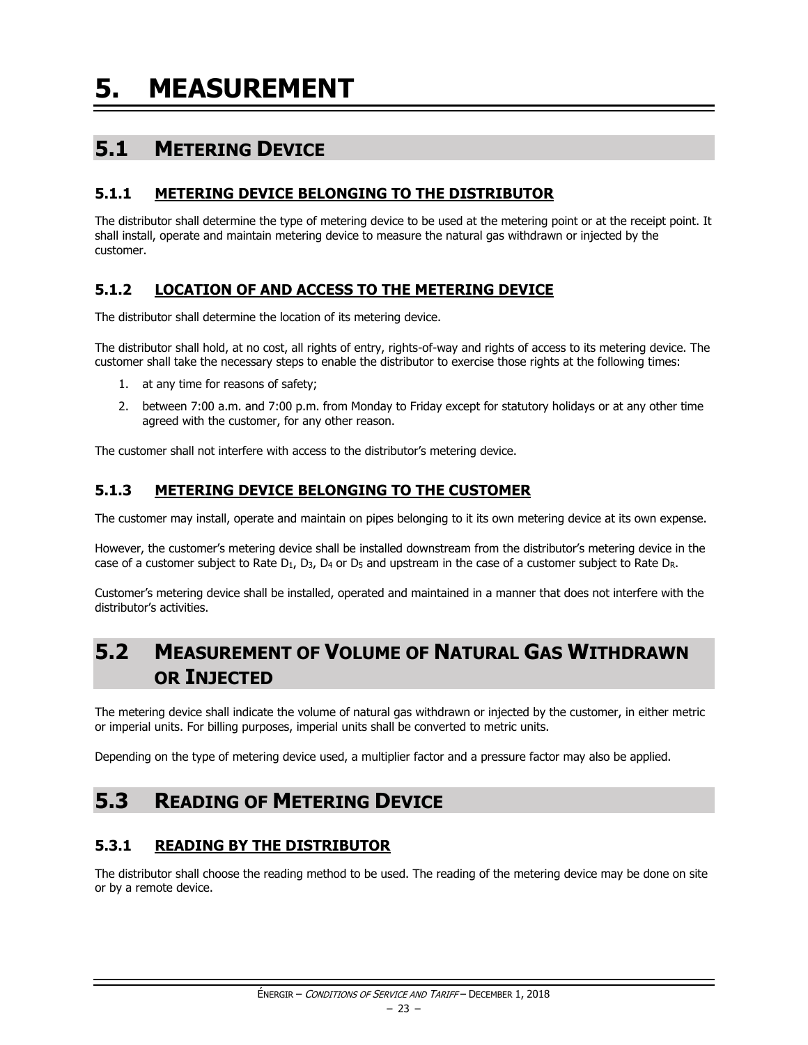# 5. MEASUREMENT

## 5.1 METERING DEVICE

### 5.1.1 METERING DEVICE BELONGING TO THE DISTRIBUTOR

The distributor shall determine the type of metering device to be used at the metering point or at the receipt point. It shall install, operate and maintain metering device to measure the natural gas withdrawn or injected by the customer.

### 5.1.2 LOCATION OF AND ACCESS TO THE METERING DEVICE

The distributor shall determine the location of its metering device.

The distributor shall hold, at no cost, all rights of entry, rights-of-way and rights of access to its metering device. The customer shall take the necessary steps to enable the distributor to exercise those rights at the following times:

1. at any time for reasons of safety;
2. between 7:00 a.m. and 7:00 p.m. from Monday to Friday except for statutory holidays or at any other time agreed with the customer, for any other reason.

The customer shall not interfere with access to the distributor's metering device.

### 5.1.3 METERING DEVICE BELONGING TO THE CUSTOMER

The customer may install, operate and maintain on pipes belonging to it its own metering device at its own expense.

However, the customer's metering device shall be installed downstream from the distributor's metering device in the case of a customer subject to Rate $D_1$, $D_3$, $D_4$ or $D_5$ and upstream in the case of a customer subject to Rate $D_R$.

Customer's metering device shall be installed, operated and maintained in a manner that does not interfere with the distributor's activities.

## 5.2 MEASUREMENT OF VOLUME OF NATURAL GAS WITHDRAWN OR INJECTED

The metering device shall indicate the volume of natural gas withdrawn or injected by the customer, in either metric or imperial units. For billing purposes, imperial units shall be converted to metric units.

Depending on the type of metering device used, a multiplier factor and a pressure factor may also be applied.

## 5.3 READING OF METERING DEVICE

### 5.3.1 READING BY THE DISTRIBUTOR

The distributor shall choose the reading method to be used. The reading of the metering device may be done on site or by a remote device.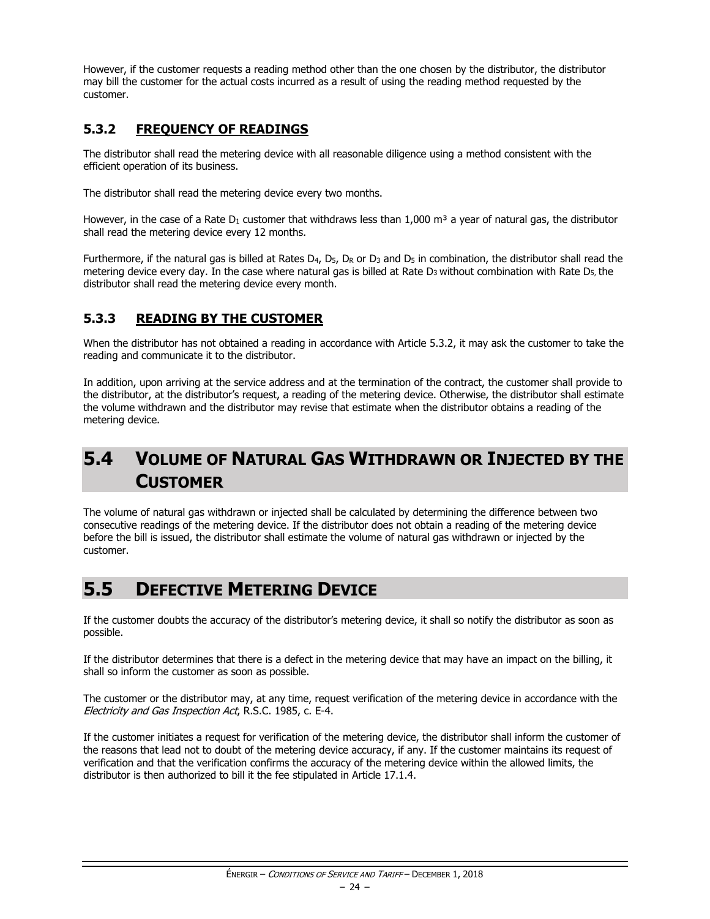However, if the customer requests a reading method other than the one chosen by the distributor, the distributor may bill the customer for the actual costs incurred as a result of using the reading method requested by the customer.

### 5.3.2 FREQUENCY OF READINGS

The distributor shall read the metering device with all reasonable diligence using a method consistent with the efficient operation of its business.

The distributor shall read the metering device every two months.

However, in the case of a Rate $D_1$ customer that withdraws less than 1,000 m³ a year of natural gas, the distributor shall read the metering device every 12 months.

Furthermore, if the natural gas is billed at Rates $D_4$, $D_5$, $D_R$ or $D_3$ and $D_5$ in combination, the distributor shall read the metering device every day. In the case where natural gas is billed at Rate $D_3$ without combination with Rate $D_5$, the distributor shall read the metering device every month.

### 5.3.3 READING BY THE CUSTOMER

When the distributor has not obtained a reading in accordance with Article 5.3.2, it may ask the customer to take the reading and communicate it to the distributor.

In addition, upon arriving at the service address and at the termination of the contract, the customer shall provide to the distributor, at the distributor's request, a reading of the metering device. Otherwise, the distributor shall estimate the volume withdrawn and the distributor may revise that estimate when the distributor obtains a reading of the metering device.

## 5.4 VOLUME OF NATURAL GAS WITHDRAWN OR INJECTED BY THE CUSTOMER

The volume of natural gas withdrawn or injected shall be calculated by determining the difference between two consecutive readings of the metering device. If the distributor does not obtain a reading of the metering device before the bill is issued, the distributor shall estimate the volume of natural gas withdrawn or injected by the customer.

## 5.5 DEFECTIVE METERING DEVICE

If the customer doubts the accuracy of the distributor's metering device, it shall so notify the distributor as soon as possible.

If the distributor determines that there is a defect in the metering device that may have an impact on the billing, it shall so inform the customer as soon as possible.

The customer or the distributor may, at any time, request verification of the metering device in accordance with the *Electricity and Gas Inspection Act*, R.S.C. 1985, c. E-4.

If the customer initiates a request for verification of the metering device, the distributor shall inform the customer of the reasons that lead not to doubt of the metering device accuracy, if any. If the customer maintains its request of verification and that the verification confirms the accuracy of the metering device within the allowed limits, the distributor is then authorized to bill it the fee stipulated in Article 17.1.4.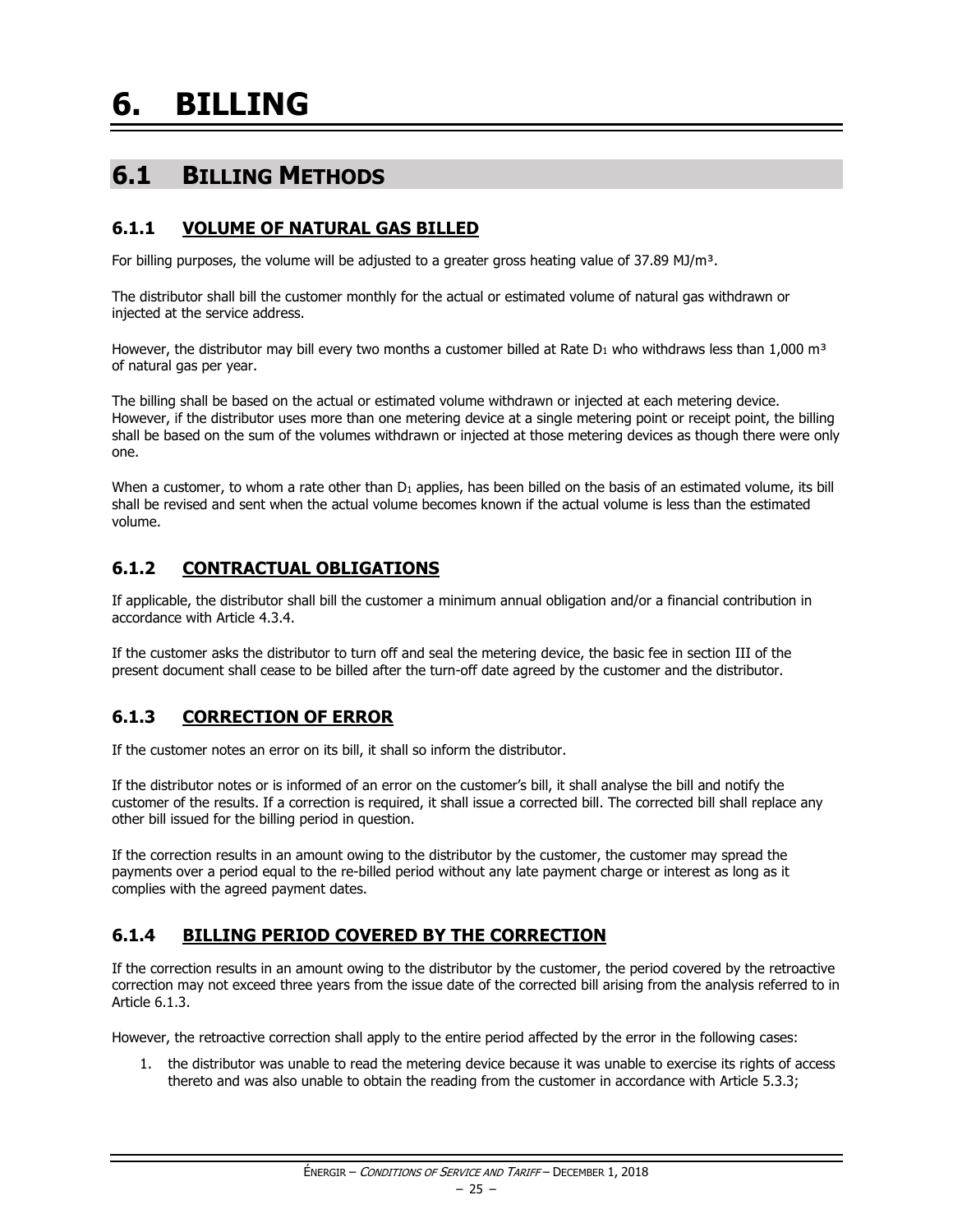# 6. BILLING

## 6.1 BILLING METHODS

### 6.1.1 VOLUME OF NATURAL GAS BILLED

For billing purposes, the volume will be adjusted to a greater gross heating value of 37.89 MJ/m³.

The distributor shall bill the customer monthly for the actual or estimated volume of natural gas withdrawn or injected at the service address.

However, the distributor may bill every two months a customer billed at Rate $D_1$ who withdraws less than 1,000 m³ of natural gas per year.

The billing shall be based on the actual or estimated volume withdrawn or injected at each metering device. However, if the distributor uses more than one metering device at a single metering point or receipt point, the billing shall be based on the sum of the volumes withdrawn or injected at those metering devices as though there were only one.

When a customer, to whom a rate other than $D_1$ applies, has been billed on the basis of an estimated volume, its bill shall be revised and sent when the actual volume becomes known if the actual volume is less than the estimated volume.

### 6.1.2 CONTRACTUAL OBLIGATIONS

If applicable, the distributor shall bill the customer a minimum annual obligation and/or a financial contribution in accordance with Article 4.3.4.

If the customer asks the distributor to turn off and seal the metering device, the basic fee in section III of the present document shall cease to be billed after the turn-off date agreed by the customer and the distributor.

### 6.1.3 CORRECTION OF ERROR

If the customer notes an error on its bill, it shall so inform the distributor.

If the distributor notes or is informed of an error on the customer's bill, it shall analyse the bill and notify the customer of the results. If a correction is required, it shall issue a corrected bill. The corrected bill shall replace any other bill issued for the billing period in question.

If the correction results in an amount owing to the distributor by the customer, the customer may spread the payments over a period equal to the re-billed period without any late payment charge or interest as long as it complies with the agreed payment dates.

### 6.1.4 BILLING PERIOD COVERED BY THE CORRECTION

If the correction results in an amount owing to the distributor by the customer, the period covered by the retroactive correction may not exceed three years from the issue date of the corrected bill arising from the analysis referred to in Article 6.1.3.

However, the retroactive correction shall apply to the entire period affected by the error in the following cases:

1. the distributor was unable to read the metering device because it was unable to exercise its rights of access thereto and was also unable to obtain the reading from the customer in accordance with Article 5.3.3;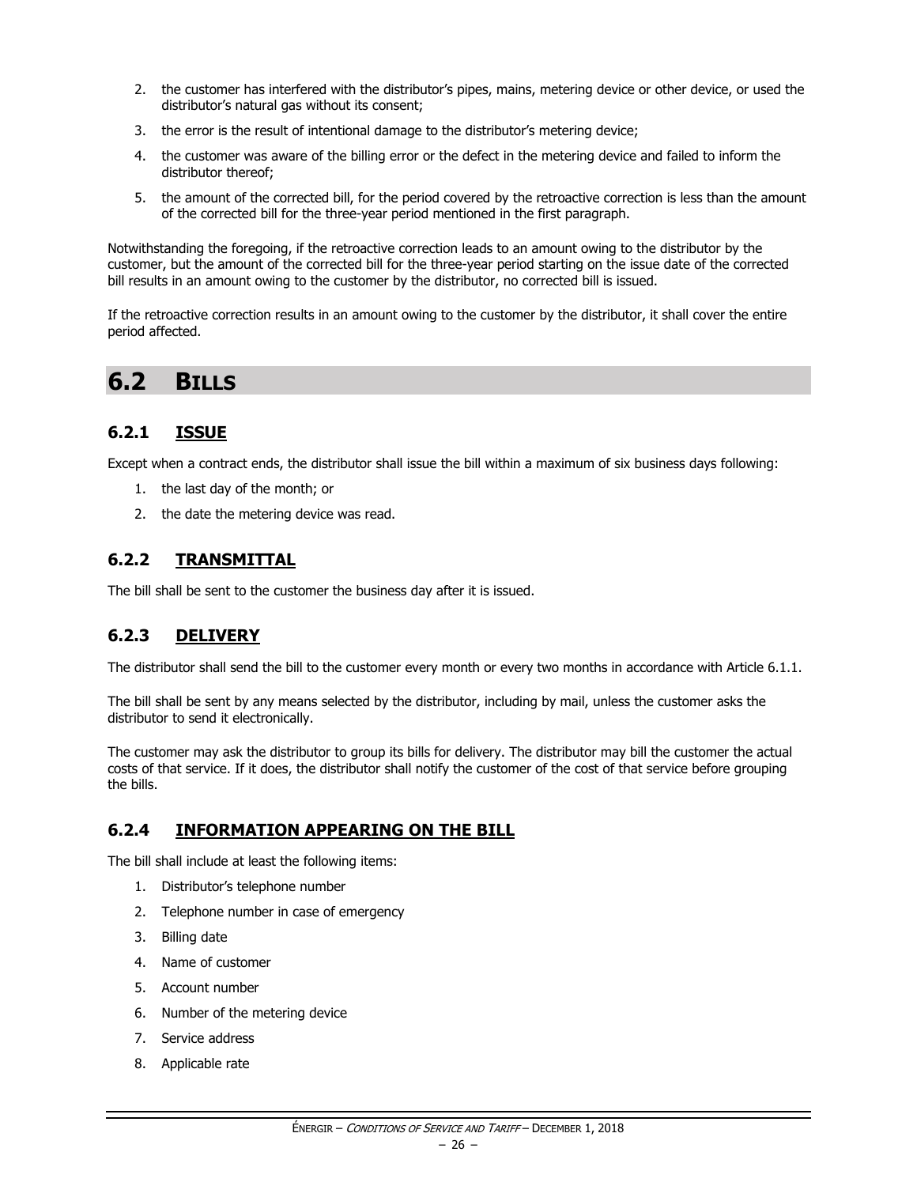2. the customer has interfered with the distributor's pipes, mains, metering device or other device, or used the distributor's natural gas without its consent;
3. the error is the result of intentional damage to the distributor's metering device;
4. the customer was aware of the billing error or the defect in the metering device and failed to inform the distributor thereof;
5. the amount of the corrected bill, for the period covered by the retroactive correction is less than the amount of the corrected bill for the three-year period mentioned in the first paragraph.

Notwithstanding the foregoing, if the retroactive correction leads to an amount owing to the distributor by the customer, but the amount of the corrected bill for the three-year period starting on the issue date of the corrected bill results in an amount owing to the customer by the distributor, no corrected bill is issued.

If the retroactive correction results in an amount owing to the customer by the distributor, it shall cover the entire period affected.

## 6.2 BILLS

### 6.2.1 ISSUE

Except when a contract ends, the distributor shall issue the bill within a maximum of six business days following:

1. the last day of the month; or
2. the date the metering device was read.

### 6.2.2 TRANSMITTAL

The bill shall be sent to the customer the business day after it is issued.

### 6.2.3 DELIVERY

The distributor shall send the bill to the customer every month or every two months in accordance with Article 6.1.1.

The bill shall be sent by any means selected by the distributor, including by mail, unless the customer asks the distributor to send it electronically.

The customer may ask the distributor to group its bills for delivery. The distributor may bill the customer the actual costs of that service. If it does, the distributor shall notify the customer of the cost of that service before grouping the bills.

### 6.2.4 INFORMATION APPEARING ON THE BILL

The bill shall include at least the following items:

1. Distributor's telephone number
2. Telephone number in case of emergency
3. Billing date
4. Name of customer
5. Account number
6. Number of the metering device
7. Service address
8. Applicable rate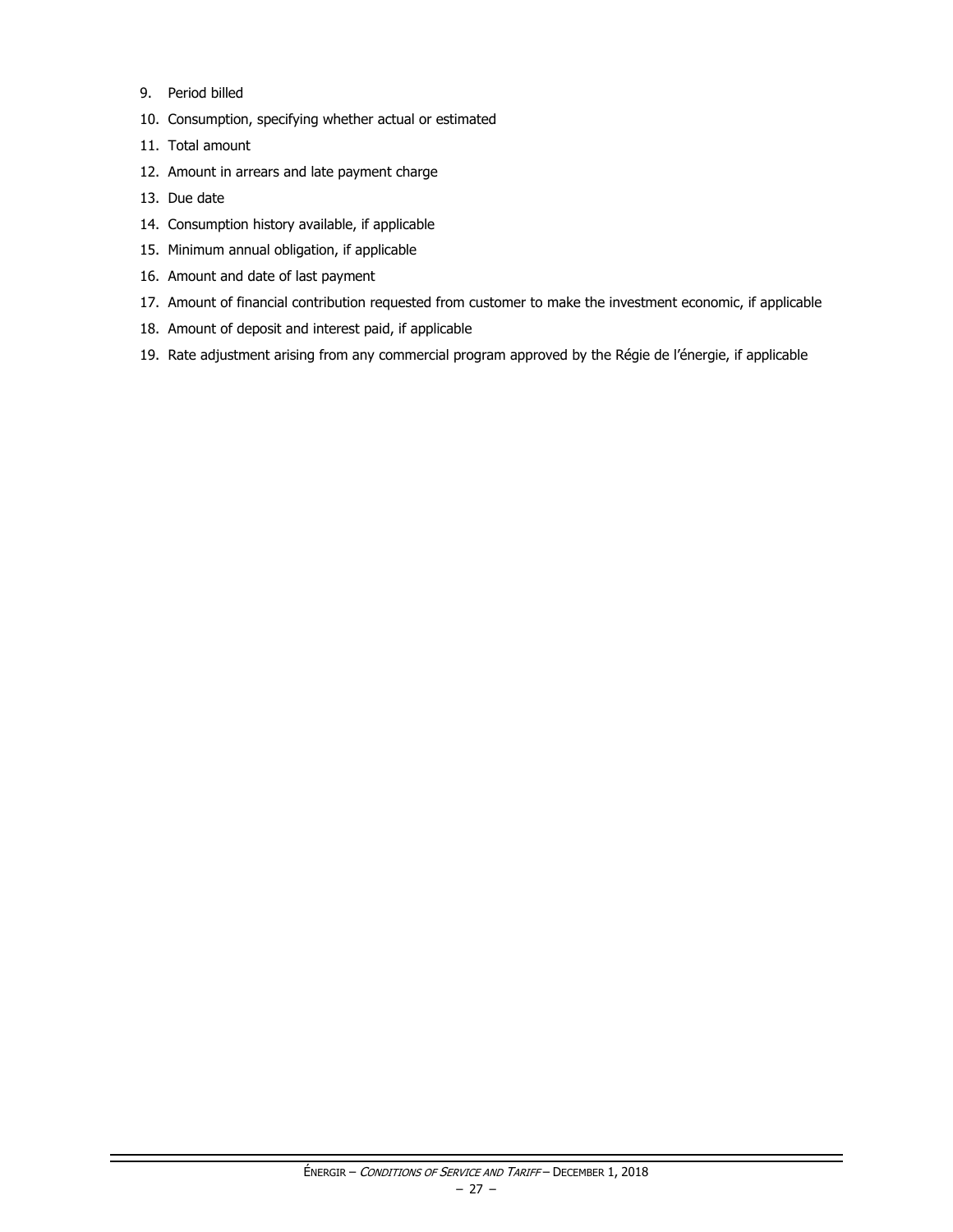9. Period billed
10. Consumption, specifying whether actual or estimated
11. Total amount
12. Amount in arrears and late payment charge
13. Due date
14. Consumption history available, if applicable
15. Minimum annual obligation, if applicable
16. Amount and date of last payment
17. Amount of financial contribution requested from customer to make the investment economic, if applicable
18. Amount of deposit and interest paid, if applicable
19. Rate adjustment arising from any commercial program approved by the Régie de l'énergie, if applicable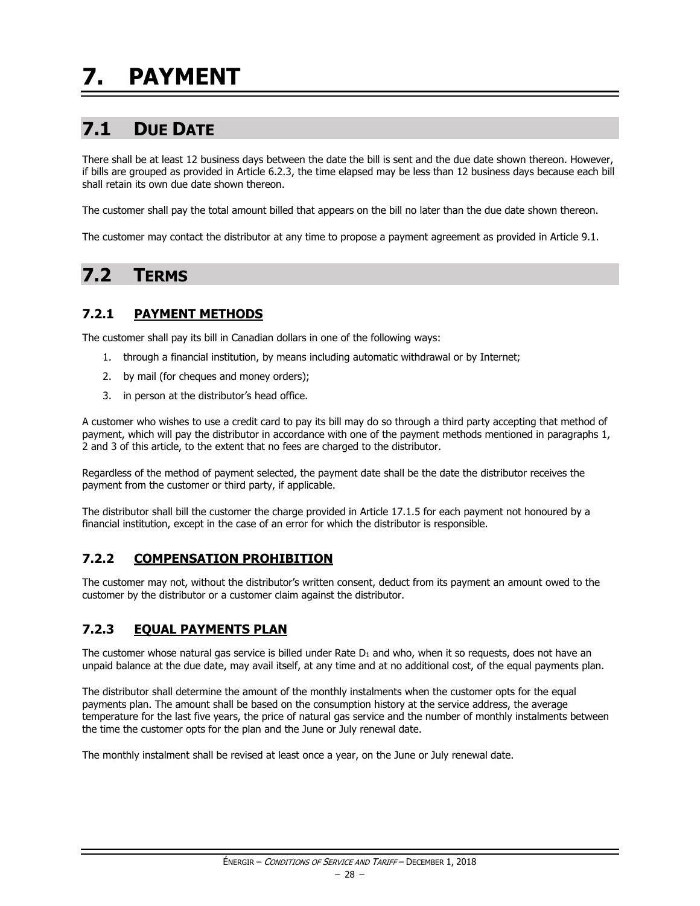# 7. PAYMENT

## 7.1 DUE DATE

There shall be at least 12 business days between the date the bill is sent and the due date shown thereon. However, if bills are grouped as provided in Article 6.2.3, the time elapsed may be less than 12 business days because each bill shall retain its own due date shown thereon.

The customer shall pay the total amount billed that appears on the bill no later than the due date shown thereon.

The customer may contact the distributor at any time to propose a payment agreement as provided in Article 9.1.

## 7.2 TERMS

### 7.2.1 PAYMENT METHODS

The customer shall pay its bill in Canadian dollars in one of the following ways:

1. through a financial institution, by means including automatic withdrawal or by Internet;
2. by mail (for cheques and money orders);
3. in person at the distributor's head office.

A customer who wishes to use a credit card to pay its bill may do so through a third party accepting that method of payment, which will pay the distributor in accordance with one of the payment methods mentioned in paragraphs 1, 2 and 3 of this article, to the extent that no fees are charged to the distributor.

Regardless of the method of payment selected, the payment date shall be the date the distributor receives the payment from the customer or third party, if applicable.

The distributor shall bill the customer the charge provided in Article 17.1.5 for each payment not honoured by a financial institution, except in the case of an error for which the distributor is responsible.

### 7.2.2 COMPENSATION PROHIBITION

The customer may not, without the distributor's written consent, deduct from its payment an amount owed to the customer by the distributor or a customer claim against the distributor.

### 7.2.3 EQUAL PAYMENTS PLAN

The customer whose natural gas service is billed under Rate $D_1$ and who, when it so requests, does not have an unpaid balance at the due date, may avail itself, at any time and at no additional cost, of the equal payments plan.

The distributor shall determine the amount of the monthly instalments when the customer opts for the equal payments plan. The amount shall be based on the consumption history at the service address, the average temperature for the last five years, the price of natural gas service and the number of monthly instalments between the time the customer opts for the plan and the June or July renewal date.

The monthly instalment shall be revised at least once a year, on the June or July renewal date.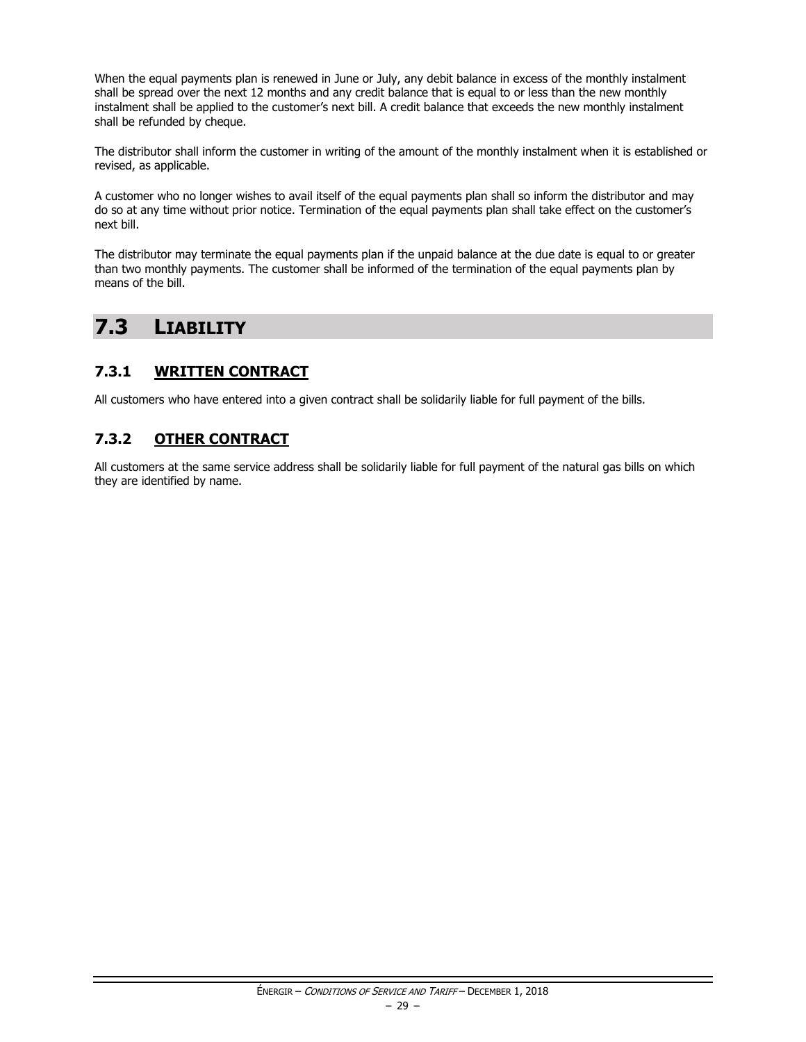When the equal payments plan is renewed in June or July, any debit balance in excess of the monthly instalment shall be spread over the next 12 months and any credit balance that is equal to or less than the new monthly instalment shall be applied to the customer's next bill. A credit balance that exceeds the new monthly instalment shall be refunded by cheque.

The distributor shall inform the customer in writing of the amount of the monthly instalment when it is established or revised, as applicable.

A customer who no longer wishes to avail itself of the equal payments plan shall so inform the distributor and may do so at any time without prior notice. Termination of the equal payments plan shall take effect on the customer's next bill.

The distributor may terminate the equal payments plan if the unpaid balance at the due date is equal to or greater than two monthly payments. The customer shall be informed of the termination of the equal payments plan by means of the bill.

## 7.3 LIABILITY

### 7.3.1 WRITTEN CONTRACT

All customers who have entered into a given contract shall be solidarily liable for full payment of the bills.

### 7.3.2 OTHER CONTRACT

All customers at the same service address shall be solidarily liable for full payment of the natural gas bills on which they are identified by name.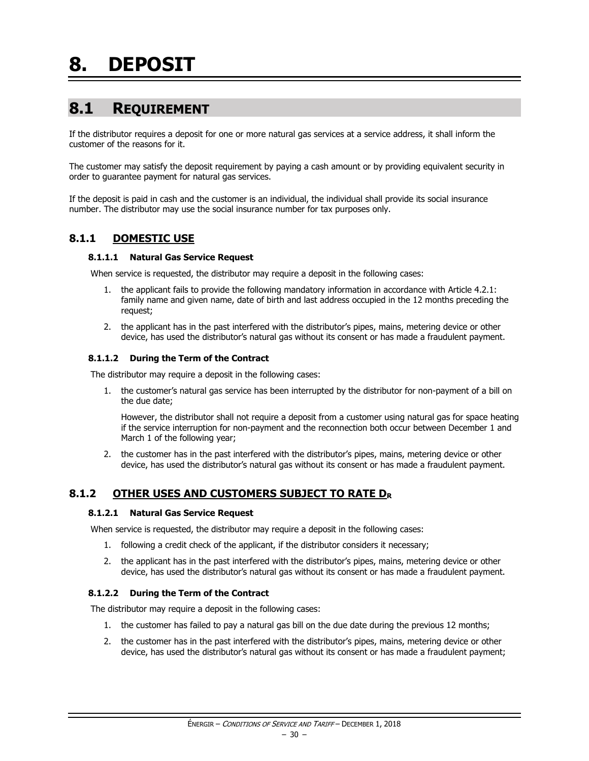# 8. DEPOSIT

## 8.1 REQUIREMENT

If the distributor requires a deposit for one or more natural gas services at a service address, it shall inform the customer of the reasons for it.

The customer may satisfy the deposit requirement by paying a cash amount or by providing equivalent security in order to guarantee payment for natural gas services.

If the deposit is paid in cash and the customer is an individual, the individual shall provide its social insurance number. The distributor may use the social insurance number for tax purposes only.

### 8.1.1 DOMESTIC USE

#### 8.1.1.1 Natural Gas Service Request

When service is requested, the distributor may require a deposit in the following cases:

1. the applicant fails to provide the following mandatory information in accordance with Article 4.2.1: family name and given name, date of birth and last address occupied in the 12 months preceding the request;
2. the applicant has in the past interfered with the distributor's pipes, mains, metering device or other device, has used the distributor's natural gas without its consent or has made a fraudulent payment.

#### 8.1.1.2 During the Term of the Contract

The distributor may require a deposit in the following cases:

1. the customer's natural gas service has been interrupted by the distributor for non-payment of a bill on the due date;

   However, the distributor shall not require a deposit from a customer using natural gas for space heating if the service interruption for non-payment and the reconnection both occur between December 1 and March 1 of the following year;
2. the customer has in the past interfered with the distributor's pipes, mains, metering device or other device, has used the distributor's natural gas without its consent or has made a fraudulent payment.

### 8.1.2 OTHER USES AND CUSTOMERS SUBJECT TO RATE $D_R$

#### 8.1.2.1 Natural Gas Service Request

When service is requested, the distributor may require a deposit in the following cases:

1. following a credit check of the applicant, if the distributor considers it necessary;
2. the applicant has in the past interfered with the distributor's pipes, mains, metering device or other device, has used the distributor's natural gas without its consent or has made a fraudulent payment.

#### 8.1.2.2 During the Term of the Contract

The distributor may require a deposit in the following cases:

1. the customer has failed to pay a natural gas bill on the due date during the previous 12 months;
2. the customer has in the past interfered with the distributor's pipes, mains, metering device or other device, has used the distributor's natural gas without its consent or has made a fraudulent payment;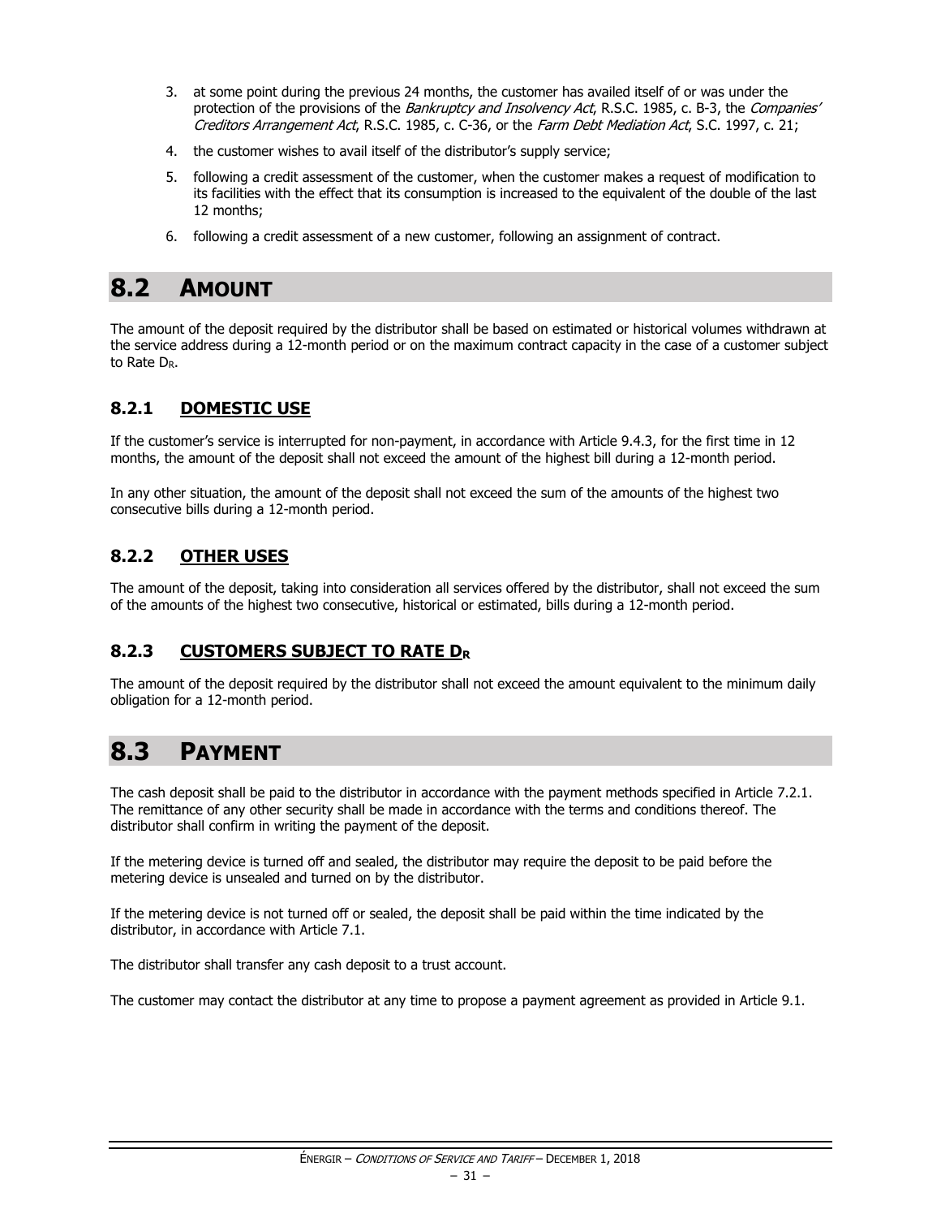3. at some point during the previous 24 months, the customer has availed itself of or was under the protection of the provisions of the *Bankruptcy and Insolvency Act*, R.S.C. 1985, c. B-3, the *Companies' Creditors Arrangement Act*, R.S.C. 1985, c. C-36, or the *Farm Debt Mediation Act*, S.C. 1997, c. 21;
4. the customer wishes to avail itself of the distributor's supply service;
5. following a credit assessment of the customer, when the customer makes a request of modification to its facilities with the effect that its consumption is increased to the equivalent of the double of the last 12 months;
6. following a credit assessment of a new customer, following an assignment of contract.

# 8.2 AMOUNT

The amount of the deposit required by the distributor shall be based on estimated or historical volumes withdrawn at the service address during a 12-month period or on the maximum contract capacity in the case of a customer subject to Rate $D_R$.

## 8.2.1 DOMESTIC USE

If the customer's service is interrupted for non-payment, in accordance with Article 9.4.3, for the first time in 12 months, the amount of the deposit shall not exceed the amount of the highest bill during a 12-month period.

In any other situation, the amount of the deposit shall not exceed the sum of the amounts of the highest two consecutive bills during a 12-month period.

## 8.2.2 OTHER USES

The amount of the deposit, taking into consideration all services offered by the distributor, shall not exceed the sum of the amounts of the highest two consecutive, historical or estimated, bills during a 12-month period.

## 8.2.3 CUSTOMERS SUBJECT TO RATE $D_R$

The amount of the deposit required by the distributor shall not exceed the amount equivalent to the minimum daily obligation for a 12-month period.

# 8.3 PAYMENT

The cash deposit shall be paid to the distributor in accordance with the payment methods specified in Article 7.2.1. The remittance of any other security shall be made in accordance with the terms and conditions thereof. The distributor shall confirm in writing the payment of the deposit.

If the metering device is turned off and sealed, the distributor may require the deposit to be paid before the metering device is unsealed and turned on by the distributor.

If the metering device is not turned off or sealed, the deposit shall be paid within the time indicated by the distributor, in accordance with Article 7.1.

The distributor shall transfer any cash deposit to a trust account.

The customer may contact the distributor at any time to propose a payment agreement as provided in Article 9.1.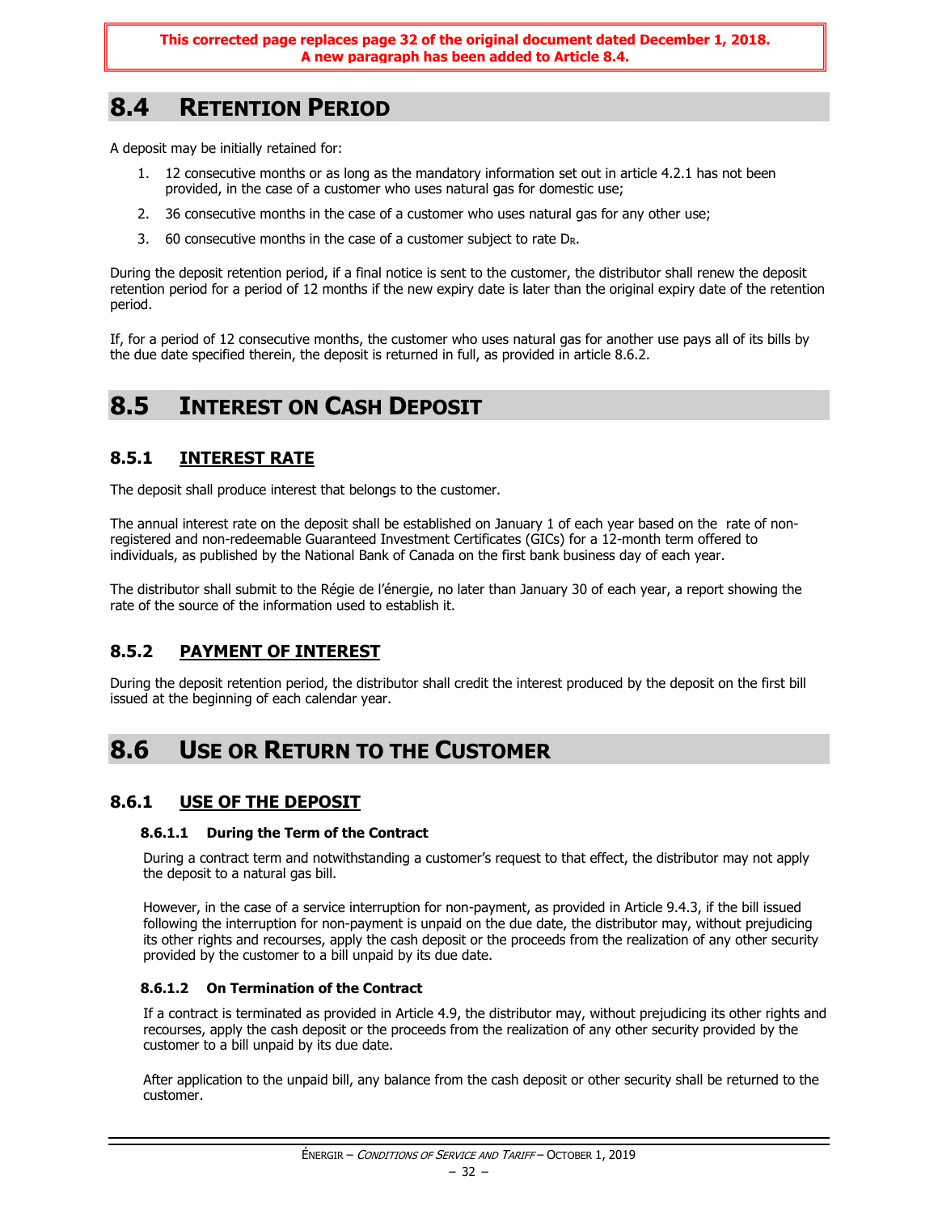**This corrected page replaces page 32 of the original document dated December 1, 2018.
A new paragraph has been added to Article 8.4.**

## 8.4 RETENTION PERIOD

A deposit may be initially retained for:

1. 12 consecutive months or as long as the mandatory information set out in article 4.2.1 has not been provided, in the case of a customer who uses natural gas for domestic use;
2. 36 consecutive months in the case of a customer who uses natural gas for any other use;
3. 60 consecutive months in the case of a customer subject to rate $D_R$.

During the deposit retention period, if a final notice is sent to the customer, the distributor shall renew the deposit retention period for a period of 12 months if the new expiry date is later than the original expiry date of the retention period.

If, for a period of 12 consecutive months, the customer who uses natural gas for another use pays all of its bills by the due date specified therein, the deposit is returned in full, as provided in article 8.6.2.

## 8.5 INTEREST ON CASH DEPOSIT

### 8.5.1 INTEREST RATE

The deposit shall produce interest that belongs to the customer.

The annual interest rate on the deposit shall be established on January 1 of each year based on the rate of non-registered and non-redeemable Guaranteed Investment Certificates (GICs) for a 12-month term offered to individuals, as published by the National Bank of Canada on the first bank business day of each year.

The distributor shall submit to the Régie de l'énergie, no later than January 30 of each year, a report showing the rate of the source of the information used to establish it.

### 8.5.2 PAYMENT OF INTEREST

During the deposit retention period, the distributor shall credit the interest produced by the deposit on the first bill issued at the beginning of each calendar year.

## 8.6 USE OR RETURN TO THE CUSTOMER

### 8.6.1 USE OF THE DEPOSIT

#### 8.6.1.1 During the Term of the Contract

During a contract term and notwithstanding a customer's request to that effect, the distributor may not apply the deposit to a natural gas bill.

However, in the case of a service interruption for non-payment, as provided in Article 9.4.3, if the bill issued following the interruption for non-payment is unpaid on the due date, the distributor may, without prejudicing its other rights and recourses, apply the cash deposit or the proceeds from the realization of any other security provided by the customer to a bill unpaid by its due date.

#### 8.6.1.2 On Termination of the Contract

If a contract is terminated as provided in Article 4.9, the distributor may, without prejudicing its other rights and recourses, apply the cash deposit or the proceeds from the realization of any other security provided by the customer to a bill unpaid by its due date.

After application to the unpaid bill, any balance from the cash deposit or other security shall be returned to the customer.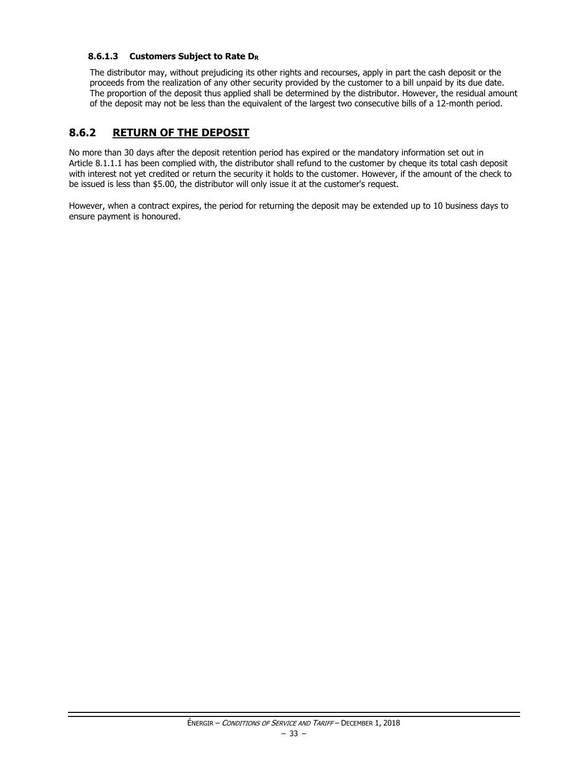#### 8.6.1.3 Customers Subject to Rate $D_R$

The distributor may, without prejudicing its other rights and recourses, apply in part the cash deposit or the proceeds from the realization of any other security provided by the customer to a bill unpaid by its due date. The proportion of the deposit thus applied shall be determined by the distributor. However, the residual amount of the deposit may not be less than the equivalent of the largest two consecutive bills of a 12-month period.

## 8.6.2 RETURN OF THE DEPOSIT

No more than 30 days after the deposit retention period has expired or the mandatory information set out in Article 8.1.1.1 has been complied with, the distributor shall refund to the customer by cheque its total cash deposit with interest not yet credited or return the security it holds to the customer. However, if the amount of the check to be issued is less than $5.00, the distributor will only issue it at the customer's request.

However, when a contract expires, the period for returning the deposit may be extended up to 10 business days to ensure payment is honoured.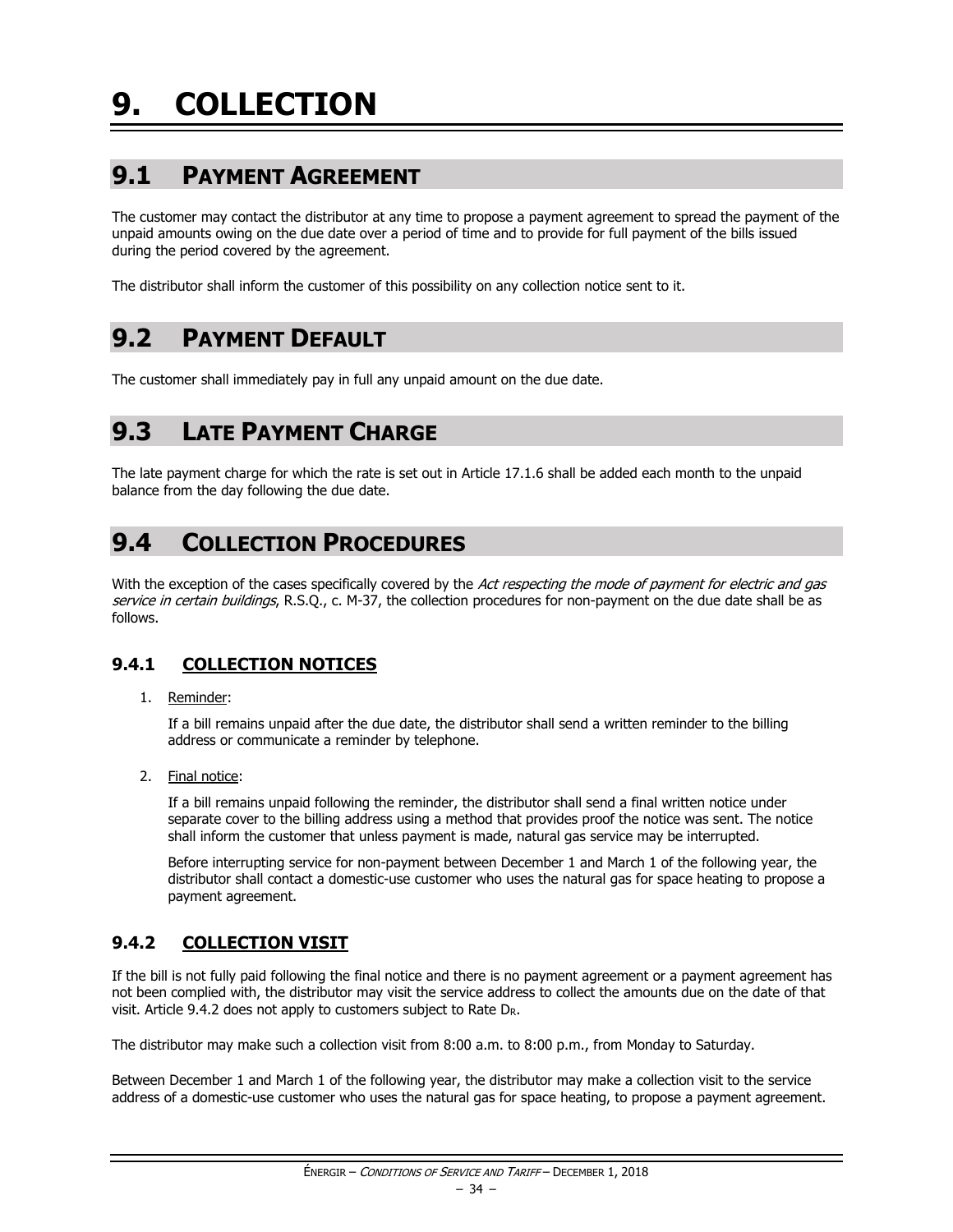# 9. COLLECTION

## 9.1 PAYMENT AGREEMENT

The customer may contact the distributor at any time to propose a payment agreement to spread the payment of the unpaid amounts owing on the due date over a period of time and to provide for full payment of the bills issued during the period covered by the agreement.

The distributor shall inform the customer of this possibility on any collection notice sent to it.

## 9.2 PAYMENT DEFAULT

The customer shall immediately pay in full any unpaid amount on the due date.

## 9.3 LATE PAYMENT CHARGE

The late payment charge for which the rate is set out in Article 17.1.6 shall be added each month to the unpaid balance from the day following the due date.

## 9.4 COLLECTION PROCEDURES

With the exception of the cases specifically covered by the *Act respecting the mode of payment for electric and gas service in certain buildings*, R.S.Q., c. M-37, the collection procedures for non-payment on the due date shall be as follows.

### 9.4.1 COLLECTION NOTICES

1. Reminder:

   If a bill remains unpaid after the due date, the distributor shall send a written reminder to the billing address or communicate a reminder by telephone.

2. Final notice:

   If a bill remains unpaid following the reminder, the distributor shall send a final written notice under separate cover to the billing address using a method that provides proof the notice was sent. The notice shall inform the customer that unless payment is made, natural gas service may be interrupted.

   Before interrupting service for non-payment between December 1 and March 1 of the following year, the distributor shall contact a domestic-use customer who uses the natural gas for space heating to propose a payment agreement.

### 9.4.2 COLLECTION VISIT

If the bill is not fully paid following the final notice and there is no payment agreement or a payment agreement has not been complied with, the distributor may visit the service address to collect the amounts due on the date of that visit. Article 9.4.2 does not apply to customers subject to Rate $D_R$.

The distributor may make such a collection visit from 8:00 a.m. to 8:00 p.m., from Monday to Saturday.

Between December 1 and March 1 of the following year, the distributor may make a collection visit to the service address of a domestic-use customer who uses the natural gas for space heating, to propose a payment agreement.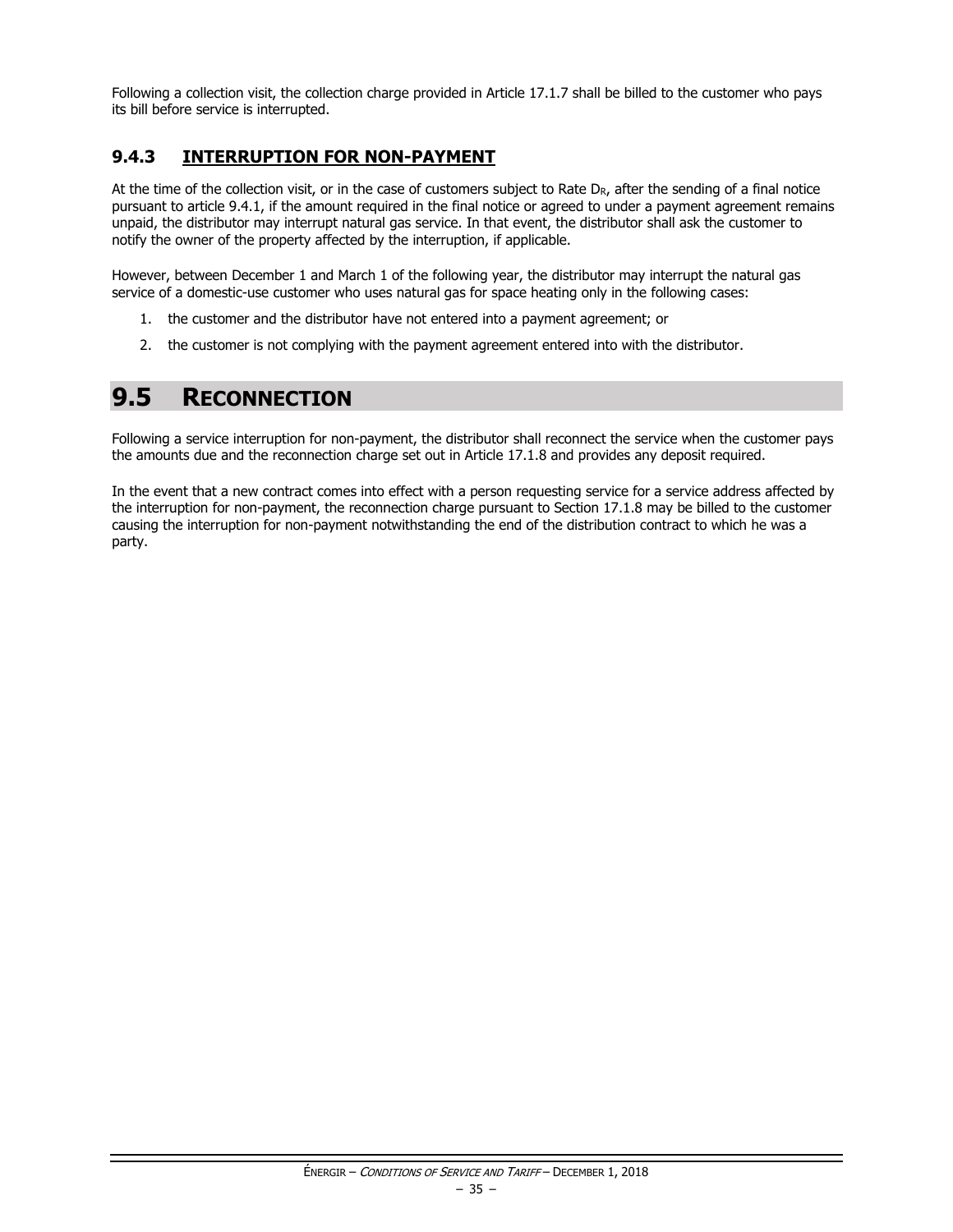Following a collection visit, the collection charge provided in Article 17.1.7 shall be billed to the customer who pays its bill before service is interrupted.

### 9.4.3 INTERRUPTION FOR NON-PAYMENT

At the time of the collection visit, or in the case of customers subject to Rate $D_R$, after the sending of a final notice pursuant to article 9.4.1, if the amount required in the final notice or agreed to under a payment agreement remains unpaid, the distributor may interrupt natural gas service. In that event, the distributor shall ask the customer to notify the owner of the property affected by the interruption, if applicable.

However, between December 1 and March 1 of the following year, the distributor may interrupt the natural gas service of a domestic-use customer who uses natural gas for space heating only in the following cases:

1. the customer and the distributor have not entered into a payment agreement; or
2. the customer is not complying with the payment agreement entered into with the distributor.

## 9.5 RECONNECTION

Following a service interruption for non-payment, the distributor shall reconnect the service when the customer pays the amounts due and the reconnection charge set out in Article 17.1.8 and provides any deposit required.

In the event that a new contract comes into effect with a person requesting service for a service address affected by the interruption for non-payment, the reconnection charge pursuant to Section 17.1.8 may be billed to the customer causing the interruption for non-payment notwithstanding the end of the distribution contract to which he was a party.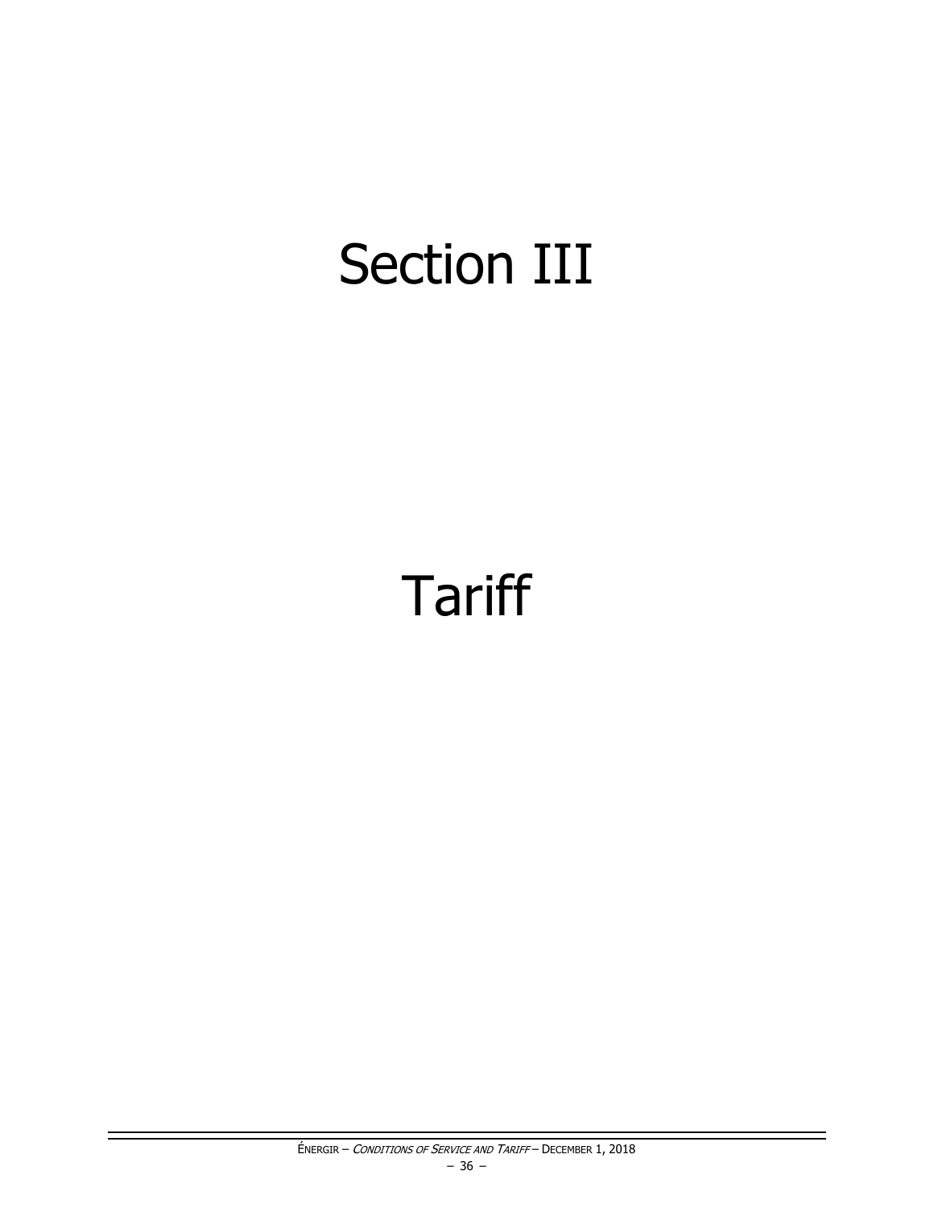# Section III

# Tariff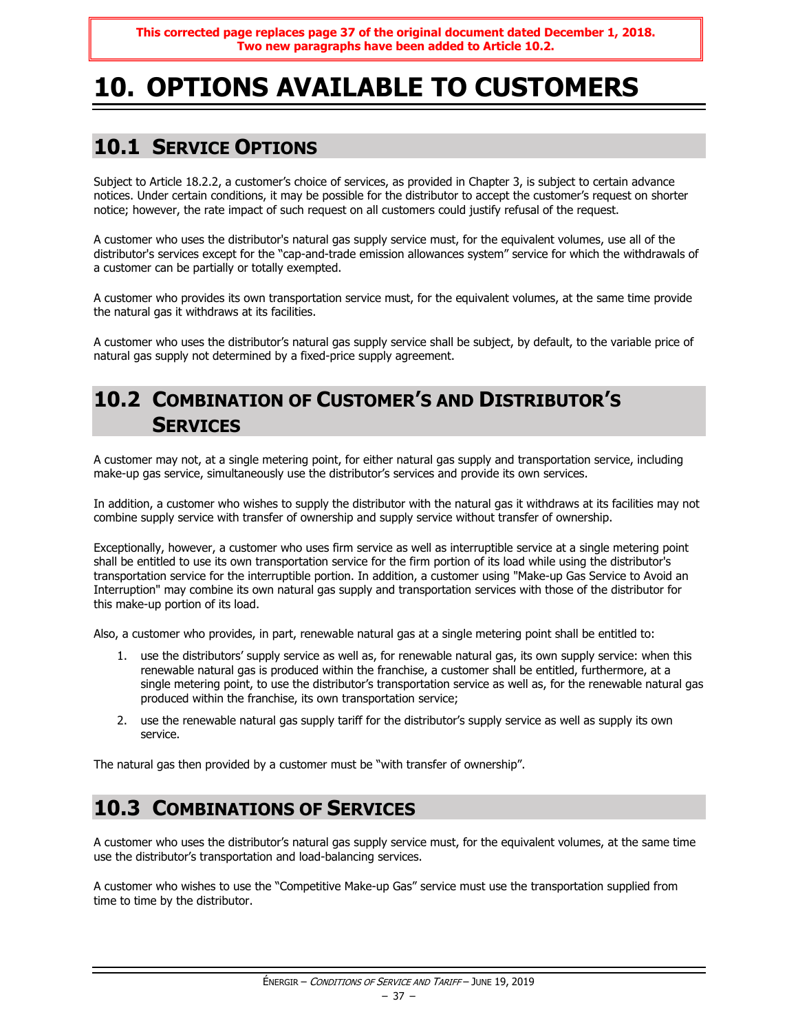**This corrected page replaces page 37 of the original document dated December 1, 2018. Two new paragraphs have been added to Article 10.2.**

# 10. OPTIONS AVAILABLE TO CUSTOMERS

## 10.1 SERVICE OPTIONS

Subject to Article 18.2.2, a customer's choice of services, as provided in Chapter 3, is subject to certain advance notices. Under certain conditions, it may be possible for the distributor to accept the customer's request on shorter notice; however, the rate impact of such request on all customers could justify refusal of the request.

A customer who uses the distributor's natural gas supply service must, for the equivalent volumes, use all of the distributor's services except for the "cap-and-trade emission allowances system" service for which the withdrawals of a customer can be partially or totally exempted.

A customer who provides its own transportation service must, for the equivalent volumes, at the same time provide the natural gas it withdraws at its facilities.

A customer who uses the distributor's natural gas supply service shall be subject, by default, to the variable price of natural gas supply not determined by a fixed-price supply agreement.

## 10.2 COMBINATION OF CUSTOMER'S AND DISTRIBUTOR'S SERVICES

A customer may not, at a single metering point, for either natural gas supply and transportation service, including make-up gas service, simultaneously use the distributor's services and provide its own services.

In addition, a customer who wishes to supply the distributor with the natural gas it withdraws at its facilities may not combine supply service with transfer of ownership and supply service without transfer of ownership.

Exceptionally, however, a customer who uses firm service as well as interruptible service at a single metering point shall be entitled to use its own transportation service for the firm portion of its load while using the distributor's transportation service for the interruptible portion. In addition, a customer using "Make-up Gas Service to Avoid an Interruption" may combine its own natural gas supply and transportation services with those of the distributor for this make-up portion of its load.

Also, a customer who provides, in part, renewable natural gas at a single metering point shall be entitled to:

1. use the distributors' supply service as well as, for renewable natural gas, its own supply service: when this renewable natural gas is produced within the franchise, a customer shall be entitled, furthermore, at a single metering point, to use the distributor's transportation service as well as, for the renewable natural gas produced within the franchise, its own transportation service;
2. use the renewable natural gas supply tariff for the distributor's supply service as well as supply its own service.

The natural gas then provided by a customer must be "with transfer of ownership".

## 10.3 COMBINATIONS OF SERVICES

A customer who uses the distributor's natural gas supply service must, for the equivalent volumes, at the same time use the distributor's transportation and load-balancing services.

A customer who wishes to use the "Competitive Make-up Gas" service must use the transportation supplied from time to time by the distributor.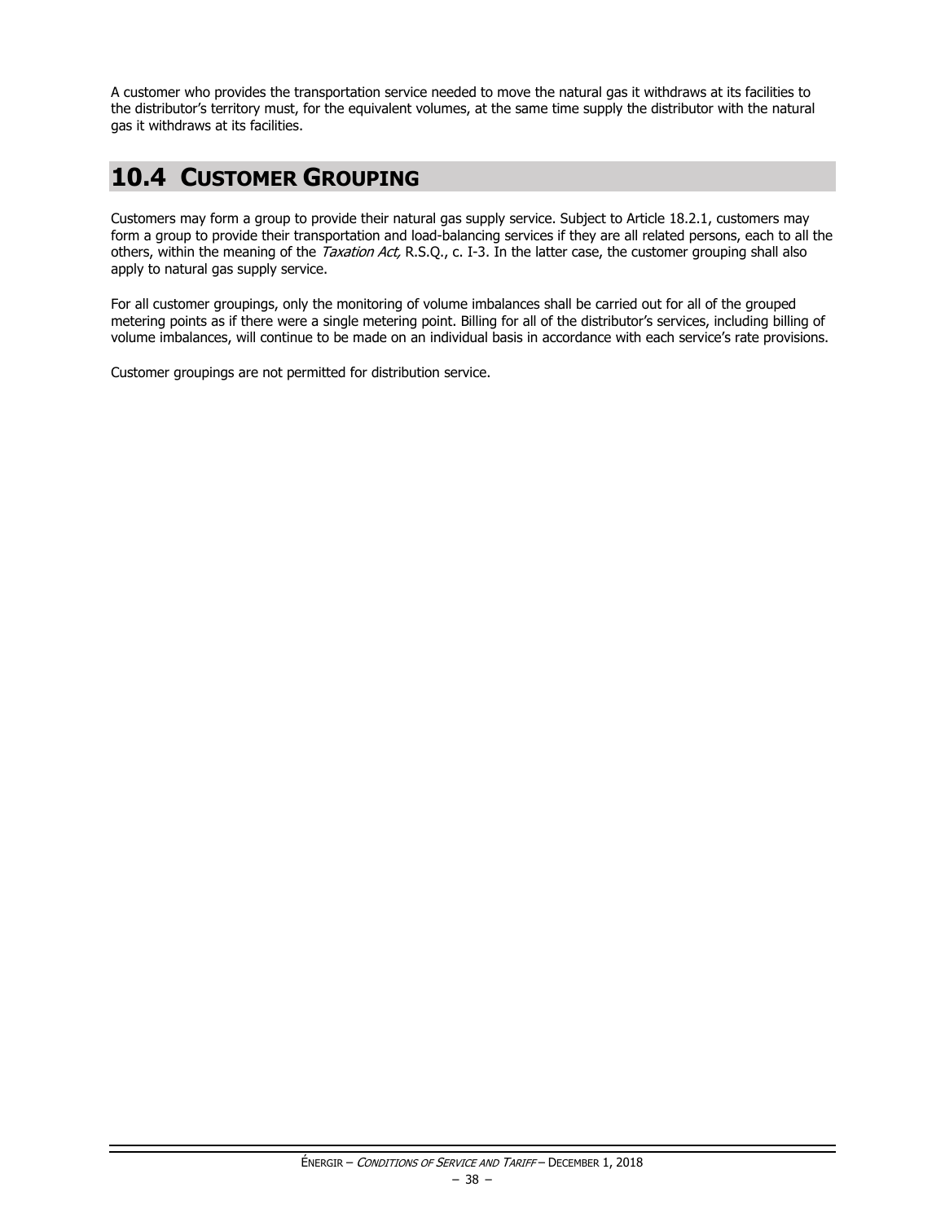A customer who provides the transportation service needed to move the natural gas it withdraws at its facilities to the distributor's territory must, for the equivalent volumes, at the same time supply the distributor with the natural gas it withdraws at its facilities.

## 10.4 CUSTOMER GROUPING

Customers may form a group to provide their natural gas supply service. Subject to Article 18.2.1, customers may form a group to provide their transportation and load-balancing services if they are all related persons, each to all the others, within the meaning of the *Taxation Act,* R.S.Q., c. I-3. In the latter case, the customer grouping shall also apply to natural gas supply service.

For all customer groupings, only the monitoring of volume imbalances shall be carried out for all of the grouped metering points as if there were a single metering point. Billing for all of the distributor's services, including billing of volume imbalances, will continue to be made on an individual basis in accordance with each service's rate provisions.

Customer groupings are not permitted for distribution service.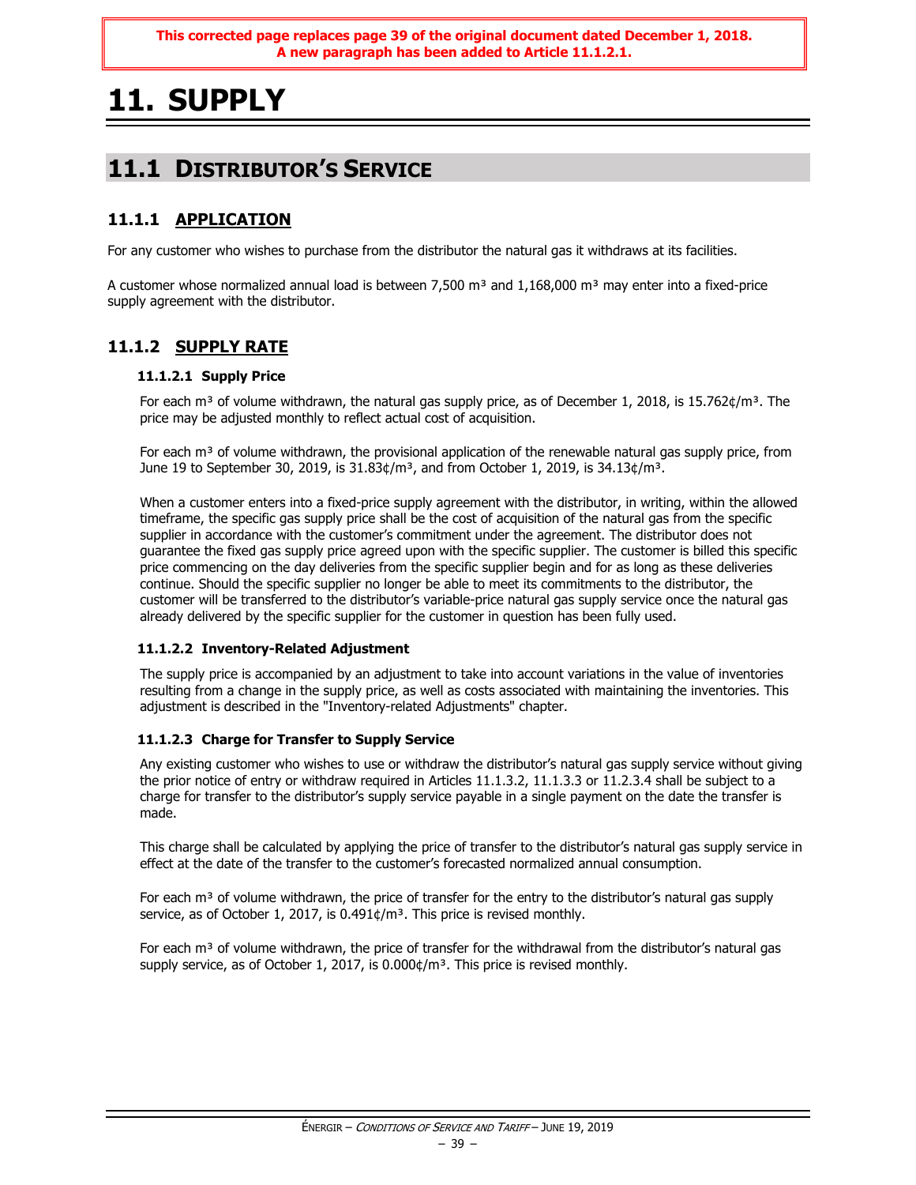**This corrected page replaces page 39 of the original document dated December 1, 2018.
A new paragraph has been added to Article 11.1.2.1.**

# 11. SUPPLY

## 11.1 DISTRIBUTOR'S SERVICE

### 11.1.1 APPLICATION

For any customer who wishes to purchase from the distributor the natural gas it withdraws at its facilities.

A customer whose normalized annual load is between 7,500 m³ and 1,168,000 m³ may enter into a fixed-price supply agreement with the distributor.

### 11.1.2 SUPPLY RATE

#### 11.1.2.1 Supply Price

For each m³ of volume withdrawn, the natural gas supply price, as of December 1, 2018, is 15.762¢/m³. The price may be adjusted monthly to reflect actual cost of acquisition.

For each m³ of volume withdrawn, the provisional application of the renewable natural gas supply price, from June 19 to September 30, 2019, is 31.83¢/m³, and from October 1, 2019, is 34.13¢/m³.

When a customer enters into a fixed-price supply agreement with the distributor, in writing, within the allowed timeframe, the specific gas supply price shall be the cost of acquisition of the natural gas from the specific supplier in accordance with the customer's commitment under the agreement. The distributor does not guarantee the fixed gas supply price agreed upon with the specific supplier. The customer is billed this specific price commencing on the day deliveries from the specific supplier begin and for as long as these deliveries continue. Should the specific supplier no longer be able to meet its commitments to the distributor, the customer will be transferred to the distributor's variable-price natural gas supply service once the natural gas already delivered by the specific supplier for the customer in question has been fully used.

#### 11.1.2.2 Inventory-Related Adjustment

The supply price is accompanied by an adjustment to take into account variations in the value of inventories resulting from a change in the supply price, as well as costs associated with maintaining the inventories. This adjustment is described in the "Inventory-related Adjustments" chapter.

#### 11.1.2.3 Charge for Transfer to Supply Service

Any existing customer who wishes to use or withdraw the distributor's natural gas supply service without giving the prior notice of entry or withdraw required in Articles 11.1.3.2, 11.1.3.3 or 11.2.3.4 shall be subject to a charge for transfer to the distributor's supply service payable in a single payment on the date the transfer is made.

This charge shall be calculated by applying the price of transfer to the distributor's natural gas supply service in effect at the date of the transfer to the customer's forecasted normalized annual consumption.

For each m³ of volume withdrawn, the price of transfer for the entry to the distributor's natural gas supply service, as of October 1, 2017, is 0.491¢/m³. This price is revised monthly.

For each m³ of volume withdrawn, the price of transfer for the withdrawal from the distributor's natural gas supply service, as of October 1, 2017, is 0.000¢/m³. This price is revised monthly.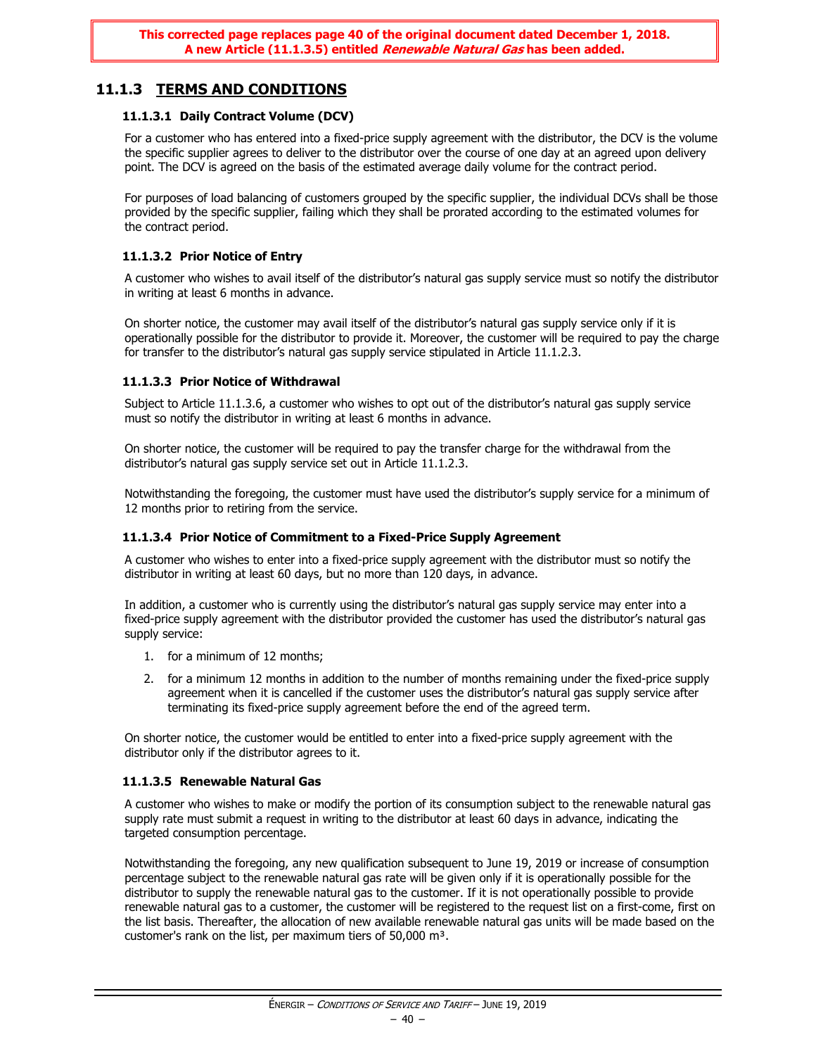**This corrected page replaces page 40 of the original document dated December 1, 2018.**
**A new Article (11.1.3.5) entitled *Renewable Natural Gas* has been added.**

## 11.1.3 TERMS AND CONDITIONS

### 11.1.3.1 Daily Contract Volume (DCV)

For a customer who has entered into a fixed-price supply agreement with the distributor, the DCV is the volume the specific supplier agrees to deliver to the distributor over the course of one day at an agreed upon delivery point. The DCV is agreed on the basis of the estimated average daily volume for the contract period.

For purposes of load balancing of customers grouped by the specific supplier, the individual DCVs shall be those provided by the specific supplier, failing which they shall be prorated according to the estimated volumes for the contract period.

### 11.1.3.2 Prior Notice of Entry

A customer who wishes to avail itself of the distributor's natural gas supply service must so notify the distributor in writing at least 6 months in advance.

On shorter notice, the customer may avail itself of the distributor's natural gas supply service only if it is operationally possible for the distributor to provide it. Moreover, the customer will be required to pay the charge for transfer to the distributor's natural gas supply service stipulated in Article 11.1.2.3.

### 11.1.3.3 Prior Notice of Withdrawal

Subject to Article 11.1.3.6, a customer who wishes to opt out of the distributor's natural gas supply service must so notify the distributor in writing at least 6 months in advance.

On shorter notice, the customer will be required to pay the transfer charge for the withdrawal from the distributor's natural gas supply service set out in Article 11.1.2.3.

Notwithstanding the foregoing, the customer must have used the distributor's supply service for a minimum of 12 months prior to retiring from the service.

### 11.1.3.4 Prior Notice of Commitment to a Fixed-Price Supply Agreement

A customer who wishes to enter into a fixed-price supply agreement with the distributor must so notify the distributor in writing at least 60 days, but no more than 120 days, in advance.

In addition, a customer who is currently using the distributor's natural gas supply service may enter into a fixed-price supply agreement with the distributor provided the customer has used the distributor's natural gas supply service:

1. for a minimum of 12 months;
2. for a minimum 12 months in addition to the number of months remaining under the fixed-price supply agreement when it is cancelled if the customer uses the distributor's natural gas supply service after terminating its fixed-price supply agreement before the end of the agreed term.

On shorter notice, the customer would be entitled to enter into a fixed-price supply agreement with the distributor only if the distributor agrees to it.

### 11.1.3.5 Renewable Natural Gas

A customer who wishes to make or modify the portion of its consumption subject to the renewable natural gas supply rate must submit a request in writing to the distributor at least 60 days in advance, indicating the targeted consumption percentage.

Notwithstanding the foregoing, any new qualification subsequent to June 19, 2019 or increase of consumption percentage subject to the renewable natural gas rate will be given only if it is operationally possible for the distributor to supply the renewable natural gas to the customer. If it is not operationally possible to provide renewable natural gas to a customer, the customer will be registered to the request list on a first-come, first on the list basis. Thereafter, the allocation of new available renewable natural gas units will be made based on the customer's rank on the list, per maximum tiers of 50,000 m³.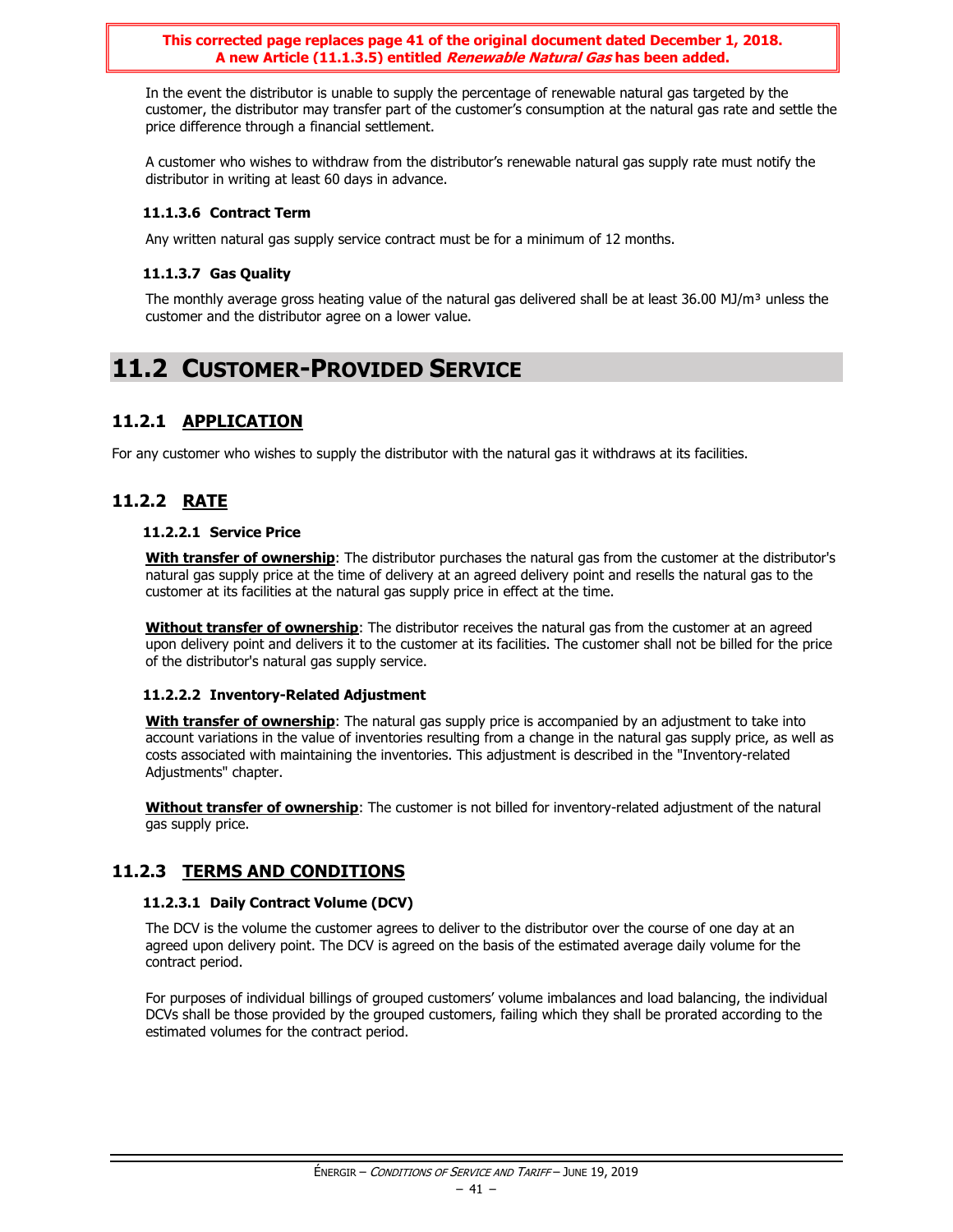**This corrected page replaces page 41 of the original document dated December 1, 2018. A new Article (11.1.3.5) entitled *Renewable Natural Gas* has been added.**

In the event the distributor is unable to supply the percentage of renewable natural gas targeted by the customer, the distributor may transfer part of the customer's consumption at the natural gas rate and settle the price difference through a financial settlement.

A customer who wishes to withdraw from the distributor's renewable natural gas supply rate must notify the distributor in writing at least 60 days in advance.

#### 11.1.3.6 Contract Term

Any written natural gas supply service contract must be for a minimum of 12 months.

#### 11.1.3.7 Gas Quality

The monthly average gross heating value of the natural gas delivered shall be at least 36.00 MJ/m³ unless the customer and the distributor agree on a lower value.

# 11.2 CUSTOMER-PROVIDED SERVICE

## 11.2.1 APPLICATION

For any customer who wishes to supply the distributor with the natural gas it withdraws at its facilities.

## 11.2.2 RATE

#### 11.2.2.1 Service Price

**With transfer of ownership**: The distributor purchases the natural gas from the customer at the distributor's natural gas supply price at the time of delivery at an agreed delivery point and resells the natural gas to the customer at its facilities at the natural gas supply price in effect at the time.

**Without transfer of ownership**: The distributor receives the natural gas from the customer at an agreed upon delivery point and delivers it to the customer at its facilities. The customer shall not be billed for the price of the distributor's natural gas supply service.

#### 11.2.2.2 Inventory-Related Adjustment

**With transfer of ownership**: The natural gas supply price is accompanied by an adjustment to take into account variations in the value of inventories resulting from a change in the natural gas supply price, as well as costs associated with maintaining the inventories. This adjustment is described in the "Inventory-related Adjustments" chapter.

**Without transfer of ownership**: The customer is not billed for inventory-related adjustment of the natural gas supply price.

## 11.2.3 TERMS AND CONDITIONS

#### 11.2.3.1 Daily Contract Volume (DCV)

The DCV is the volume the customer agrees to deliver to the distributor over the course of one day at an agreed upon delivery point. The DCV is agreed on the basis of the estimated average daily volume for the contract period.

For purposes of individual billings of grouped customers' volume imbalances and load balancing, the individual DCVs shall be those provided by the grouped customers, failing which they shall be prorated according to the estimated volumes for the contract period.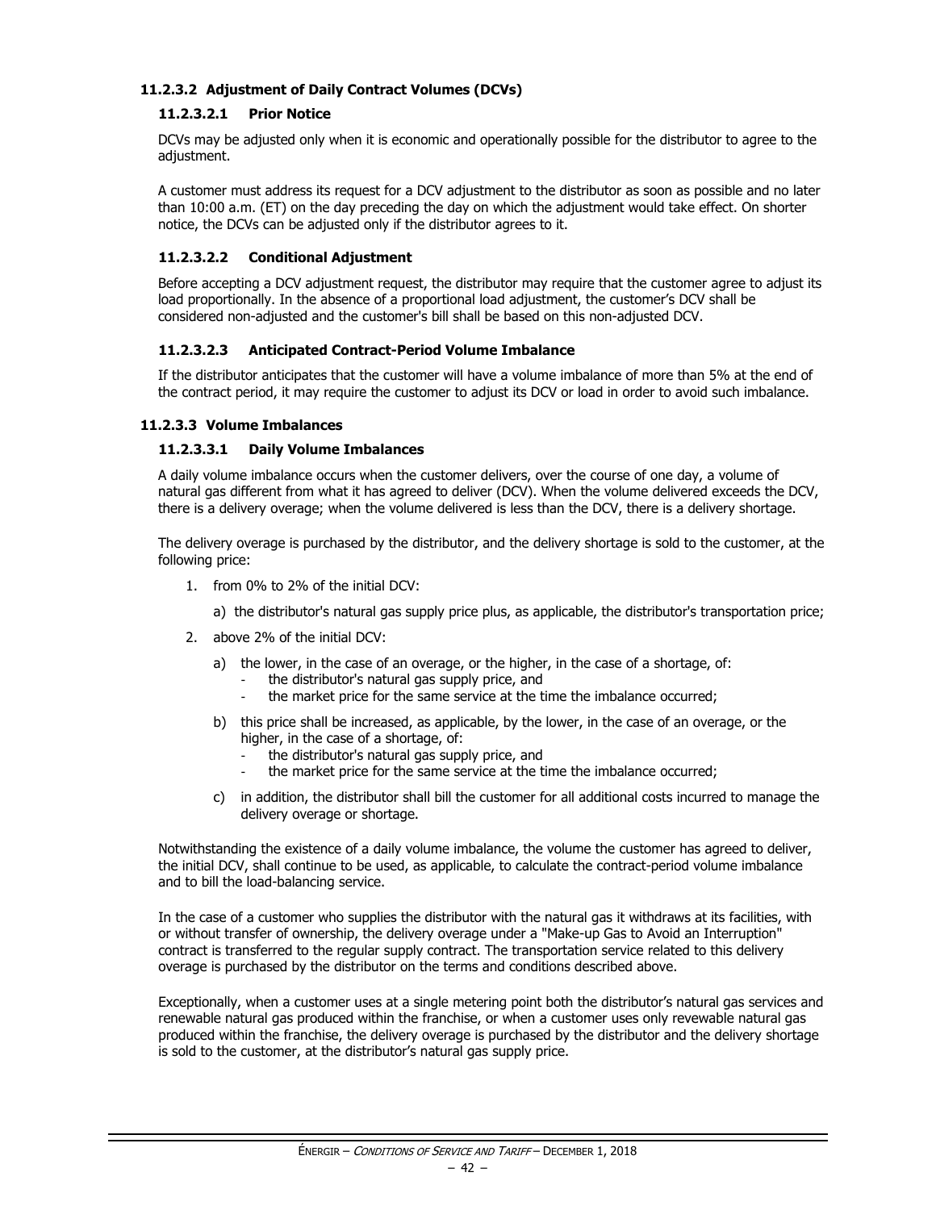#### 11.2.3.2 Adjustment of Daily Contract Volumes (DCVs)

##### 11.2.3.2.1 Prior Notice

DCVs may be adjusted only when it is economic and operationally possible for the distributor to agree to the adjustment.

A customer must address its request for a DCV adjustment to the distributor as soon as possible and no later than 10:00 a.m. (ET) on the day preceding the day on which the adjustment would take effect. On shorter notice, the DCVs can be adjusted only if the distributor agrees to it.

##### 11.2.3.2.2 Conditional Adjustment

Before accepting a DCV adjustment request, the distributor may require that the customer agree to adjust its load proportionally. In the absence of a proportional load adjustment, the customer's DCV shall be considered non-adjusted and the customer's bill shall be based on this non-adjusted DCV.

##### 11.2.3.2.3 Anticipated Contract-Period Volume Imbalance

If the distributor anticipates that the customer will have a volume imbalance of more than 5% at the end of the contract period, it may require the customer to adjust its DCV or load in order to avoid such imbalance.

#### 11.2.3.3 Volume Imbalances

##### 11.2.3.3.1 Daily Volume Imbalances

A daily volume imbalance occurs when the customer delivers, over the course of one day, a volume of natural gas different from what it has agreed to deliver (DCV). When the volume delivered exceeds the DCV, there is a delivery overage; when the volume delivered is less than the DCV, there is a delivery shortage.

The delivery overage is purchased by the distributor, and the delivery shortage is sold to the customer, at the following price:

1. from 0% to 2% of the initial DCV:

   a) the distributor's natural gas supply price plus, as applicable, the distributor's transportation price;

2. above 2% of the initial DCV:

   a) the lower, in the case of an overage, or the higher, in the case of a shortage, of:
      - the distributor's natural gas supply price, and
      - the market price for the same service at the time the imbalance occurred;

   b) this price shall be increased, as applicable, by the lower, in the case of an overage, or the higher, in the case of a shortage, of:
      - the distributor's natural gas supply price, and
      - the market price for the same service at the time the imbalance occurred;

   c) in addition, the distributor shall bill the customer for all additional costs incurred to manage the delivery overage or shortage.

Notwithstanding the existence of a daily volume imbalance, the volume the customer has agreed to deliver, the initial DCV, shall continue to be used, as applicable, to calculate the contract-period volume imbalance and to bill the load-balancing service.

In the case of a customer who supplies the distributor with the natural gas it withdraws at its facilities, with or without transfer of ownership, the delivery overage under a "Make-up Gas to Avoid an Interruption" contract is transferred to the regular supply contract. The transportation service related to this delivery overage is purchased by the distributor on the terms and conditions described above.

Exceptionally, when a customer uses at a single metering point both the distributor's natural gas services and renewable natural gas produced within the franchise, or when a customer uses only revewable natural gas produced within the franchise, the delivery overage is purchased by the distributor and the delivery shortage is sold to the customer, at the distributor's natural gas supply price.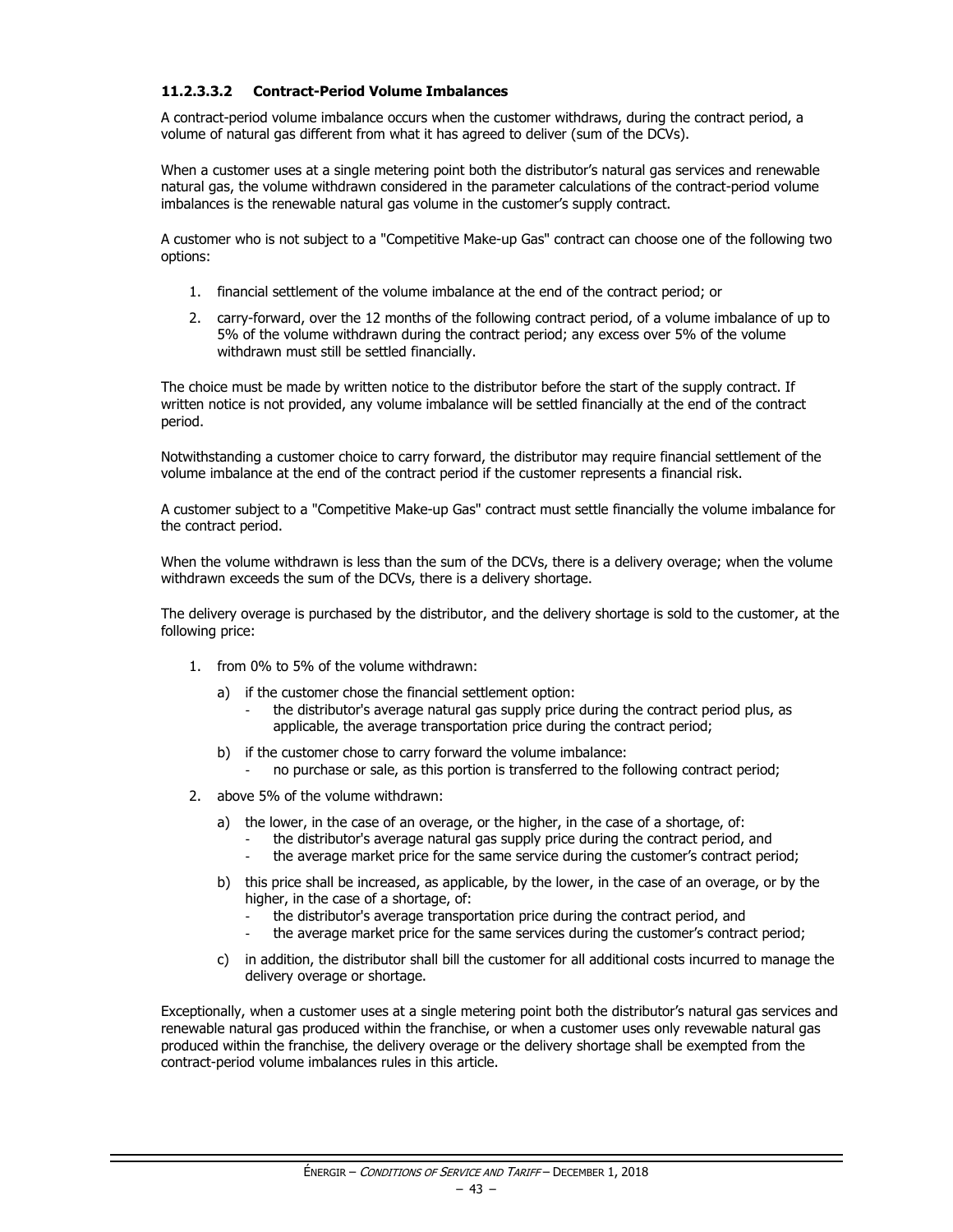#### 11.2.3.3.2 Contract-Period Volume Imbalances

A contract-period volume imbalance occurs when the customer withdraws, during the contract period, a volume of natural gas different from what it has agreed to deliver (sum of the DCVs).

When a customer uses at a single metering point both the distributor's natural gas services and renewable natural gas, the volume withdrawn considered in the parameter calculations of the contract-period volume imbalances is the renewable natural gas volume in the customer's supply contract.

A customer who is not subject to a "Competitive Make-up Gas" contract can choose one of the following two options:

1. financial settlement of the volume imbalance at the end of the contract period; or
2. carry-forward, over the 12 months of the following contract period, of a volume imbalance of up to 5% of the volume withdrawn during the contract period; any excess over 5% of the volume withdrawn must still be settled financially.

The choice must be made by written notice to the distributor before the start of the supply contract. If written notice is not provided, any volume imbalance will be settled financially at the end of the contract period.

Notwithstanding a customer choice to carry forward, the distributor may require financial settlement of the volume imbalance at the end of the contract period if the customer represents a financial risk.

A customer subject to a "Competitive Make-up Gas" contract must settle financially the volume imbalance for the contract period.

When the volume withdrawn is less than the sum of the DCVs, there is a delivery overage; when the volume withdrawn exceeds the sum of the DCVs, there is a delivery shortage.

The delivery overage is purchased by the distributor, and the delivery shortage is sold to the customer, at the following price:

1. from 0% to 5% of the volume withdrawn:
   a) if the customer chose the financial settlement option:
      - the distributor's average natural gas supply price during the contract period plus, as applicable, the average transportation price during the contract period;
   b) if the customer chose to carry forward the volume imbalance:
      - no purchase or sale, as this portion is transferred to the following contract period;
2. above 5% of the volume withdrawn:
   a) the lower, in the case of an overage, or the higher, in the case of a shortage, of:
      - the distributor's average natural gas supply price during the contract period, and
      - the average market price for the same service during the customer's contract period;
   b) this price shall be increased, as applicable, by the lower, in the case of an overage, or by the higher, in the case of a shortage, of:
      - the distributor's average transportation price during the contract period, and
      - the average market price for the same services during the customer's contract period;
   c) in addition, the distributor shall bill the customer for all additional costs incurred to manage the delivery overage or shortage.

Exceptionally, when a customer uses at a single metering point both the distributor's natural gas services and renewable natural gas produced within the franchise, or when a customer uses only revewable natural gas produced within the franchise, the delivery overage or the delivery shortage shall be exempted from the contract-period volume imbalances rules in this article.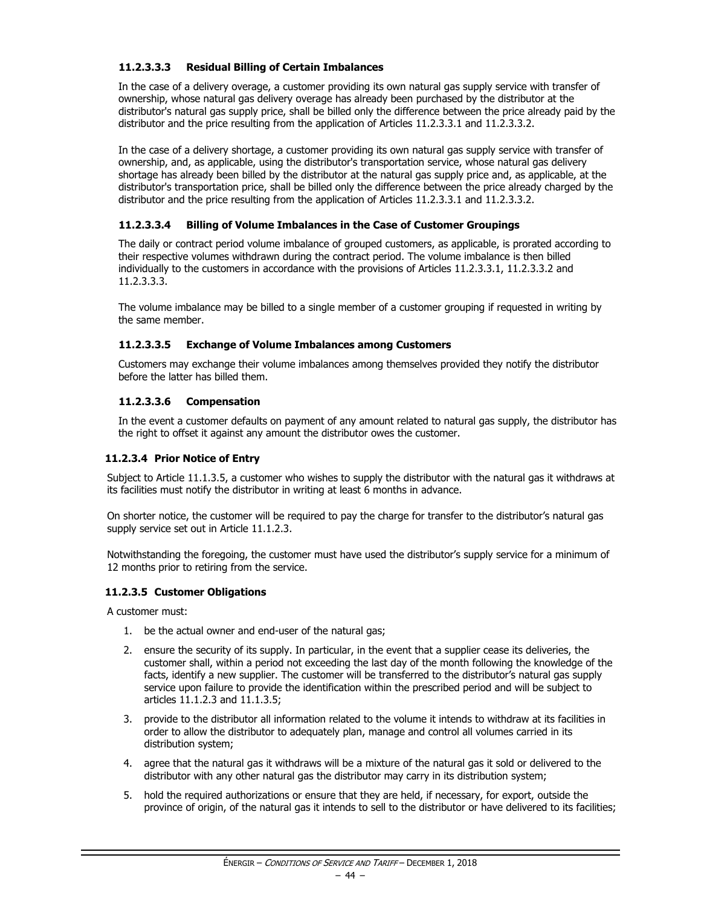#### 11.2.3.3.3 Residual Billing of Certain Imbalances

In the case of a delivery overage, a customer providing its own natural gas supply service with transfer of ownership, whose natural gas delivery overage has already been purchased by the distributor at the distributor's natural gas supply price, shall be billed only the difference between the price already paid by the distributor and the price resulting from the application of Articles 11.2.3.3.1 and 11.2.3.3.2.

In the case of a delivery shortage, a customer providing its own natural gas supply service with transfer of ownership, and, as applicable, using the distributor's transportation service, whose natural gas delivery shortage has already been billed by the distributor at the natural gas supply price and, as applicable, at the distributor's transportation price, shall be billed only the difference between the price already charged by the distributor and the price resulting from the application of Articles 11.2.3.3.1 and 11.2.3.3.2.

#### 11.2.3.3.4 Billing of Volume Imbalances in the Case of Customer Groupings

The daily or contract period volume imbalance of grouped customers, as applicable, is prorated according to their respective volumes withdrawn during the contract period. The volume imbalance is then billed individually to the customers in accordance with the provisions of Articles 11.2.3.3.1, 11.2.3.3.2 and 11.2.3.3.3.

The volume imbalance may be billed to a single member of a customer grouping if requested in writing by the same member.

#### 11.2.3.3.5 Exchange of Volume Imbalances among Customers

Customers may exchange their volume imbalances among themselves provided they notify the distributor before the latter has billed them.

#### 11.2.3.3.6 Compensation

In the event a customer defaults on payment of any amount related to natural gas supply, the distributor has the right to offset it against any amount the distributor owes the customer.

### 11.2.3.4 Prior Notice of Entry

Subject to Article 11.1.3.5, a customer who wishes to supply the distributor with the natural gas it withdraws at its facilities must notify the distributor in writing at least 6 months in advance.

On shorter notice, the customer will be required to pay the charge for transfer to the distributor's natural gas supply service set out in Article 11.1.2.3.

Notwithstanding the foregoing, the customer must have used the distributor's supply service for a minimum of 12 months prior to retiring from the service.

### 11.2.3.5 Customer Obligations

A customer must:

1. be the actual owner and end-user of the natural gas;
2. ensure the security of its supply. In particular, in the event that a supplier cease its deliveries, the customer shall, within a period not exceeding the last day of the month following the knowledge of the facts, identify a new supplier. The customer will be transferred to the distributor's natural gas supply service upon failure to provide the identification within the prescribed period and will be subject to articles 11.1.2.3 and 11.1.3.5;
3. provide to the distributor all information related to the volume it intends to withdraw at its facilities in order to allow the distributor to adequately plan, manage and control all volumes carried in its distribution system;
4. agree that the natural gas it withdraws will be a mixture of the natural gas it sold or delivered to the distributor with any other natural gas the distributor may carry in its distribution system;
5. hold the required authorizations or ensure that they are held, if necessary, for export, outside the province of origin, of the natural gas it intends to sell to the distributor or have delivered to its facilities;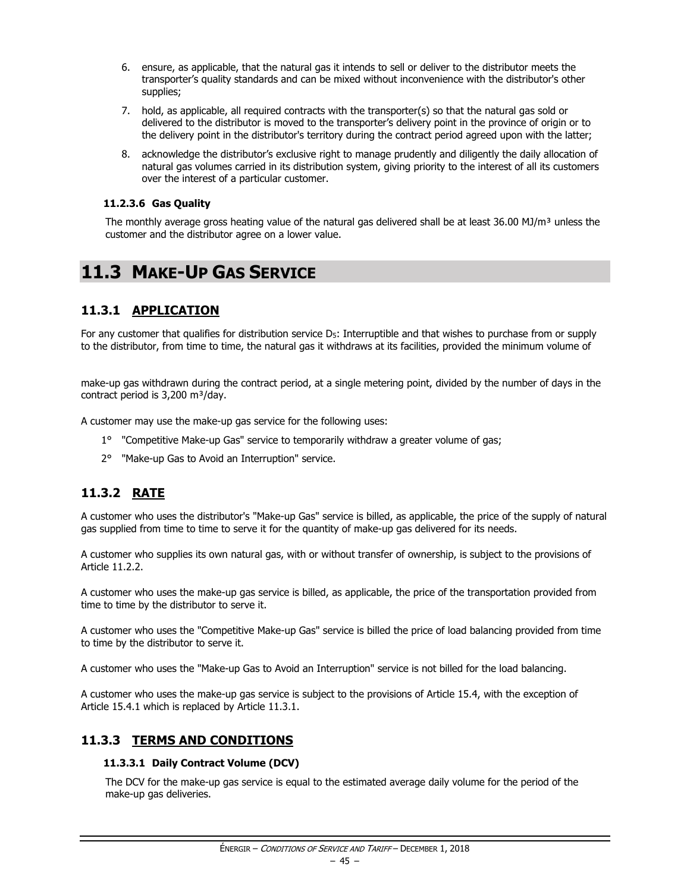6. ensure, as applicable, that the natural gas it intends to sell or deliver to the distributor meets the transporter's quality standards and can be mixed without inconvenience with the distributor's other supplies;
7. hold, as applicable, all required contracts with the transporter(s) so that the natural gas sold or delivered to the distributor is moved to the transporter's delivery point in the province of origin or to the delivery point in the distributor's territory during the contract period agreed upon with the latter;
8. acknowledge the distributor's exclusive right to manage prudently and diligently the daily allocation of natural gas volumes carried in its distribution system, giving priority to the interest of all its customers over the interest of a particular customer.

#### 11.2.3.6 Gas Quality

The monthly average gross heating value of the natural gas delivered shall be at least 36.00 MJ/m³ unless the customer and the distributor agree on a lower value.

# 11.3 MAKE-UP GAS SERVICE

## 11.3.1 APPLICATION

For any customer that qualifies for distribution service $D_5$: Interruptible and that wishes to purchase from or supply to the distributor, from time to time, the natural gas it withdraws at its facilities, provided the minimum volume of make-up gas withdrawn during the contract period, at a single metering point, divided by the number of days in the contract period is 3,200 m³/day.

A customer may use the make-up gas service for the following uses:

1° "Competitive Make-up Gas" service to temporarily withdraw a greater volume of gas;

2° "Make-up Gas to Avoid an Interruption" service.

## 11.3.2 RATE

A customer who uses the distributor's "Make-up Gas" service is billed, as applicable, the price of the supply of natural gas supplied from time to time to serve it for the quantity of make-up gas delivered for its needs.

A customer who supplies its own natural gas, with or without transfer of ownership, is subject to the provisions of Article 11.2.2.

A customer who uses the make-up gas service is billed, as applicable, the price of the transportation provided from time to time by the distributor to serve it.

A customer who uses the "Competitive Make-up Gas" service is billed the price of load balancing provided from time to time by the distributor to serve it.

A customer who uses the "Make-up Gas to Avoid an Interruption" service is not billed for the load balancing.

A customer who uses the make-up gas service is subject to the provisions of Article 15.4, with the exception of Article 15.4.1 which is replaced by Article 11.3.1.

## 11.3.3 TERMS AND CONDITIONS

#### 11.3.3.1 Daily Contract Volume (DCV)

The DCV for the make-up gas service is equal to the estimated average daily volume for the period of the make-up gas deliveries.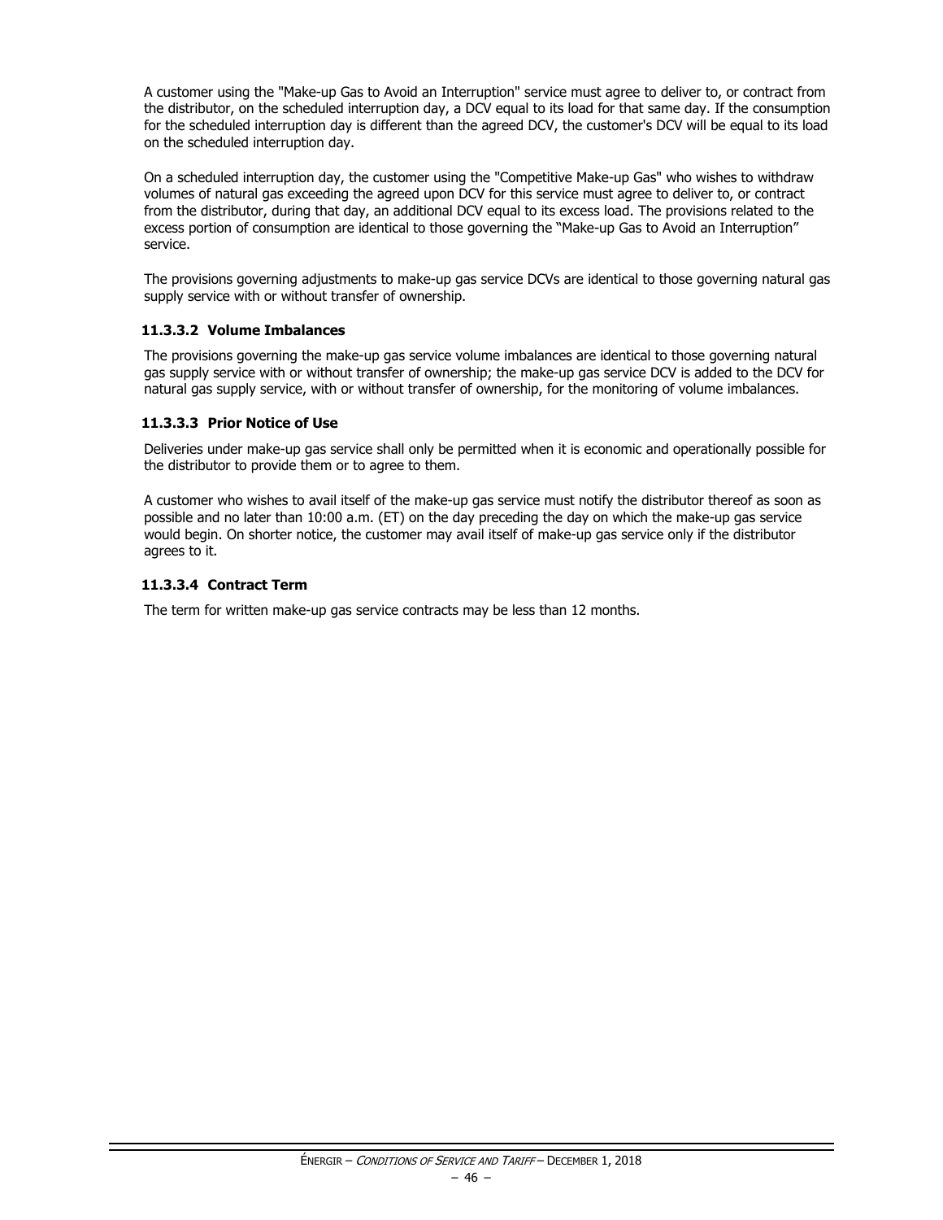A customer using the "Make-up Gas to Avoid an Interruption" service must agree to deliver to, or contract from the distributor, on the scheduled interruption day, a DCV equal to its load for that same day. If the consumption for the scheduled interruption day is different than the agreed DCV, the customer's DCV will be equal to its load on the scheduled interruption day.

On a scheduled interruption day, the customer using the "Competitive Make-up Gas" who wishes to withdraw volumes of natural gas exceeding the agreed upon DCV for this service must agree to deliver to, or contract from the distributor, during that day, an additional DCV equal to its excess load. The provisions related to the excess portion of consumption are identical to those governing the "Make-up Gas to Avoid an Interruption" service.

The provisions governing adjustments to make-up gas service DCVs are identical to those governing natural gas supply service with or without transfer of ownership.

#### 11.3.3.2 Volume Imbalances

The provisions governing the make-up gas service volume imbalances are identical to those governing natural gas supply service with or without transfer of ownership; the make-up gas service DCV is added to the DCV for natural gas supply service, with or without transfer of ownership, for the monitoring of volume imbalances.

#### 11.3.3.3 Prior Notice of Use

Deliveries under make-up gas service shall only be permitted when it is economic and operationally possible for the distributor to provide them or to agree to them.

A customer who wishes to avail itself of the make-up gas service must notify the distributor thereof as soon as possible and no later than 10:00 a.m. (ET) on the day preceding the day on which the make-up gas service would begin. On shorter notice, the customer may avail itself of make-up gas service only if the distributor agrees to it.

#### 11.3.3.4 Contract Term

The term for written make-up gas service contracts may be less than 12 months.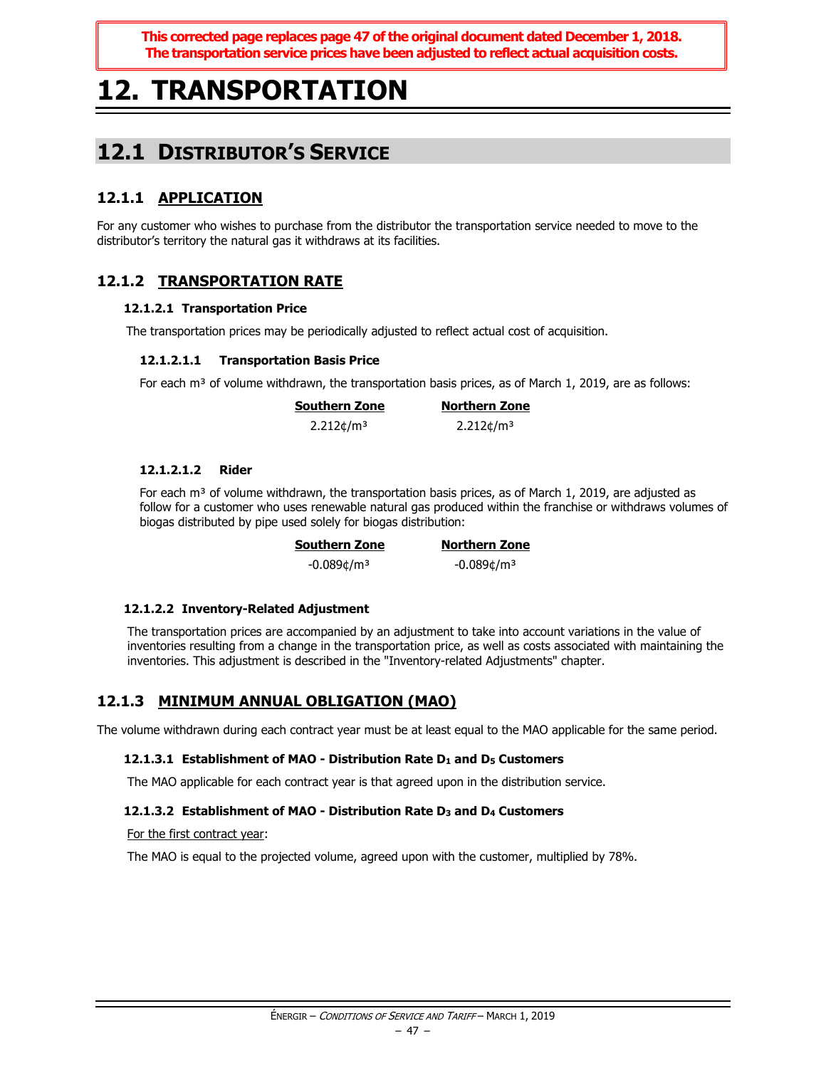**This corrected page replaces page 47 of the original document dated December 1, 2018. The transportation service prices have been adjusted to reflect actual acquisition costs.**

# 12. TRANSPORTATION

## 12.1 DISTRIBUTOR'S SERVICE

### 12.1.1 APPLICATION

For any customer who wishes to purchase from the distributor the transportation service needed to move to the distributor's territory the natural gas it withdraws at its facilities.

### 12.1.2 TRANSPORTATION RATE

#### 12.1.2.1 Transportation Price

The transportation prices may be periodically adjusted to reflect actual cost of acquisition.

##### 12.1.2.1.1 Transportation Basis Price

For each m³ of volume withdrawn, the transportation basis prices, as of March 1, 2019, are as follows:

| Southern Zone | Northern Zone |
|---|---|
| 2.212¢/m³ | 2.212¢/m³ |

##### 12.1.2.1.2 Rider

For each m³ of volume withdrawn, the transportation basis prices, as of March 1, 2019, are adjusted as follow for a customer who uses renewable natural gas produced within the franchise or withdraws volumes of biogas distributed by pipe used solely for biogas distribution:

| Southern Zone | Northern Zone |
|---|---|
| -0.089¢/m³ | -0.089¢/m³ |

#### 12.1.2.2 Inventory-Related Adjustment

The transportation prices are accompanied by an adjustment to take into account variations in the value of inventories resulting from a change in the transportation price, as well as costs associated with maintaining the inventories. This adjustment is described in the "Inventory-related Adjustments" chapter.

### 12.1.3 MINIMUM ANNUAL OBLIGATION (MAO)

The volume withdrawn during each contract year must be at least equal to the MAO applicable for the same period.

#### 12.1.3.1 Establishment of MAO - Distribution Rate $D_1$ and $D_5$ Customers

The MAO applicable for each contract year is that agreed upon in the distribution service.

#### 12.1.3.2 Establishment of MAO - Distribution Rate $D_3$ and $D_4$ Customers

For the first contract year:

The MAO is equal to the projected volume, agreed upon with the customer, multiplied by 78%.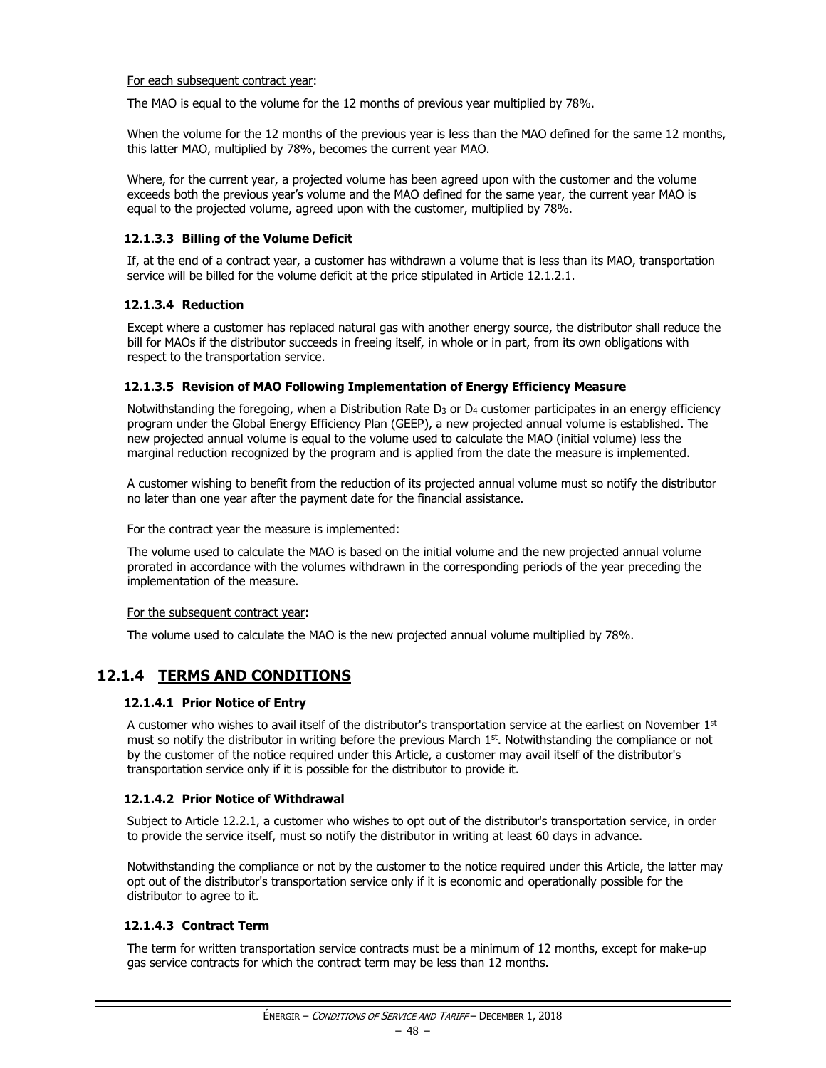For each subsequent contract year:

The MAO is equal to the volume for the 12 months of previous year multiplied by 78%.

When the volume for the 12 months of the previous year is less than the MAO defined for the same 12 months, this latter MAO, multiplied by 78%, becomes the current year MAO.

Where, for the current year, a projected volume has been agreed upon with the customer and the volume exceeds both the previous year's volume and the MAO defined for the same year, the current year MAO is equal to the projected volume, agreed upon with the customer, multiplied by 78%.

#### 12.1.3.3 Billing of the Volume Deficit

If, at the end of a contract year, a customer has withdrawn a volume that is less than its MAO, transportation service will be billed for the volume deficit at the price stipulated in Article 12.1.2.1.

#### 12.1.3.4 Reduction

Except where a customer has replaced natural gas with another energy source, the distributor shall reduce the bill for MAOs if the distributor succeeds in freeing itself, in whole or in part, from its own obligations with respect to the transportation service.

#### 12.1.3.5 Revision of MAO Following Implementation of Energy Efficiency Measure

Notwithstanding the foregoing, when a Distribution Rate $D_3$ or $D_4$ customer participates in an energy efficiency program under the Global Energy Efficiency Plan (GEEP), a new projected annual volume is established. The new projected annual volume is equal to the volume used to calculate the MAO (initial volume) less the marginal reduction recognized by the program and is applied from the date the measure is implemented.

A customer wishing to benefit from the reduction of its projected annual volume must so notify the distributor no later than one year after the payment date for the financial assistance.

For the contract year the measure is implemented:

The volume used to calculate the MAO is based on the initial volume and the new projected annual volume prorated in accordance with the volumes withdrawn in the corresponding periods of the year preceding the implementation of the measure.

For the subsequent contract year:

The volume used to calculate the MAO is the new projected annual volume multiplied by 78%.

### 12.1.4 TERMS AND CONDITIONS

#### 12.1.4.1 Prior Notice of Entry

A customer who wishes to avail itself of the distributor's transportation service at the earliest on November 1st must so notify the distributor in writing before the previous March 1st. Notwithstanding the compliance or not by the customer of the notice required under this Article, a customer may avail itself of the distributor's transportation service only if it is possible for the distributor to provide it.

#### 12.1.4.2 Prior Notice of Withdrawal

Subject to Article 12.2.1, a customer who wishes to opt out of the distributor's transportation service, in order to provide the service itself, must so notify the distributor in writing at least 60 days in advance.

Notwithstanding the compliance or not by the customer to the notice required under this Article, the latter may opt out of the distributor's transportation service only if it is economic and operationally possible for the distributor to agree to it.

#### 12.1.4.3 Contract Term

The term for written transportation service contracts must be a minimum of 12 months, except for make-up gas service contracts for which the contract term may be less than 12 months.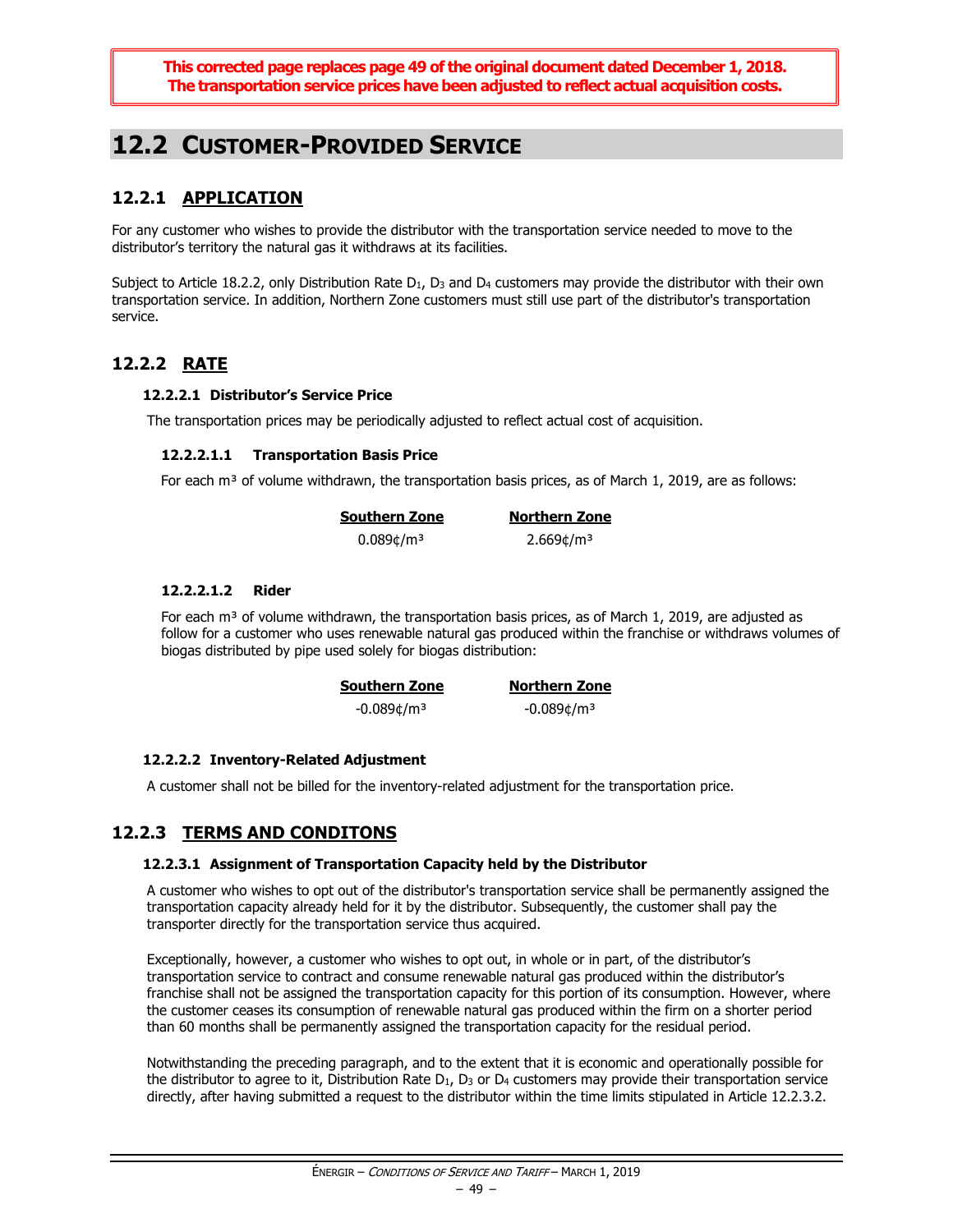**This corrected page replaces page 49 of the original document dated December 1, 2018. The transportation service prices have been adjusted to reflect actual acquisition costs.**

# 12.2 CUSTOMER-PROVIDED SERVICE

## 12.2.1 APPLICATION

For any customer who wishes to provide the distributor with the transportation service needed to move to the distributor's territory the natural gas it withdraws at its facilities.

Subject to Article 18.2.2, only Distribution Rate $D_1$, $D_3$ and $D_4$ customers may provide the distributor with their own transportation service. In addition, Northern Zone customers must still use part of the distributor's transportation service.

## 12.2.2 RATE

### 12.2.2.1 Distributor's Service Price

The transportation prices may be periodically adjusted to reflect actual cost of acquisition.

#### 12.2.2.1.1 Transportation Basis Price

For each m³ of volume withdrawn, the transportation basis prices, as of March 1, 2019, are as follows:

| Southern Zone | Northern Zone |
|---|---|
| 0.089¢/m³ | 2.669¢/m³ |

#### 12.2.2.1.2 Rider

For each m³ of volume withdrawn, the transportation basis prices, as of March 1, 2019, are adjusted as follow for a customer who uses renewable natural gas produced within the franchise or withdraws volumes of biogas distributed by pipe used solely for biogas distribution:

| Southern Zone | Northern Zone |
|---|---|
| -0.089¢/m³ | -0.089¢/m³ |

### 12.2.2.2 Inventory-Related Adjustment

A customer shall not be billed for the inventory-related adjustment for the transportation price.

## 12.2.3 TERMS AND CONDITONS

### 12.2.3.1 Assignment of Transportation Capacity held by the Distributor

A customer who wishes to opt out of the distributor's transportation service shall be permanently assigned the transportation capacity already held for it by the distributor. Subsequently, the customer shall pay the transporter directly for the transportation service thus acquired.

Exceptionally, however, a customer who wishes to opt out, in whole or in part, of the distributor's transportation service to contract and consume renewable natural gas produced within the distributor's franchise shall not be assigned the transportation capacity for this portion of its consumption. However, where the customer ceases its consumption of renewable natural gas produced within the firm on a shorter period than 60 months shall be permanently assigned the transportation capacity for the residual period.

Notwithstanding the preceding paragraph, and to the extent that it is economic and operationally possible for the distributor to agree to it, Distribution Rate $D_1$, $D_3$ or $D_4$ customers may provide their transportation service directly, after having submitted a request to the distributor within the time limits stipulated in Article 12.2.3.2.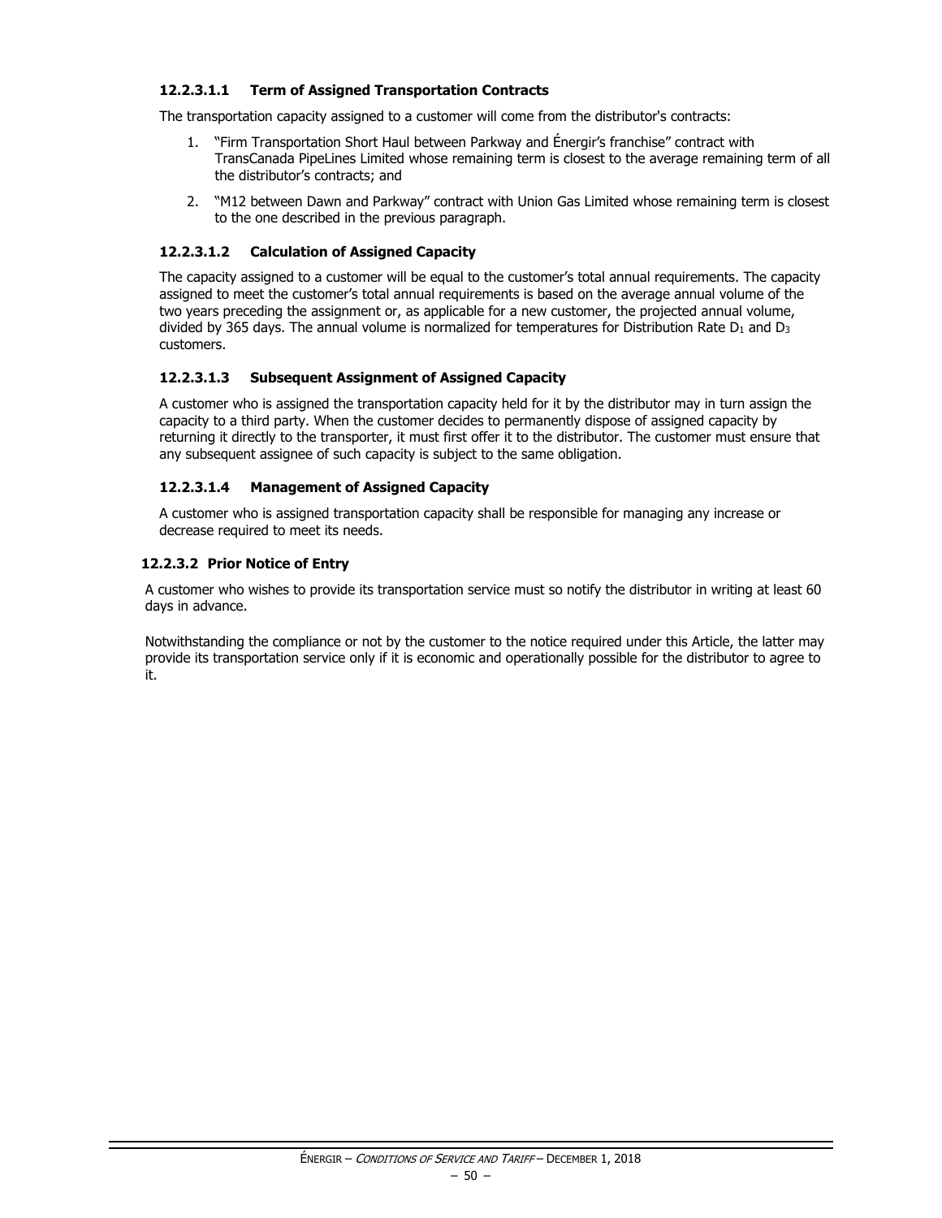#### 12.2.3.1.1 Term of Assigned Transportation Contracts

The transportation capacity assigned to a customer will come from the distributor's contracts:

1. "Firm Transportation Short Haul between Parkway and Énergir's franchise" contract with TransCanada PipeLines Limited whose remaining term is closest to the average remaining term of all the distributor's contracts; and
2. "M12 between Dawn and Parkway" contract with Union Gas Limited whose remaining term is closest to the one described in the previous paragraph.

#### 12.2.3.1.2 Calculation of Assigned Capacity

The capacity assigned to a customer will be equal to the customer's total annual requirements. The capacity assigned to meet the customer's total annual requirements is based on the average annual volume of the two years preceding the assignment or, as applicable for a new customer, the projected annual volume, divided by 365 days. The annual volume is normalized for temperatures for Distribution Rate $D_1$ and $D_3$ customers.

#### 12.2.3.1.3 Subsequent Assignment of Assigned Capacity

A customer who is assigned the transportation capacity held for it by the distributor may in turn assign the capacity to a third party. When the customer decides to permanently dispose of assigned capacity by returning it directly to the transporter, it must first offer it to the distributor. The customer must ensure that any subsequent assignee of such capacity is subject to the same obligation.

#### 12.2.3.1.4 Management of Assigned Capacity

A customer who is assigned transportation capacity shall be responsible for managing any increase or decrease required to meet its needs.

### 12.2.3.2 Prior Notice of Entry

A customer who wishes to provide its transportation service must so notify the distributor in writing at least 60 days in advance.

Notwithstanding the compliance or not by the customer to the notice required under this Article, the latter may provide its transportation service only if it is economic and operationally possible for the distributor to agree to it.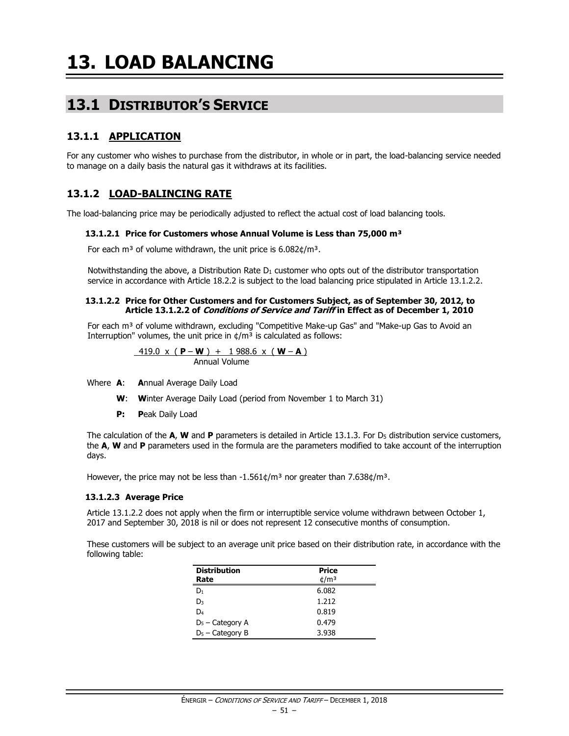# 13. LOAD BALANCING

## 13.1 DISTRIBUTOR'S SERVICE

### 13.1.1 APPLICATION

For any customer who wishes to purchase from the distributor, in whole or in part, the load-balancing service needed to manage on a daily basis the natural gas it withdraws at its facilities.

### 13.1.2 LOAD-BALINCING RATE

The load-balancing price may be periodically adjusted to reflect the actual cost of load balancing tools.

#### 13.1.2.1 Price for Customers whose Annual Volume is Less than 75,000 m³

For each m³ of volume withdrawn, the unit price is 6.082¢/m³.

Notwithstanding the above, a Distribution Rate $D_1$ customer who opts out of the distributor transportation service in accordance with Article 18.2.2 is subject to the load balancing price stipulated in Article 13.1.2.2.

#### 13.1.2.2 Price for Other Customers and for Customers Subject, as of September 30, 2012, to Article 13.1.2.2 of *Conditions of Service and Tariff* in Effect as of December 1, 2010

For each m³ of volume withdrawn, excluding "Competitive Make-up Gas" and "Make-up Gas to Avoid an Interruption" volumes, the unit price in ¢/m³ is calculated as follows:

$$\frac{419.0 \times (\mathbf{P} - \mathbf{W}) + 1\,988.6 \times (\mathbf{W} - \mathbf{A})}{\text{Annual Volume}}$$

Where **A**: **A**nnual Average Daily Load

**W**: **W**inter Average Daily Load (period from November 1 to March 31)

**P:** **P**eak Daily Load

The calculation of the **A**, **W** and **P** parameters is detailed in Article 13.1.3. For $D_5$ distribution service customers, the **A**, **W** and **P** parameters used in the formula are the parameters modified to take account of the interruption days.

However, the price may not be less than -1.561¢/m³ nor greater than 7.638¢/m³.

#### 13.1.2.3 Average Price

Article 13.1.2.2 does not apply when the firm or interruptible service volume withdrawn between October 1, 2017 and September 30, 2018 is nil or does not represent 12 consecutive months of consumption.

These customers will be subject to an average unit price based on their distribution rate, in accordance with the following table:

| Distribution Rate | Price ¢/m³ |
|---|---|
| $D_1$ | 6.082 |
| $D_3$ | 1.212 |
| $D_4$ | 0.819 |
| $D_5$ – Category A | 0.479 |
| $D_5$ – Category B | 3.938 |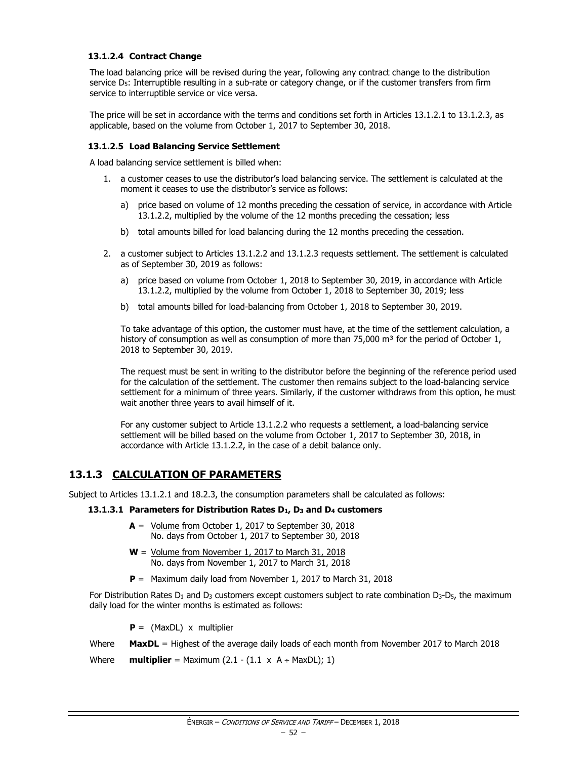#### 13.1.2.4 Contract Change

The load balancing price will be revised during the year, following any contract change to the distribution service $D_5$: Interruptible resulting in a sub-rate or category change, or if the customer transfers from firm service to interruptible service or vice versa.

The price will be set in accordance with the terms and conditions set forth in Articles 13.1.2.1 to 13.1.2.3, as applicable, based on the volume from October 1, 2017 to September 30, 2018.

#### 13.1.2.5 Load Balancing Service Settlement

A load balancing service settlement is billed when:

1. a customer ceases to use the distributor's load balancing service. The settlement is calculated at the moment it ceases to use the distributor's service as follows:
   a) price based on volume of 12 months preceding the cessation of service, in accordance with Article 13.1.2.2, multiplied by the volume of the 12 months preceding the cessation; less
   b) total amounts billed for load balancing during the 12 months preceding the cessation.

2. a customer subject to Articles 13.1.2.2 and 13.1.2.3 requests settlement. The settlement is calculated as of September 30, 2019 as follows:
   a) price based on volume from October 1, 2018 to September 30, 2019, in accordance with Article 13.1.2.2, multiplied by the volume from October 1, 2018 to September 30, 2019; less
   b) total amounts billed for load-balancing from October 1, 2018 to September 30, 2019.

   To take advantage of this option, the customer must have, at the time of the settlement calculation, a history of consumption as well as consumption of more than 75,000 m³ for the period of October 1, 2018 to September 30, 2019.

   The request must be sent in writing to the distributor before the beginning of the reference period used for the calculation of the settlement. The customer then remains subject to the load-balancing service settlement for a minimum of three years. Similarly, if the customer withdraws from this option, he must wait another three years to avail himself of it.

   For any customer subject to Article 13.1.2.2 who requests a settlement, a load-balancing service settlement will be billed based on the volume from October 1, 2017 to September 30, 2018, in accordance with Article 13.1.2.2, in the case of a debit balance only.

## 13.1.3 CALCULATION OF PARAMETERS

Subject to Articles 13.1.2.1 and 18.2.3, the consumption parameters shall be calculated as follows:

#### 13.1.3.1 Parameters for Distribution Rates $D_1$, $D_3$ and $D_4$ customers

$$\mathbf{A} = \frac{\text{Volume from October 1, 2017 to September 30, 2018}}{\text{No. days from October 1, 2017 to September 30, 2018}}$$

$$\mathbf{W} = \frac{\text{Volume from November 1, 2017 to March 31, 2018}}{\text{No. days from November 1, 2017 to March 31, 2018}}$$

**P** = Maximum daily load from November 1, 2017 to March 31, 2018

For Distribution Rates $D_1$ and $D_3$ customers except customers subject to rate combination $D_3$-$D_5$, the maximum daily load for the winter months is estimated as follows:

$$\mathbf{P} = (\text{MaxDL}) \times \text{multiplier}$$

Where **MaxDL** = Highest of the average daily loads of each month from November 2017 to March 2018

Where **multiplier** = Maximum $(2.1 - (1.1 \times A \div \text{MaxDL});\ 1)$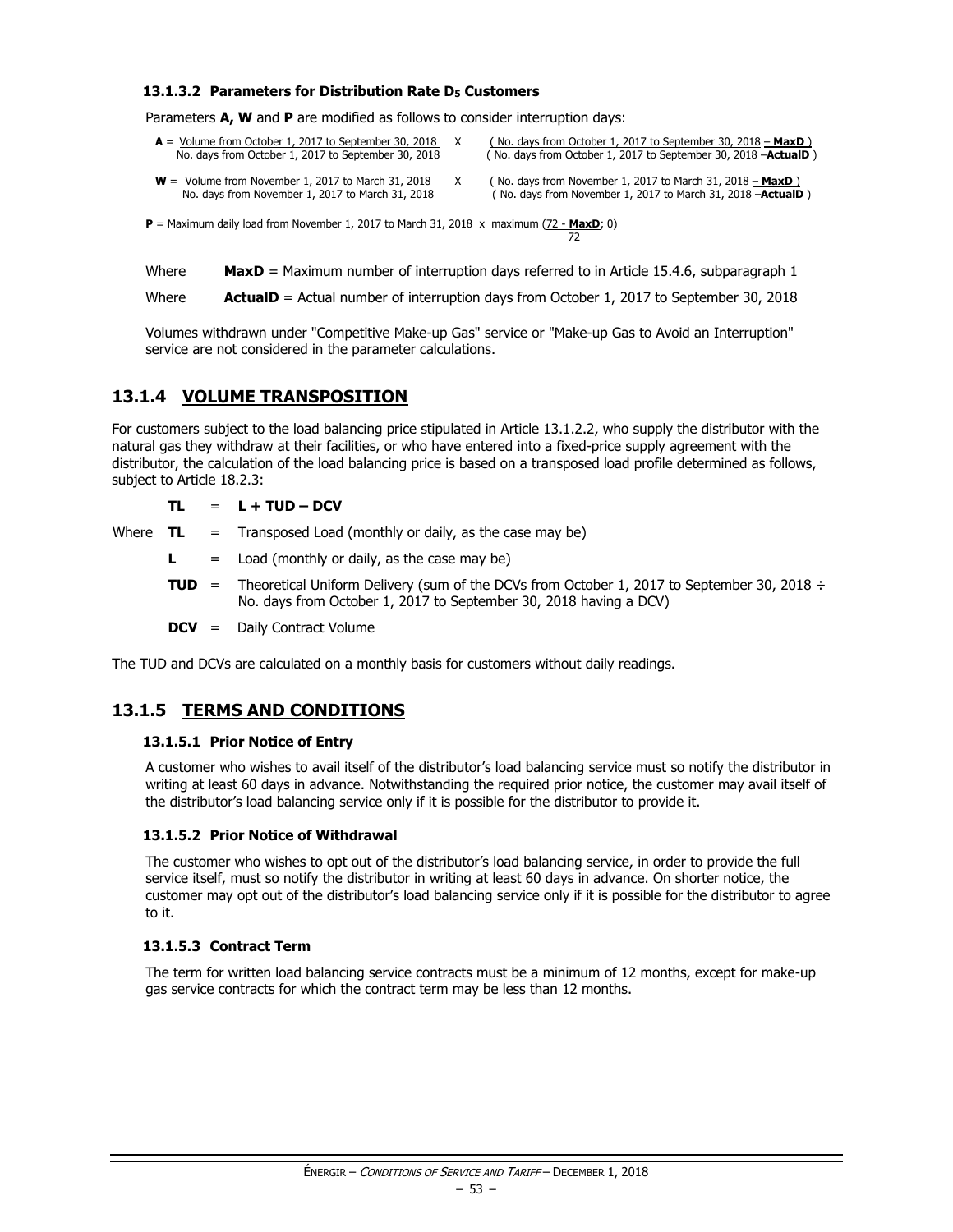#### 13.1.3.2 Parameters for Distribution Rate $D_5$ Customers

Parameters **A, W** and **P** are modified as follows to consider interruption days:

$$A = \frac{\text{Volume from October 1, 2017 to September 30, 2018}}{\text{No. days from October 1, 2017 to September 30, 2018}} \times \frac{(\text{No. days from October 1, 2017 to September 30, 2018} - \textbf{MaxD})}{(\text{No. days from October 1, 2017 to September 30, 2018} - \textbf{ActualD})}$$

$$W = \frac{\text{Volume from November 1, 2017 to March 31, 2018}}{\text{No. days from November 1, 2017 to March 31, 2018}} \times \frac{(\text{No. days from November 1, 2017 to March 31, 2018} - \textbf{MaxD})}{(\text{No. days from November 1, 2017 to March 31, 2018} - \textbf{ActualD})}$$

$$P = \text{Maximum daily load from November 1, 2017 to March 31, 2018} \times \text{maximum}\left(\frac{72 - \textbf{MaxD}}{72}; 0\right)$$

Where **MaxD** = Maximum number of interruption days referred to in Article 15.4.6, subparagraph 1

Where **ActualD** = Actual number of interruption days from October 1, 2017 to September 30, 2018

Volumes withdrawn under "Competitive Make-up Gas" service or "Make-up Gas to Avoid an Interruption" service are not considered in the parameter calculations.

## 13.1.4 VOLUME TRANSPOSITION

For customers subject to the load balancing price stipulated in Article 13.1.2.2, who supply the distributor with the natural gas they withdraw at their facilities, or who have entered into a fixed-price supply agreement with the distributor, the calculation of the load balancing price is based on a transposed load profile determined as follows, subject to Article 18.2.3:

**TL** = **L + TUD – DCV**

Where **TL** = Transposed Load (monthly or daily, as the case may be)

**L** = Load (monthly or daily, as the case may be)

**TUD** = Theoretical Uniform Delivery (sum of the DCVs from October 1, 2017 to September 30, 2018 ÷ No. days from October 1, 2017 to September 30, 2018 having a DCV)

**DCV** = Daily Contract Volume

The TUD and DCVs are calculated on a monthly basis for customers without daily readings.

## 13.1.5 TERMS AND CONDITIONS

#### 13.1.5.1 Prior Notice of Entry

A customer who wishes to avail itself of the distributor's load balancing service must so notify the distributor in writing at least 60 days in advance. Notwithstanding the required prior notice, the customer may avail itself of the distributor's load balancing service only if it is possible for the distributor to provide it.

#### 13.1.5.2 Prior Notice of Withdrawal

The customer who wishes to opt out of the distributor's load balancing service, in order to provide the full service itself, must so notify the distributor in writing at least 60 days in advance. On shorter notice, the customer may opt out of the distributor's load balancing service only if it is possible for the distributor to agree to it.

#### 13.1.5.3 Contract Term

The term for written load balancing service contracts must be a minimum of 12 months, except for make-up gas service contracts for which the contract term may be less than 12 months.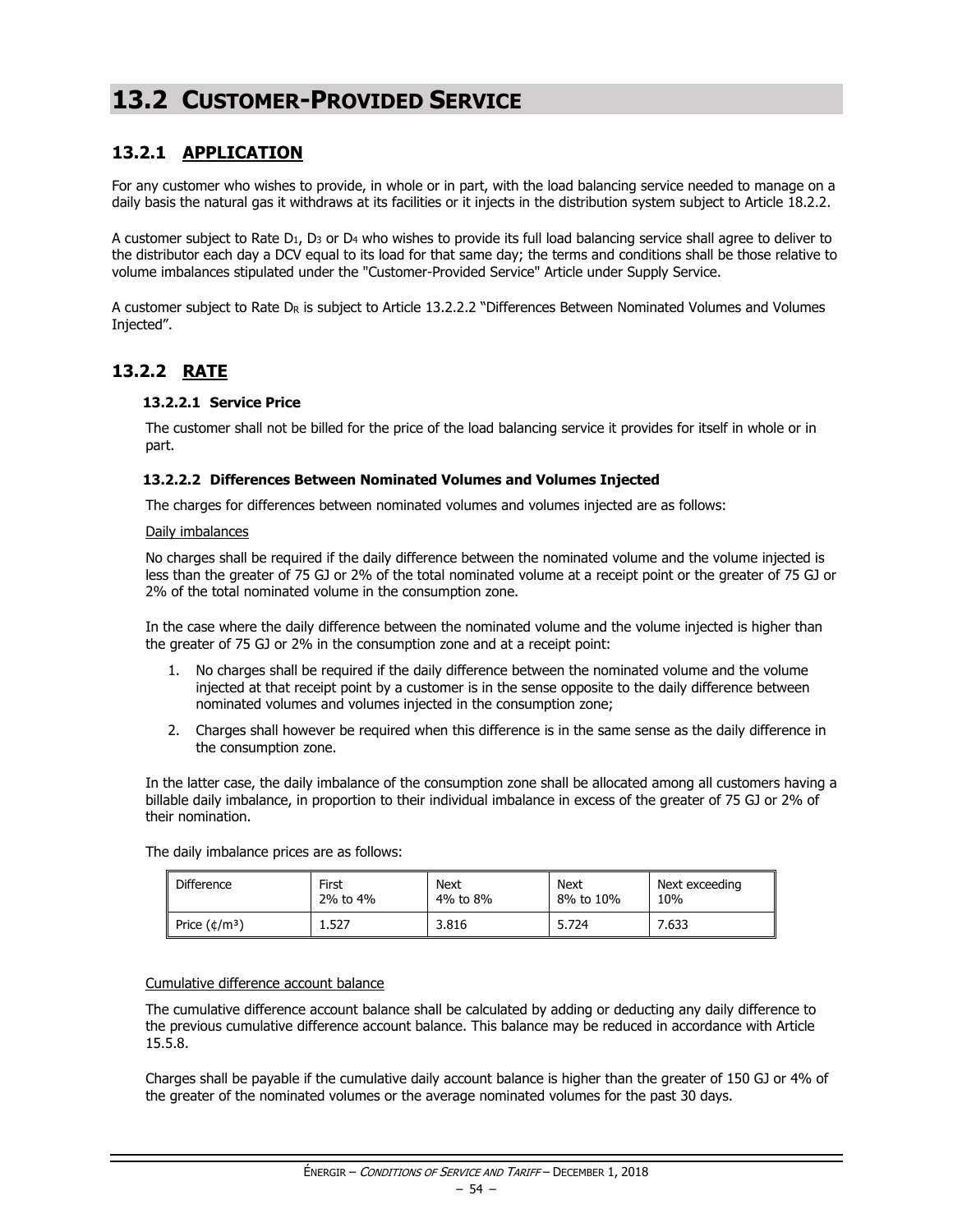# 13.2 CUSTOMER-PROVIDED SERVICE

## 13.2.1 APPLICATION

For any customer who wishes to provide, in whole or in part, with the load balancing service needed to manage on a daily basis the natural gas it withdraws at its facilities or it injects in the distribution system subject to Article 18.2.2.

A customer subject to Rate $D_1$, $D_3$ or $D_4$ who wishes to provide its full load balancing service shall agree to deliver to the distributor each day a DCV equal to its load for that same day; the terms and conditions shall be those relative to volume imbalances stipulated under the "Customer-Provided Service" Article under Supply Service.

A customer subject to Rate $D_R$ is subject to Article 13.2.2.2 "Differences Between Nominated Volumes and Volumes Injected".

## 13.2.2 RATE

### 13.2.2.1 Service Price

The customer shall not be billed for the price of the load balancing service it provides for itself in whole or in part.

### 13.2.2.2 Differences Between Nominated Volumes and Volumes Injected

The charges for differences between nominated volumes and volumes injected are as follows:

Daily imbalances

No charges shall be required if the daily difference between the nominated volume and the volume injected is less than the greater of 75 GJ or 2% of the total nominated volume at a receipt point or the greater of 75 GJ or 2% of the total nominated volume in the consumption zone.

In the case where the daily difference between the nominated volume and the volume injected is higher than the greater of 75 GJ or 2% in the consumption zone and at a receipt point:

1. No charges shall be required if the daily difference between the nominated volume and the volume injected at that receipt point by a customer is in the sense opposite to the daily difference between nominated volumes and volumes injected in the consumption zone;
2. Charges shall however be required when this difference is in the same sense as the daily difference in the consumption zone.

In the latter case, the daily imbalance of the consumption zone shall be allocated among all customers having a billable daily imbalance, in proportion to their individual imbalance in excess of the greater of 75 GJ or 2% of their nomination.

The daily imbalance prices are as follows:

| Difference | First 2% to 4% | Next 4% to 8% | Next 8% to 10% | Next exceeding 10% |
|---|---|---|---|---|
| Price (¢/m³) | 1.527 | 3.816 | 5.724 | 7.633 |

Cumulative difference account balance

The cumulative difference account balance shall be calculated by adding or deducting any daily difference to the previous cumulative difference account balance. This balance may be reduced in accordance with Article 15.5.8.

Charges shall be payable if the cumulative daily account balance is higher than the greater of 150 GJ or 4% of the greater of the nominated volumes or the average nominated volumes for the past 30 days.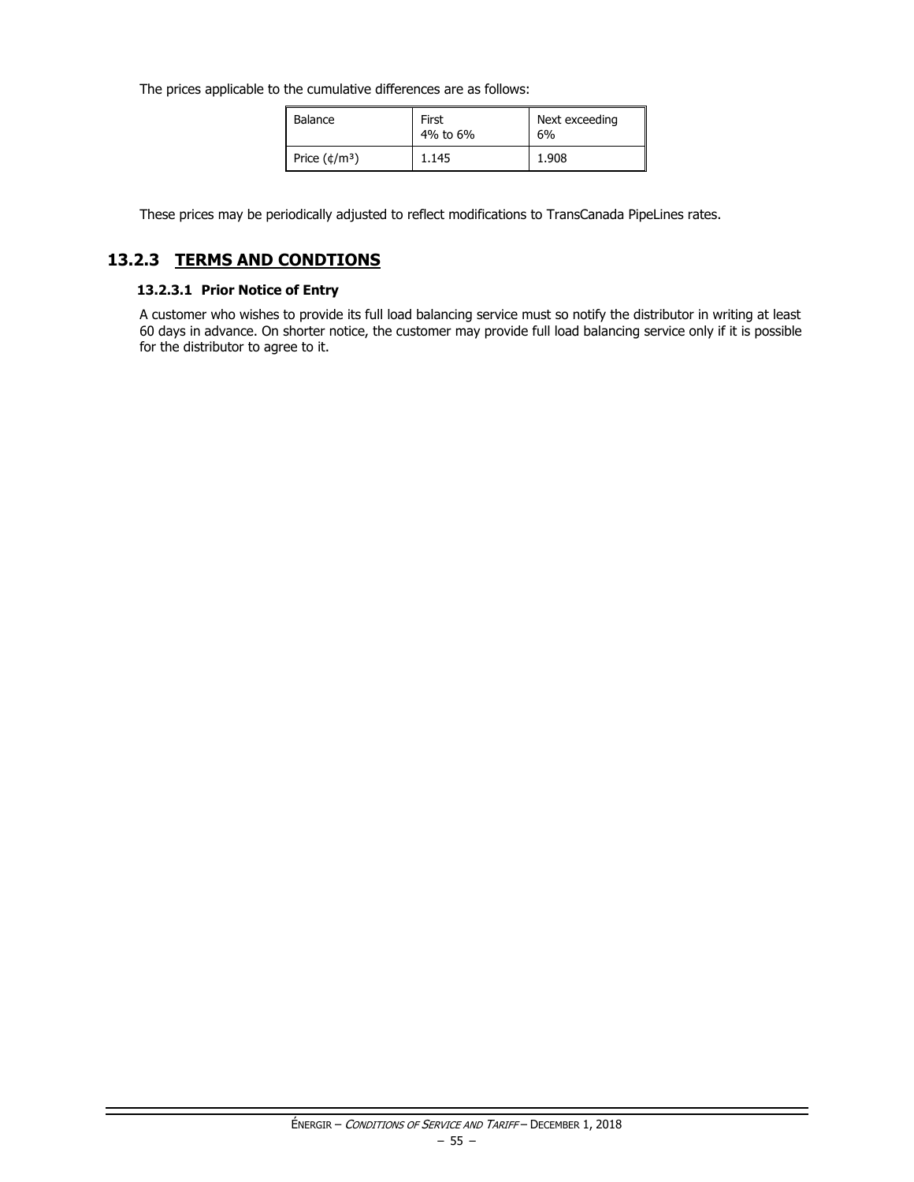The prices applicable to the cumulative differences are as follows:

| Balance | First 4% to 6% | Next exceeding 6% |
| --- | --- | --- |
| Price (¢/m³) | 1.145 | 1.908 |

These prices may be periodically adjusted to reflect modifications to TransCanada PipeLines rates.

## 13.2.3 TERMS AND CONDTIONS

### 13.2.3.1 Prior Notice of Entry

A customer who wishes to provide its full load balancing service must so notify the distributor in writing at least 60 days in advance. On shorter notice, the customer may provide full load balancing service only if it is possible for the distributor to agree to it.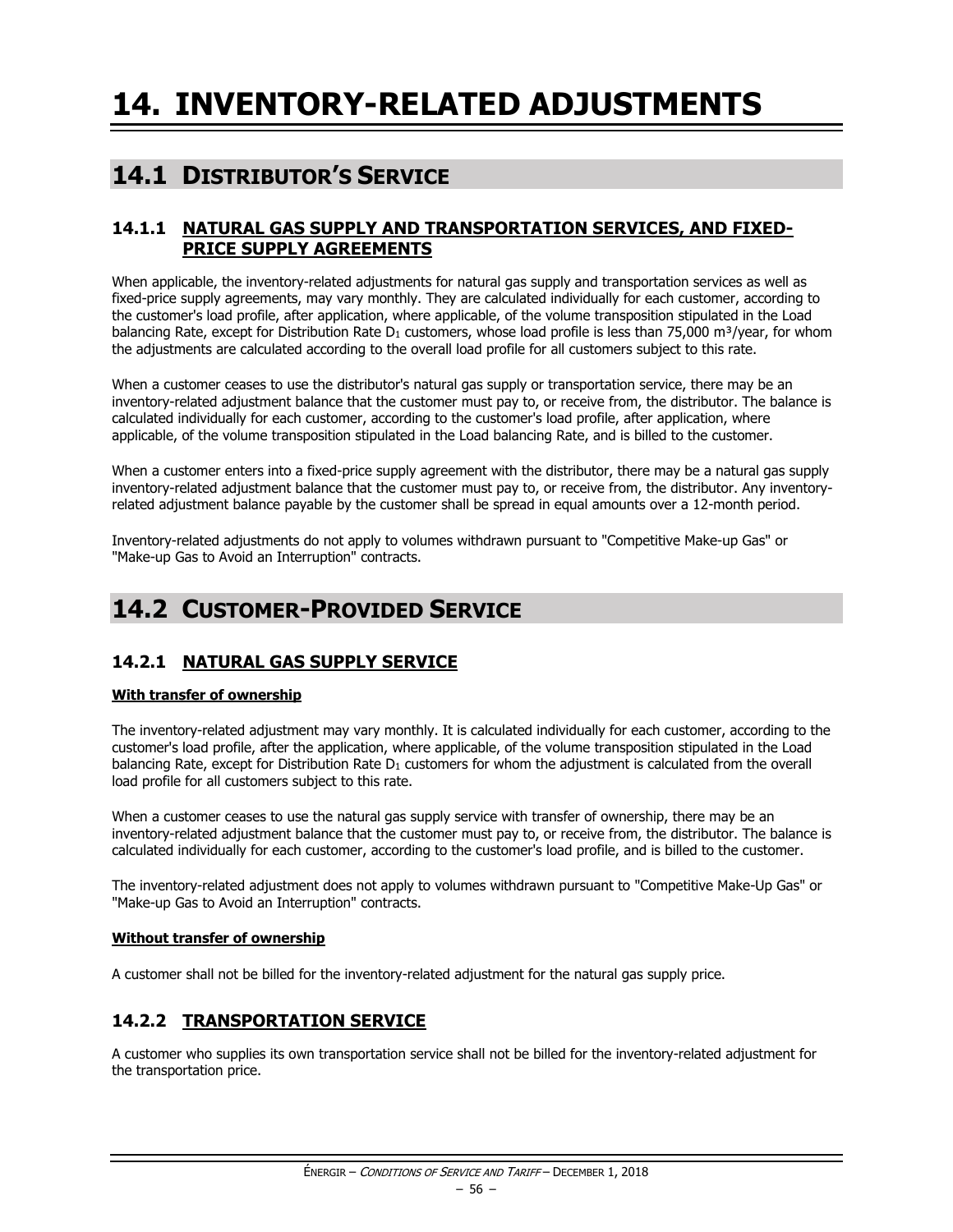# 14. INVENTORY-RELATED ADJUSTMENTS

## 14.1 DISTRIBUTOR'S SERVICE

### 14.1.1 NATURAL GAS SUPPLY AND TRANSPORTATION SERVICES, AND FIXED-PRICE SUPPLY AGREEMENTS

When applicable, the inventory-related adjustments for natural gas supply and transportation services as well as fixed-price supply agreements, may vary monthly. They are calculated individually for each customer, according to the customer's load profile, after application, where applicable, of the volume transposition stipulated in the Load balancing Rate, except for Distribution Rate $D_1$ customers, whose load profile is less than 75,000 m³/year, for whom the adjustments are calculated according to the overall load profile for all customers subject to this rate.

When a customer ceases to use the distributor's natural gas supply or transportation service, there may be an inventory-related adjustment balance that the customer must pay to, or receive from, the distributor. The balance is calculated individually for each customer, according to the customer's load profile, after application, where applicable, of the volume transposition stipulated in the Load balancing Rate, and is billed to the customer.

When a customer enters into a fixed-price supply agreement with the distributor, there may be a natural gas supply inventory-related adjustment balance that the customer must pay to, or receive from, the distributor. Any inventory-related adjustment balance payable by the customer shall be spread in equal amounts over a 12-month period.

Inventory-related adjustments do not apply to volumes withdrawn pursuant to "Competitive Make-up Gas" or "Make-up Gas to Avoid an Interruption" contracts.

## 14.2 CUSTOMER-PROVIDED SERVICE

### 14.2.1 NATURAL GAS SUPPLY SERVICE

**With transfer of ownership**

The inventory-related adjustment may vary monthly. It is calculated individually for each customer, according to the customer's load profile, after the application, where applicable, of the volume transposition stipulated in the Load balancing Rate, except for Distribution Rate $D_1$ customers for whom the adjustment is calculated from the overall load profile for all customers subject to this rate.

When a customer ceases to use the natural gas supply service with transfer of ownership, there may be an inventory-related adjustment balance that the customer must pay to, or receive from, the distributor. The balance is calculated individually for each customer, according to the customer's load profile, and is billed to the customer.

The inventory-related adjustment does not apply to volumes withdrawn pursuant to "Competitive Make-Up Gas" or "Make-up Gas to Avoid an Interruption" contracts.

**Without transfer of ownership**

A customer shall not be billed for the inventory-related adjustment for the natural gas supply price.

### 14.2.2 TRANSPORTATION SERVICE

A customer who supplies its own transportation service shall not be billed for the inventory-related adjustment for the transportation price.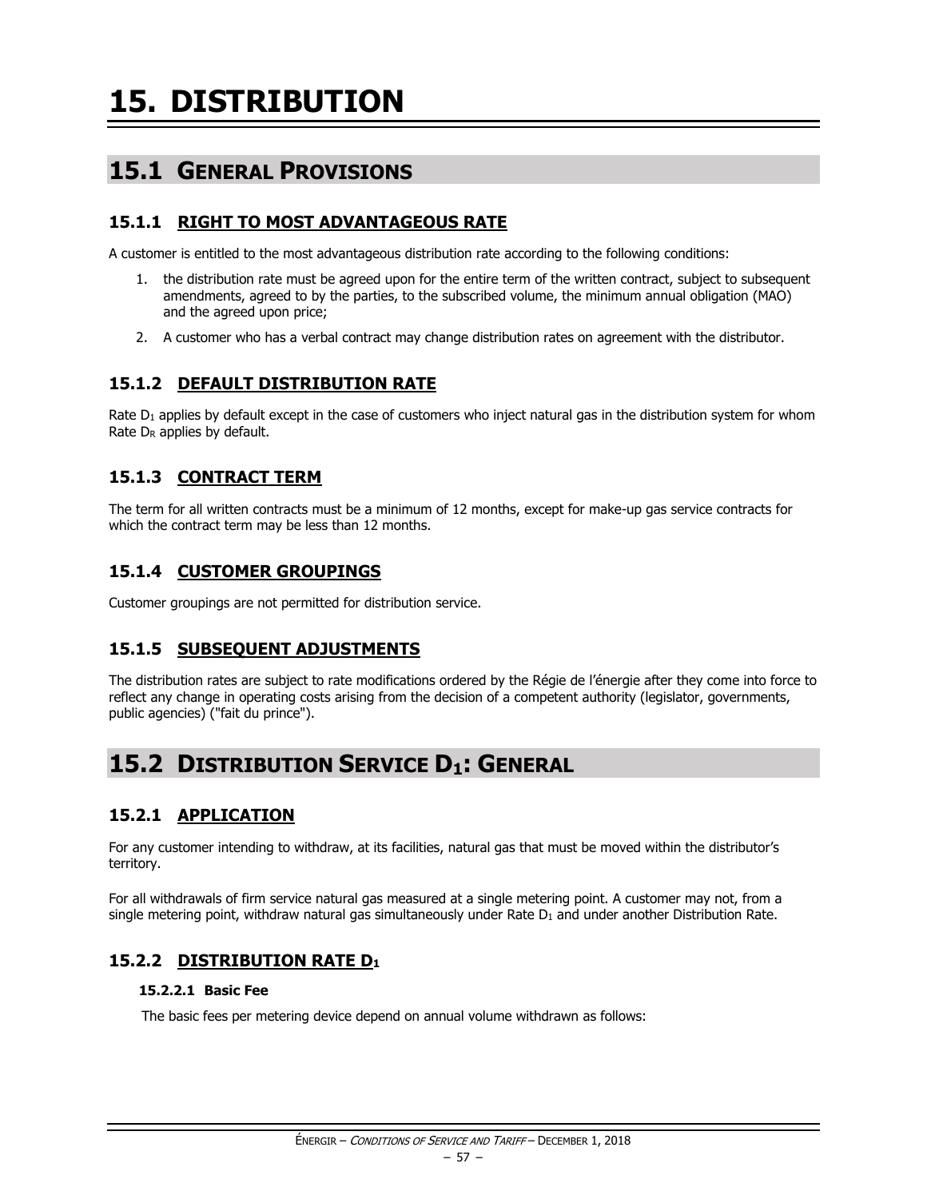# 15. DISTRIBUTION

## 15.1 GENERAL PROVISIONS

### 15.1.1 RIGHT TO MOST ADVANTAGEOUS RATE

A customer is entitled to the most advantageous distribution rate according to the following conditions:

1. the distribution rate must be agreed upon for the entire term of the written contract, subject to subsequent amendments, agreed to by the parties, to the subscribed volume, the minimum annual obligation (MAO) and the agreed upon price;
2. A customer who has a verbal contract may change distribution rates on agreement with the distributor.

### 15.1.2 DEFAULT DISTRIBUTION RATE

Rate $D_1$ applies by default except in the case of customers who inject natural gas in the distribution system for whom Rate $D_R$ applies by default.

### 15.1.3 CONTRACT TERM

The term for all written contracts must be a minimum of 12 months, except for make-up gas service contracts for which the contract term may be less than 12 months.

### 15.1.4 CUSTOMER GROUPINGS

Customer groupings are not permitted for distribution service.

### 15.1.5 SUBSEQUENT ADJUSTMENTS

The distribution rates are subject to rate modifications ordered by the Régie de l'énergie after they come into force to reflect any change in operating costs arising from the decision of a competent authority (legislator, governments, public agencies) ("fait du prince").

## 15.2 DISTRIBUTION SERVICE $D_1$: GENERAL

### 15.2.1 APPLICATION

For any customer intending to withdraw, at its facilities, natural gas that must be moved within the distributor's territory.

For all withdrawals of firm service natural gas measured at a single metering point. A customer may not, from a single metering point, withdraw natural gas simultaneously under Rate $D_1$ and under another Distribution Rate.

### 15.2.2 DISTRIBUTION RATE $D_1$

#### 15.2.2.1 Basic Fee

The basic fees per metering device depend on annual volume withdrawn as follows: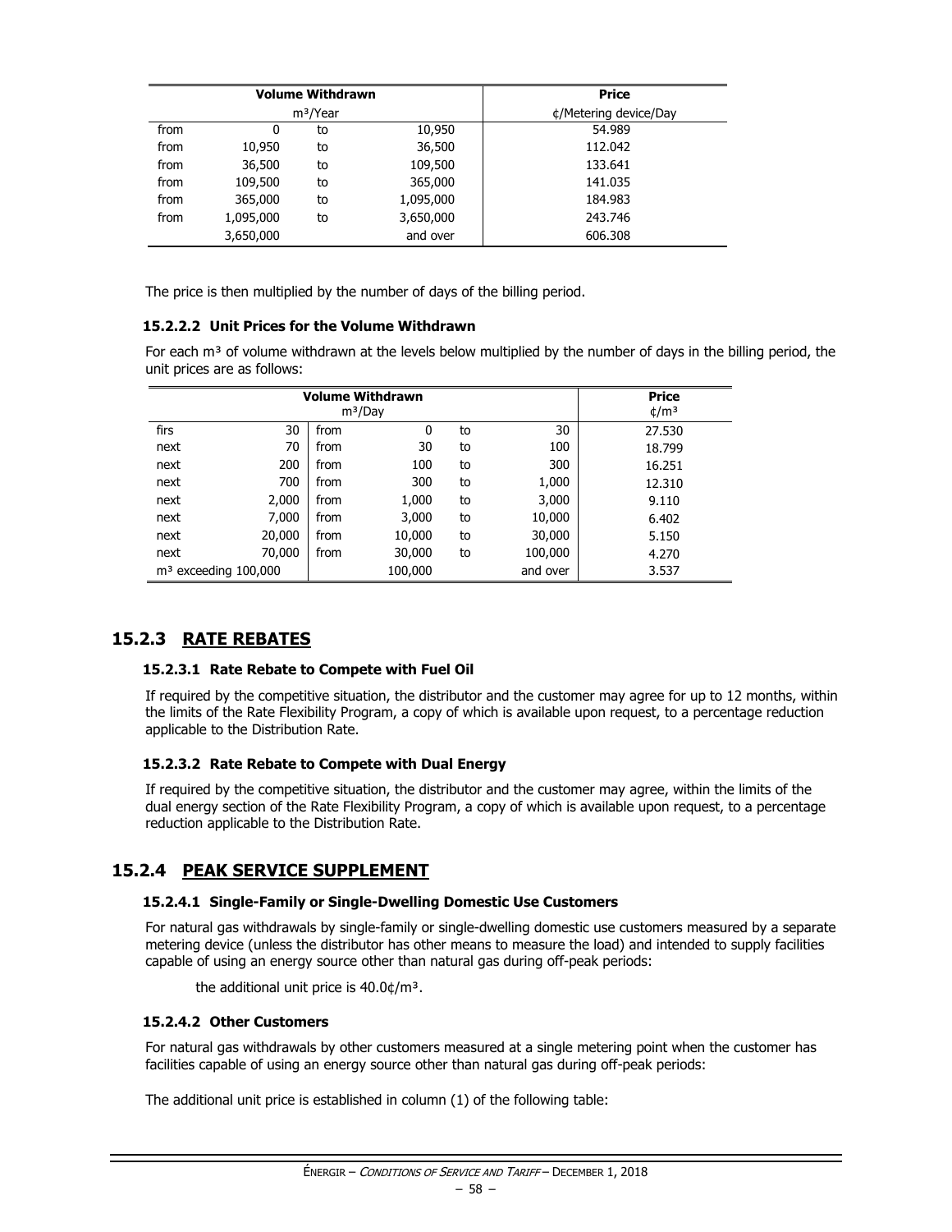| Volume Withdrawn | | | | Price |
|---|---|---|---|---|
| m³/Year | | | | ¢/Metering device/Day |
| from | 0 | to | 10,950 | 54.989 |
| from | 10,950 | to | 36,500 | 112.042 |
| from | 36,500 | to | 109,500 | 133.641 |
| from | 109,500 | to | 365,000 | 141.035 |
| from | 365,000 | to | 1,095,000 | 184.983 |
| from | 1,095,000 | to | 3,650,000 | 243.746 |
| | 3,650,000 | | and over | 606.308 |

The price is then multiplied by the number of days of the billing period.

#### 15.2.2.2 Unit Prices for the Volume Withdrawn

For each m³ of volume withdrawn at the levels below multiplied by the number of days in the billing period, the unit prices are as follows:

| Volume Withdrawn m³/Day | | | | | | Price ¢/m³ |
|---|---|---|---|---|---|---|
| firs | 30 | from | 0 | to | 30 | 27.530 |
| next | 70 | from | 30 | to | 100 | 18.799 |
| next | 200 | from | 100 | to | 300 | 16.251 |
| next | 700 | from | 300 | to | 1,000 | 12.310 |
| next | 2,000 | from | 1,000 | to | 3,000 | 9.110 |
| next | 7,000 | from | 3,000 | to | 10,000 | 6.402 |
| next | 20,000 | from | 10,000 | to | 30,000 | 5.150 |
| next | 70,000 | from | 30,000 | to | 100,000 | 4.270 |
| m³ exceeding 100,000 | | | 100,000 | | and over | 3.537 |

## 15.2.3 RATE REBATES

#### 15.2.3.1 Rate Rebate to Compete with Fuel Oil

If required by the competitive situation, the distributor and the customer may agree for up to 12 months, within the limits of the Rate Flexibility Program, a copy of which is available upon request, to a percentage reduction applicable to the Distribution Rate.

#### 15.2.3.2 Rate Rebate to Compete with Dual Energy

If required by the competitive situation, the distributor and the customer may agree, within the limits of the dual energy section of the Rate Flexibility Program, a copy of which is available upon request, to a percentage reduction applicable to the Distribution Rate.

## 15.2.4 PEAK SERVICE SUPPLEMENT

#### 15.2.4.1 Single-Family or Single-Dwelling Domestic Use Customers

For natural gas withdrawals by single-family or single-dwelling domestic use customers measured by a separate metering device (unless the distributor has other means to measure the load) and intended to supply facilities capable of using an energy source other than natural gas during off-peak periods:

the additional unit price is 40.0¢/m³.

#### 15.2.4.2 Other Customers

For natural gas withdrawals by other customers measured at a single metering point when the customer has facilities capable of using an energy source other than natural gas during off-peak periods:

The additional unit price is established in column (1) of the following table: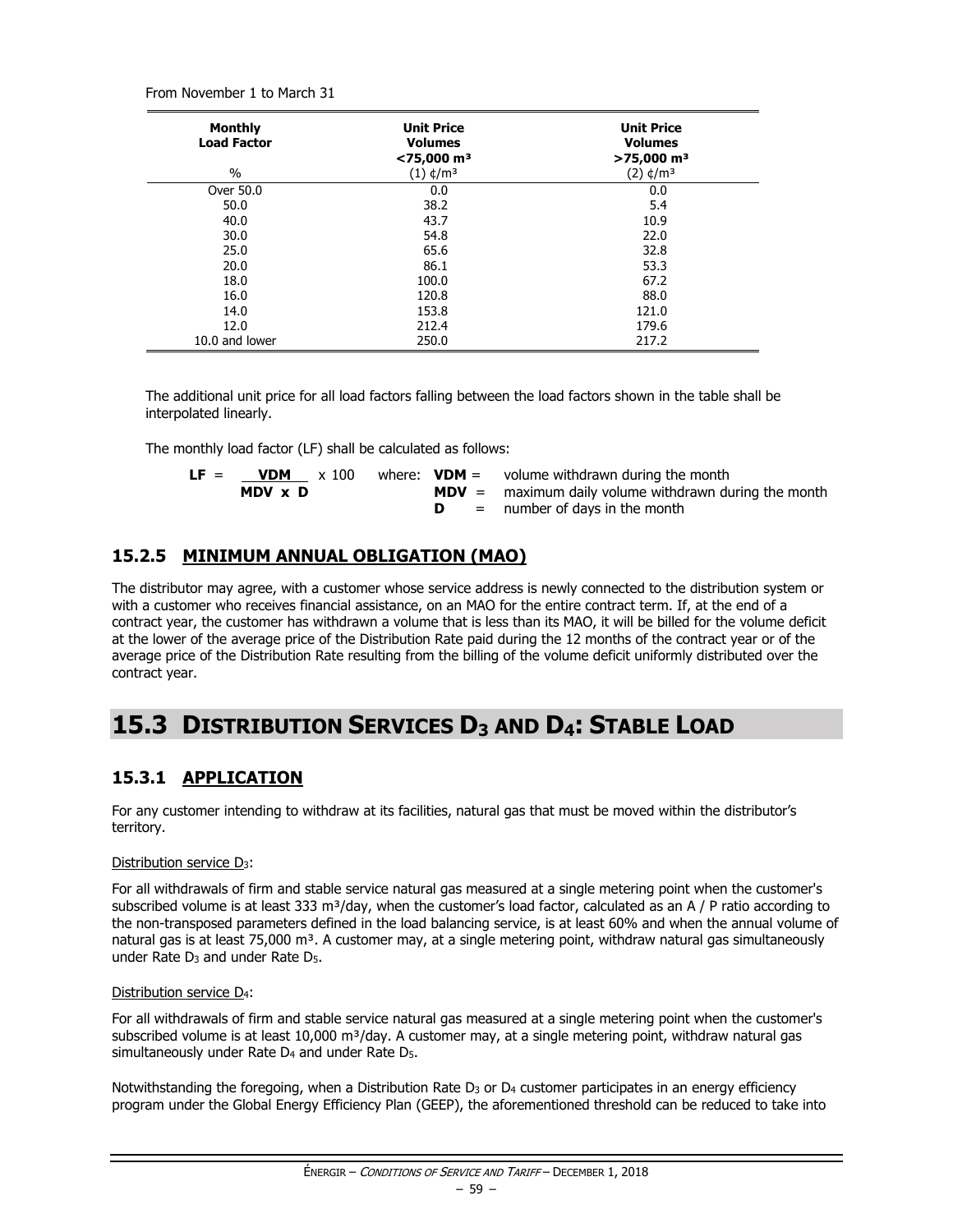From November 1 to March 31

| Monthly Load Factor | Unit Price Volumes <75,000 m³ | Unit Price Volumes >75,000 m³ |
|---|---|---|
| % | (1) ¢/m³ | (2) ¢/m³ |
| Over 50.0 | 0.0 | 0.0 |
| 50.0 | 38.2 | 5.4 |
| 40.0 | 43.7 | 10.9 |
| 30.0 | 54.8 | 22.0 |
| 25.0 | 65.6 | 32.8 |
| 20.0 | 86.1 | 53.3 |
| 18.0 | 100.0 | 67.2 |
| 16.0 | 120.8 | 88.0 |
| 14.0 | 153.8 | 121.0 |
| 12.0 | 212.4 | 179.6 |
| 10.0 and lower | 250.0 | 217.2 |

The additional unit price for all load factors falling between the load factors shown in the table shall be interpolated linearly.

The monthly load factor (LF) shall be calculated as follows:

$$LF = \frac{VDM}{MDV \times D} \times 100$$

where:
- **VDM** = volume withdrawn during the month
- **MDV** = maximum daily volume withdrawn during the month
- **D** = number of days in the month

### 15.2.5 MINIMUM ANNUAL OBLIGATION (MAO)

The distributor may agree, with a customer whose service address is newly connected to the distribution system or with a customer who receives financial assistance, on an MAO for the entire contract term. If, at the end of a contract year, the customer has withdrawn a volume that is less than its MAO, it will be billed for the volume deficit at the lower of the average price of the Distribution Rate paid during the 12 months of the contract year or of the average price of the Distribution Rate resulting from the billing of the volume deficit uniformly distributed over the contract year.

## 15.3 DISTRIBUTION SERVICES $D_3$ AND $D_4$: STABLE LOAD

### 15.3.1 APPLICATION

For any customer intending to withdraw at its facilities, natural gas that must be moved within the distributor's territory.

Distribution service $D_3$:

For all withdrawals of firm and stable service natural gas measured at a single metering point when the customer's subscribed volume is at least 333 m³/day, when the customer's load factor, calculated as an A / P ratio according to the non-transposed parameters defined in the load balancing service, is at least 60% and when the annual volume of natural gas is at least 75,000 m³. A customer may, at a single metering point, withdraw natural gas simultaneously under Rate $D_3$ and under Rate $D_5$.

Distribution service $D_4$:

For all withdrawals of firm and stable service natural gas measured at a single metering point when the customer's subscribed volume is at least 10,000 m³/day. A customer may, at a single metering point, withdraw natural gas simultaneously under Rate $D_4$ and under Rate $D_5$.

Notwithstanding the foregoing, when a Distribution Rate $D_3$ or $D_4$ customer participates in an energy efficiency program under the Global Energy Efficiency Plan (GEEP), the aforementioned threshold can be reduced to take into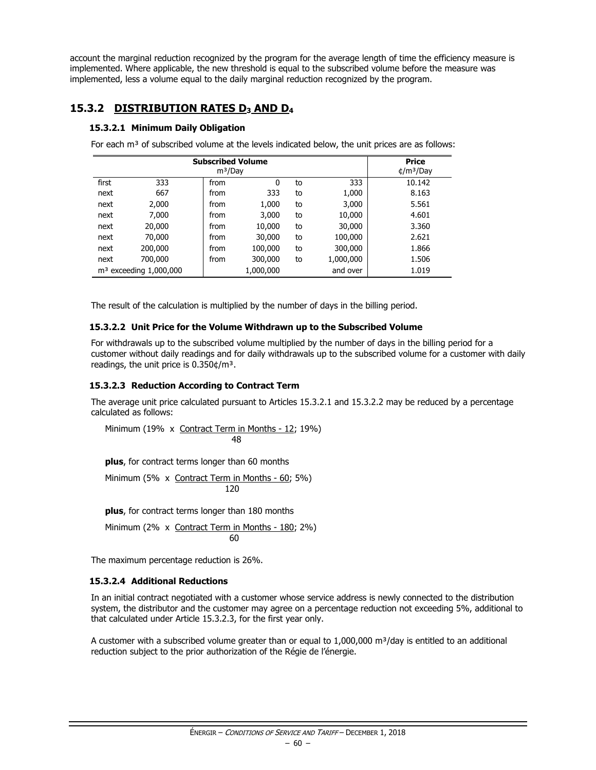account the marginal reduction recognized by the program for the average length of time the efficiency measure is implemented. Where applicable, the new threshold is equal to the subscribed volume before the measure was implemented, less a volume equal to the daily marginal reduction recognized by the program.

## 15.3.2 DISTRIBUTION RATES $D_3$ AND $D_4$

### 15.3.2.1 Minimum Daily Obligation

For each m³ of subscribed volume at the levels indicated below, the unit prices are as follows:

| Subscribed Volume m³/Day | | | | | | Price ¢/m³/Day |
|---|---|---|---|---|---|---|
| first | 333 | from | 0 | to | 333 | 10.142 |
| next | 667 | from | 333 | to | 1,000 | 8.163 |
| next | 2,000 | from | 1,000 | to | 3,000 | 5.561 |
| next | 7,000 | from | 3,000 | to | 10,000 | 4.601 |
| next | 20,000 | from | 10,000 | to | 30,000 | 3.360 |
| next | 70,000 | from | 30,000 | to | 100,000 | 2.621 |
| next | 200,000 | from | 100,000 | to | 300,000 | 1.866 |
| next | 700,000 | from | 300,000 | to | 1,000,000 | 1.506 |
| m³ exceeding 1,000,000 | | | 1,000,000 | | and over | 1.019 |

The result of the calculation is multiplied by the number of days in the billing period.

### 15.3.2.2 Unit Price for the Volume Withdrawn up to the Subscribed Volume

For withdrawals up to the subscribed volume multiplied by the number of days in the billing period for a customer without daily readings and for daily withdrawals up to the subscribed volume for a customer with daily readings, the unit price is 0.350¢/m³.

### 15.3.2.3 Reduction According to Contract Term

The average unit price calculated pursuant to Articles 15.3.2.1 and 15.3.2.2 may be reduced by a percentage calculated as follows:

$$\text{Minimum}\left(19\% \times \frac{\text{Contract Term in Months} - 12}{48};\ 19\%\right)$$

**plus**, for contract terms longer than 60 months

$$\text{Minimum}\left(5\% \times \frac{\text{Contract Term in Months} - 60}{120};\ 5\%\right)$$

**plus**, for contract terms longer than 180 months

$$\text{Minimum}\left(2\% \times \frac{\text{Contract Term in Months} - 180}{60};\ 2\%\right)$$

The maximum percentage reduction is 26%.

### 15.3.2.4 Additional Reductions

In an initial contract negotiated with a customer whose service address is newly connected to the distribution system, the distributor and the customer may agree on a percentage reduction not exceeding 5%, additional to that calculated under Article 15.3.2.3, for the first year only.

A customer with a subscribed volume greater than or equal to 1,000,000 m³/day is entitled to an additional reduction subject to the prior authorization of the Régie de l'énergie.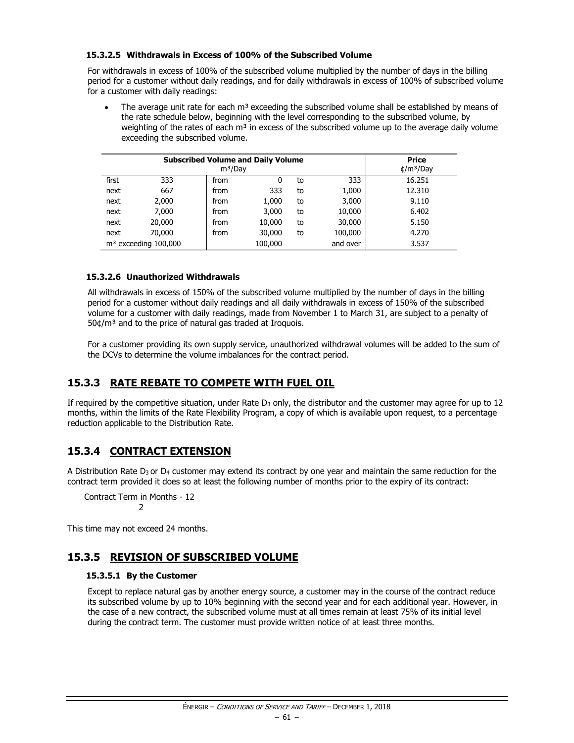#### 15.3.2.5 Withdrawals in Excess of 100% of the Subscribed Volume

For withdrawals in excess of 100% of the subscribed volume multiplied by the number of days in the billing period for a customer without daily readings, and for daily withdrawals in excess of 100% of subscribed volume for a customer with daily readings:

- The average unit rate for each $m^3$ exceeding the subscribed volume shall be established by means of the rate schedule below, beginning with the level corresponding to the subscribed volume, by weighting of the rates of each $m^3$ in excess of the subscribed volume up to the average daily volume exceeding the subscribed volume.

| Subscribed Volume and Daily Volume $m^3$/Day | | | | | | Price ¢/$m^3$/Day |
|---|---|---|---|---|---|---|
| first | 333 | from | 0 | to | 333 | 16.251 |
| next | 667 | from | 333 | to | 1,000 | 12.310 |
| next | 2,000 | from | 1,000 | to | 3,000 | 9.110 |
| next | 7,000 | from | 3,000 | to | 10,000 | 6.402 |
| next | 20,000 | from | 10,000 | to | 30,000 | 5.150 |
| next | 70,000 | from | 30,000 | to | 100,000 | 4.270 |
| $m^3$ exceeding 100,000 | | | 100,000 | | and over | 3.537 |

#### 15.3.2.6 Unauthorized Withdrawals

All withdrawals in excess of 150% of the subscribed volume multiplied by the number of days in the billing period for a customer without daily readings and all daily withdrawals in excess of 150% of the subscribed volume for a customer with daily readings, made from November 1 to March 31, are subject to a penalty of 50¢/$m^3$ and to the price of natural gas traded at Iroquois.

For a customer providing its own supply service, unauthorized withdrawal volumes will be added to the sum of the DCVs to determine the volume imbalances for the contract period.

## 15.3.3 RATE REBATE TO COMPETE WITH FUEL OIL

If required by the competitive situation, under Rate $D_3$ only, the distributor and the customer may agree for up to 12 months, within the limits of the Rate Flexibility Program, a copy of which is available upon request, to a percentage reduction applicable to the Distribution Rate.

## 15.3.4 CONTRACT EXTENSION

A Distribution Rate $D_3$ or $D_4$ customer may extend its contract by one year and maintain the same reduction for the contract term provided it does so at least the following number of months prior to the expiry of its contract:

$$\frac{\text{Contract Term in Months - 12}}{2}$$

This time may not exceed 24 months.

## 15.3.5 REVISION OF SUBSCRIBED VOLUME

#### 15.3.5.1 By the Customer

Except to replace natural gas by another energy source, a customer may in the course of the contract reduce its subscribed volume by up to 10% beginning with the second year and for each additional year. However, in the case of a new contract, the subscribed volume must at all times remain at least 75% of its initial level during the contract term. The customer must provide written notice of at least three months.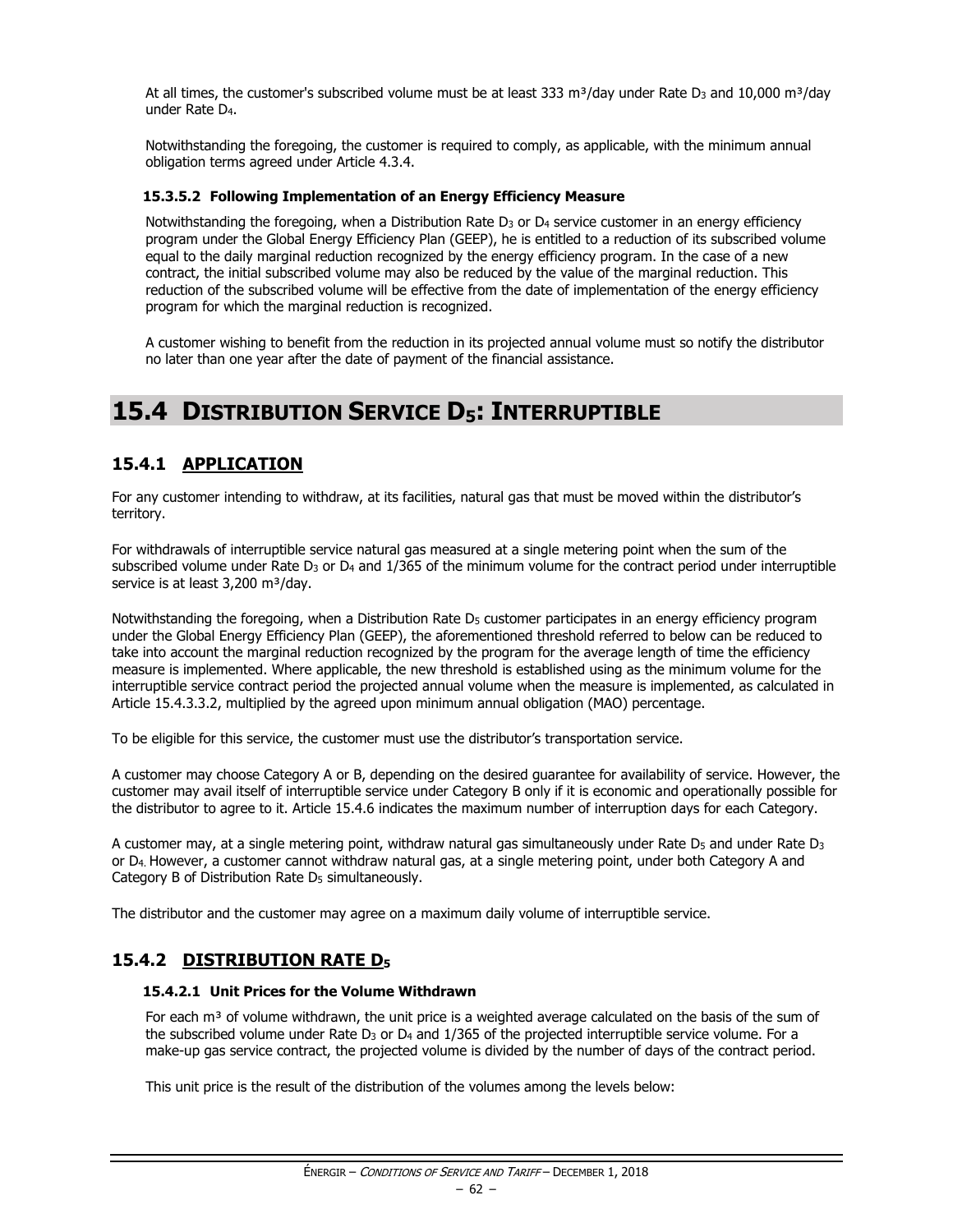At all times, the customer's subscribed volume must be at least 333 m³/day under Rate $D_3$ and 10,000 m³/day under Rate $D_4$.

Notwithstanding the foregoing, the customer is required to comply, as applicable, with the minimum annual obligation terms agreed under Article 4.3.4.

#### 15.3.5.2 Following Implementation of an Energy Efficiency Measure

Notwithstanding the foregoing, when a Distribution Rate $D_3$ or $D_4$ service customer in an energy efficiency program under the Global Energy Efficiency Plan (GEEP), he is entitled to a reduction of its subscribed volume equal to the daily marginal reduction recognized by the energy efficiency program. In the case of a new contract, the initial subscribed volume may also be reduced by the value of the marginal reduction. This reduction of the subscribed volume will be effective from the date of implementation of the energy efficiency program for which the marginal reduction is recognized.

A customer wishing to benefit from the reduction in its projected annual volume must so notify the distributor no later than one year after the date of payment of the financial assistance.

## 15.4 DISTRIBUTION SERVICE $D_5$: INTERRUPTIBLE

### 15.4.1 APPLICATION

For any customer intending to withdraw, at its facilities, natural gas that must be moved within the distributor's territory.

For withdrawals of interruptible service natural gas measured at a single metering point when the sum of the subscribed volume under Rate $D_3$ or $D_4$ and 1/365 of the minimum volume for the contract period under interruptible service is at least 3,200 m³/day.

Notwithstanding the foregoing, when a Distribution Rate $D_5$ customer participates in an energy efficiency program under the Global Energy Efficiency Plan (GEEP), the aforementioned threshold referred to below can be reduced to take into account the marginal reduction recognized by the program for the average length of time the efficiency measure is implemented. Where applicable, the new threshold is established using as the minimum volume for the interruptible service contract period the projected annual volume when the measure is implemented, as calculated in Article 15.4.3.3.2, multiplied by the agreed upon minimum annual obligation (MAO) percentage.

To be eligible for this service, the customer must use the distributor's transportation service.

A customer may choose Category A or B, depending on the desired guarantee for availability of service. However, the customer may avail itself of interruptible service under Category B only if it is economic and operationally possible for the distributor to agree to it. Article 15.4.6 indicates the maximum number of interruption days for each Category.

A customer may, at a single metering point, withdraw natural gas simultaneously under Rate $D_5$ and under Rate $D_3$ or $D_4$. However, a customer cannot withdraw natural gas, at a single metering point, under both Category A and Category B of Distribution Rate $D_5$ simultaneously.

The distributor and the customer may agree on a maximum daily volume of interruptible service.

### 15.4.2 DISTRIBUTION RATE $D_5$

#### 15.4.2.1 Unit Prices for the Volume Withdrawn

For each m³ of volume withdrawn, the unit price is a weighted average calculated on the basis of the sum of the subscribed volume under Rate $D_3$ or $D_4$ and 1/365 of the projected interruptible service volume. For a make-up gas service contract, the projected volume is divided by the number of days of the contract period.

This unit price is the result of the distribution of the volumes among the levels below: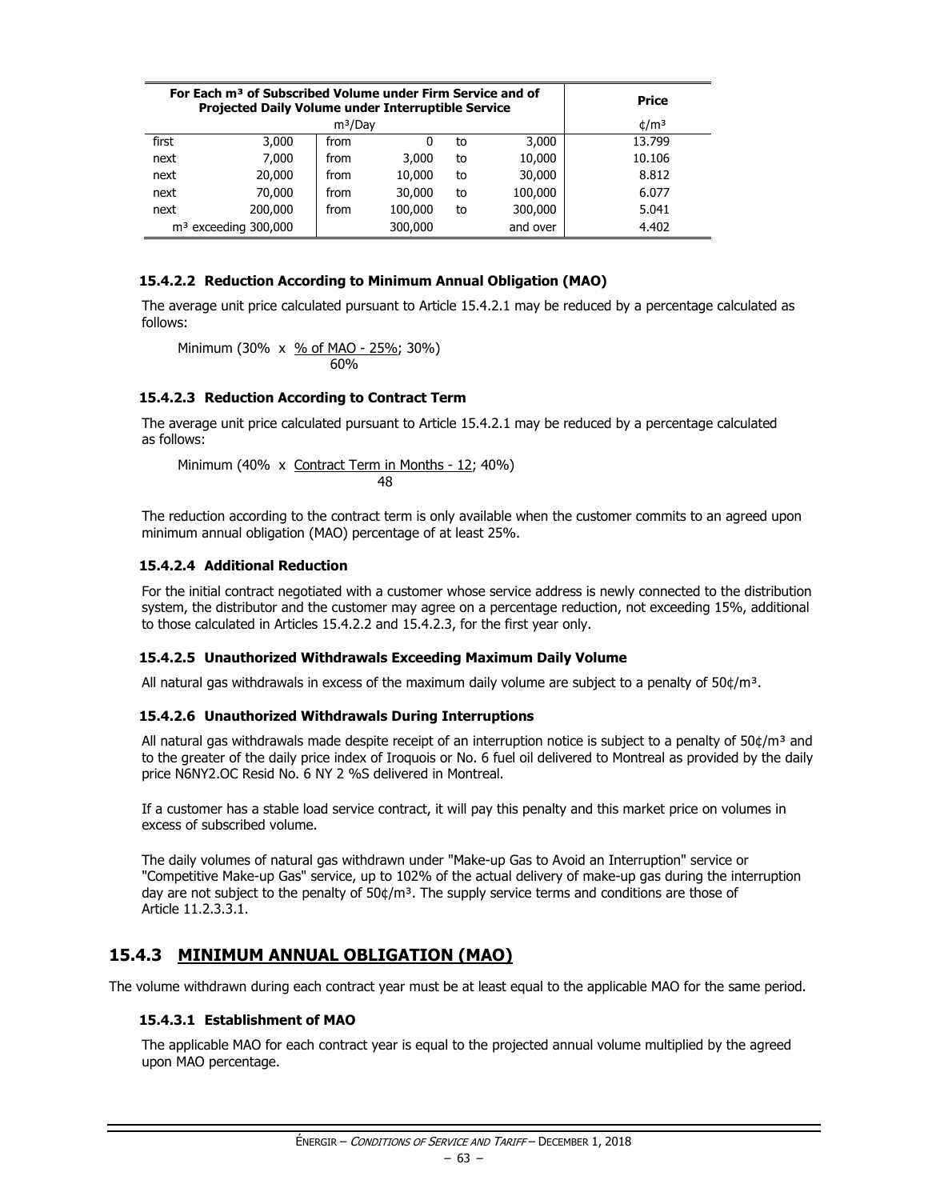| For Each m³ of Subscribed Volume under Firm Service and of Projected Daily Volume under Interruptible Service | | | | | | Price |
|---|---|---|---|---|---|---|
| m³/Day | | | | | | ¢/m³ |
| first | 3,000 | from | 0 | to | 3,000 | 13.799 |
| next | 7,000 | from | 3,000 | to | 10,000 | 10.106 |
| next | 20,000 | from | 10,000 | to | 30,000 | 8.812 |
| next | 70,000 | from | 30,000 | to | 100,000 | 6.077 |
| next | 200,000 | from | 100,000 | to | 300,000 | 5.041 |
| m³ exceeding 300,000 | | | 300,000 | | and over | 4.402 |

#### 15.4.2.2 Reduction According to Minimum Annual Obligation (MAO)

The average unit price calculated pursuant to Article 15.4.2.1 may be reduced by a percentage calculated as follows:

$$\text{Minimum}\left(30\% \times \frac{\%\text{ of MAO} - 25\%}{60\%};\ 30\%\right)$$

#### 15.4.2.3 Reduction According to Contract Term

The average unit price calculated pursuant to Article 15.4.2.1 may be reduced by a percentage calculated as follows:

$$\text{Minimum}\left(40\% \times \frac{\text{Contract Term in Months} - 12}{48};\ 40\%\right)$$

The reduction according to the contract term is only available when the customer commits to an agreed upon minimum annual obligation (MAO) percentage of at least 25%.

#### 15.4.2.4 Additional Reduction

For the initial contract negotiated with a customer whose service address is newly connected to the distribution system, the distributor and the customer may agree on a percentage reduction, not exceeding 15%, additional to those calculated in Articles 15.4.2.2 and 15.4.2.3, for the first year only.

#### 15.4.2.5 Unauthorized Withdrawals Exceeding Maximum Daily Volume

All natural gas withdrawals in excess of the maximum daily volume are subject to a penalty of 50¢/m³.

#### 15.4.2.6 Unauthorized Withdrawals During Interruptions

All natural gas withdrawals made despite receipt of an interruption notice is subject to a penalty of 50¢/m³ and to the greater of the daily price index of Iroquois or No. 6 fuel oil delivered to Montreal as provided by the daily price N6NY2.OC Resid No. 6 NY 2 %S delivered in Montreal.

If a customer has a stable load service contract, it will pay this penalty and this market price on volumes in excess of subscribed volume.

The daily volumes of natural gas withdrawn under "Make-up Gas to Avoid an Interruption" service or "Competitive Make-up Gas" service, up to 102% of the actual delivery of make-up gas during the interruption day are not subject to the penalty of 50¢/m³. The supply service terms and conditions are those of Article 11.2.3.3.1.

## 15.4.3 MINIMUM ANNUAL OBLIGATION (MAO)

The volume withdrawn during each contract year must be at least equal to the applicable MAO for the same period.

#### 15.4.3.1 Establishment of MAO

The applicable MAO for each contract year is equal to the projected annual volume multiplied by the agreed upon MAO percentage.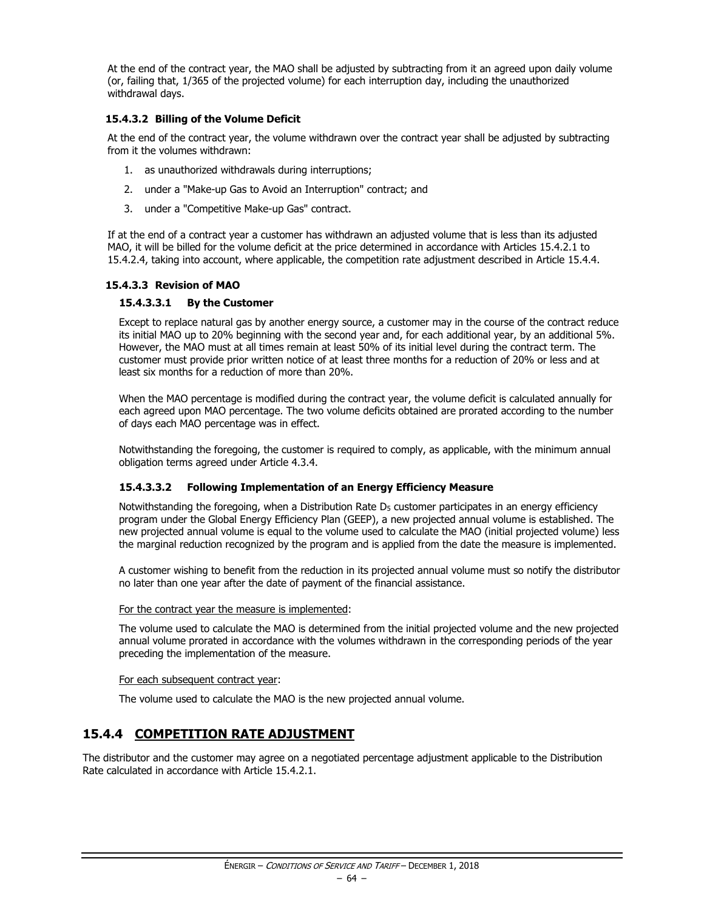At the end of the contract year, the MAO shall be adjusted by subtracting from it an agreed upon daily volume (or, failing that, 1/365 of the projected volume) for each interruption day, including the unauthorized withdrawal days.

#### 15.4.3.2 Billing of the Volume Deficit

At the end of the contract year, the volume withdrawn over the contract year shall be adjusted by subtracting from it the volumes withdrawn:

1. as unauthorized withdrawals during interruptions;
2. under a "Make-up Gas to Avoid an Interruption" contract; and
3. under a "Competitive Make-up Gas" contract.

If at the end of a contract year a customer has withdrawn an adjusted volume that is less than its adjusted MAO, it will be billed for the volume deficit at the price determined in accordance with Articles 15.4.2.1 to 15.4.2.4, taking into account, where applicable, the competition rate adjustment described in Article 15.4.4.

#### 15.4.3.3 Revision of MAO

##### 15.4.3.3.1 By the Customer

Except to replace natural gas by another energy source, a customer may in the course of the contract reduce its initial MAO up to 20% beginning with the second year and, for each additional year, by an additional 5%. However, the MAO must at all times remain at least 50% of its initial level during the contract term. The customer must provide prior written notice of at least three months for a reduction of 20% or less and at least six months for a reduction of more than 20%.

When the MAO percentage is modified during the contract year, the volume deficit is calculated annually for each agreed upon MAO percentage. The two volume deficits obtained are prorated according to the number of days each MAO percentage was in effect.

Notwithstanding the foregoing, the customer is required to comply, as applicable, with the minimum annual obligation terms agreed under Article 4.3.4.

##### 15.4.3.3.2 Following Implementation of an Energy Efficiency Measure

Notwithstanding the foregoing, when a Distribution Rate $D_5$ customer participates in an energy efficiency program under the Global Energy Efficiency Plan (GEEP), a new projected annual volume is established. The new projected annual volume is equal to the volume used to calculate the MAO (initial projected volume) less the marginal reduction recognized by the program and is applied from the date the measure is implemented.

A customer wishing to benefit from the reduction in its projected annual volume must so notify the distributor no later than one year after the date of payment of the financial assistance.

<u>For the contract year the measure is implemented</u>:

The volume used to calculate the MAO is determined from the initial projected volume and the new projected annual volume prorated in accordance with the volumes withdrawn in the corresponding periods of the year preceding the implementation of the measure.

<u>For each subsequent contract year</u>:

The volume used to calculate the MAO is the new projected annual volume.

### 15.4.4 COMPETITION RATE ADJUSTMENT

The distributor and the customer may agree on a negotiated percentage adjustment applicable to the Distribution Rate calculated in accordance with Article 15.4.2.1.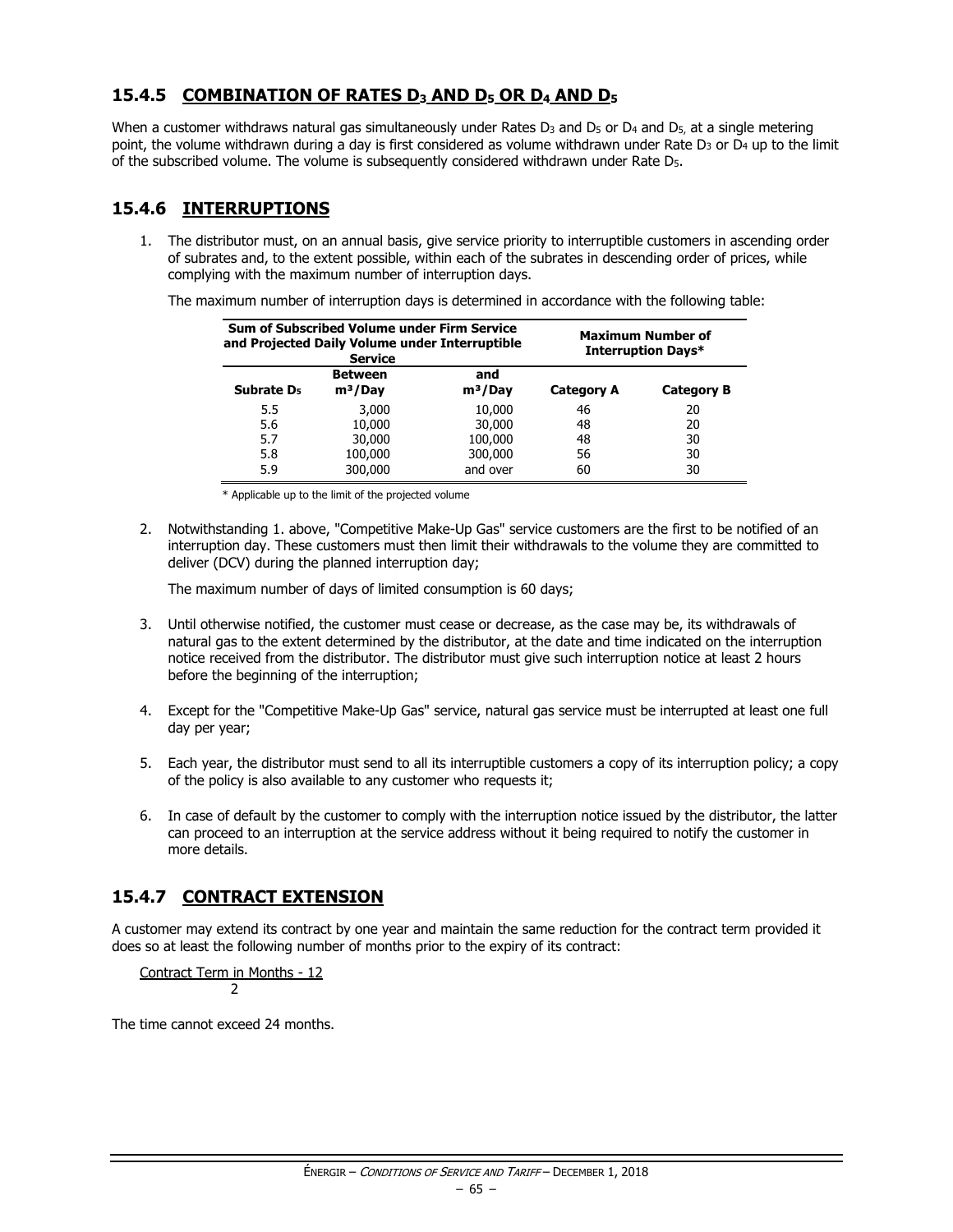### 15.4.5 COMBINATION OF RATES $D_3$ AND $D_5$ OR $D_4$ AND $D_5$

When a customer withdraws natural gas simultaneously under Rates $D_3$ and $D_5$ or $D_4$ and $D_5$, at a single metering point, the volume withdrawn during a day is first considered as volume withdrawn under Rate $D_3$ or $D_4$ up to the limit of the subscribed volume. The volume is subsequently considered withdrawn under Rate $D_5$.

### 15.4.6 INTERRUPTIONS

1. The distributor must, on an annual basis, give service priority to interruptible customers in ascending order of subrates and, to the extent possible, within each of the subrates in descending order of prices, while complying with the maximum number of interruption days.

   The maximum number of interruption days is determined in accordance with the following table:

| Sum of Subscribed Volume under Firm Service and Projected Daily Volume under Interruptible Service | | | Maximum Number of Interruption Days* | |
|---|---|---|---|---|
| **Subrate $D_5$** | **Between $m^3$/Day** | **and $m^3$/Day** | **Category A** | **Category B** |
| 5.5 | 3,000 | 10,000 | 46 | 20 |
| 5.6 | 10,000 | 30,000 | 48 | 20 |
| 5.7 | 30,000 | 100,000 | 48 | 30 |
| 5.8 | 100,000 | 300,000 | 56 | 30 |
| 5.9 | 300,000 | and over | 60 | 30 |

   \* Applicable up to the limit of the projected volume

2. Notwithstanding 1. above, "Competitive Make-Up Gas" service customers are the first to be notified of an interruption day. These customers must then limit their withdrawals to the volume they are committed to deliver (DCV) during the planned interruption day;

   The maximum number of days of limited consumption is 60 days;

3. Until otherwise notified, the customer must cease or decrease, as the case may be, its withdrawals of natural gas to the extent determined by the distributor, at the date and time indicated on the interruption notice received from the distributor. The distributor must give such interruption notice at least 2 hours before the beginning of the interruption;

4. Except for the "Competitive Make-Up Gas" service, natural gas service must be interrupted at least one full day per year;

5. Each year, the distributor must send to all its interruptible customers a copy of its interruption policy; a copy of the policy is also available to any customer who requests it;

6. In case of default by the customer to comply with the interruption notice issued by the distributor, the latter can proceed to an interruption at the service address without it being required to notify the customer in more details.

### 15.4.7 CONTRACT EXTENSION

A customer may extend its contract by one year and maintain the same reduction for the contract term provided it does so at least the following number of months prior to the expiry of its contract:

$$\frac{\text{Contract Term in Months} - 12}{2}$$

The time cannot exceed 24 months.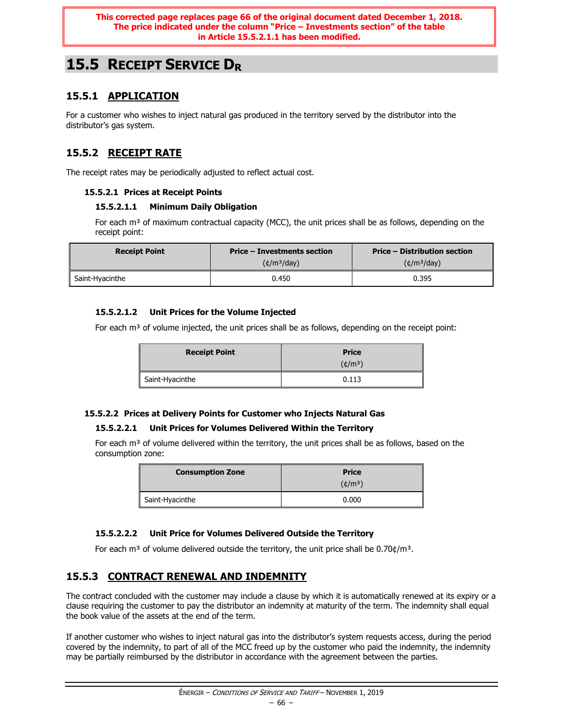**This corrected page replaces page 66 of the original document dated December 1, 2018. The price indicated under the column "Price – Investments section" of the table in Article 15.5.2.1.1 has been modified.**

# 15.5 RECEIPT SERVICE $D_R$

## 15.5.1 APPLICATION

For a customer who wishes to inject natural gas produced in the territory served by the distributor into the distributor's gas system.

## 15.5.2 RECEIPT RATE

The receipt rates may be periodically adjusted to reflect actual cost.

### 15.5.2.1 Prices at Receipt Points

#### 15.5.2.1.1 Minimum Daily Obligation

For each m³ of maximum contractual capacity (MCC), the unit prices shall be as follows, depending on the receipt point:

| Receipt Point | Price – Investments section (¢/m³/day) | Price – Distribution section (¢/m³/day) |
|---|---|---|
| Saint-Hyacinthe | 0.450 | 0.395 |

#### 15.5.2.1.2 Unit Prices for the Volume Injected

For each m³ of volume injected, the unit prices shall be as follows, depending on the receipt point:

| Receipt Point | Price (¢/m³) |
|---|---|
| Saint-Hyacinthe | 0.113 |

### 15.5.2.2 Prices at Delivery Points for Customer who Injects Natural Gas

#### 15.5.2.2.1 Unit Prices for Volumes Delivered Within the Territory

For each m³ of volume delivered within the territory, the unit prices shall be as follows, based on the consumption zone:

| Consumption Zone | Price (¢/m³) |
|---|---|
| Saint-Hyacinthe | 0.000 |

#### 15.5.2.2.2 Unit Price for Volumes Delivered Outside the Territory

For each m³ of volume delivered outside the territory, the unit price shall be 0.70¢/m³.

## 15.5.3 CONTRACT RENEWAL AND INDEMNITY

The contract concluded with the customer may include a clause by which it is automatically renewed at its expiry or a clause requiring the customer to pay the distributor an indemnity at maturity of the term. The indemnity shall equal the book value of the assets at the end of the term.

If another customer who wishes to inject natural gas into the distributor's system requests access, during the period covered by the indemnity, to part of all of the MCC freed up by the customer who paid the indemnity, the indemnity may be partially reimbursed by the distributor in accordance with the agreement between the parties.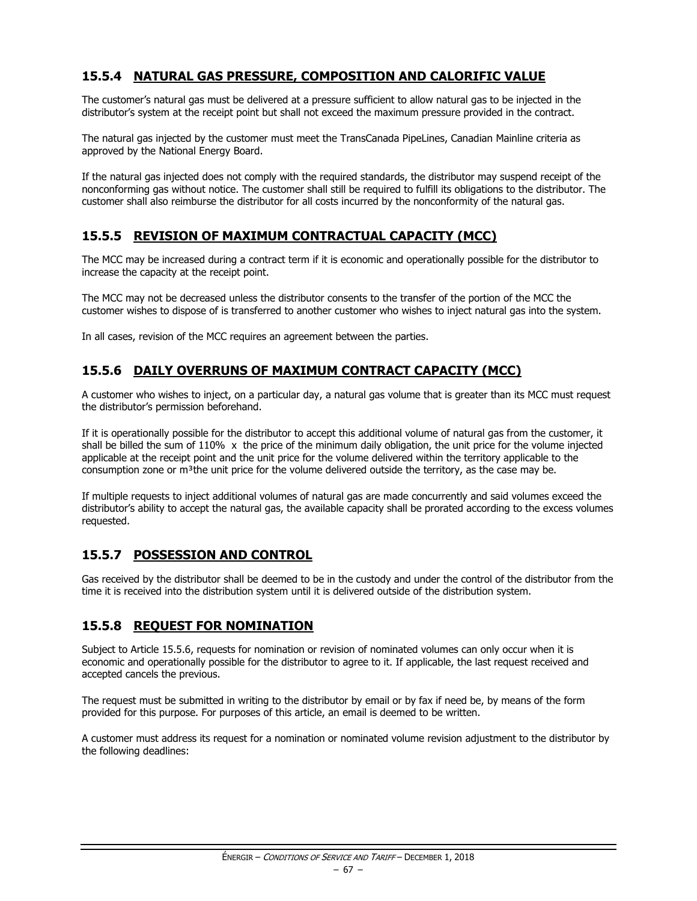## 15.5.4 NATURAL GAS PRESSURE, COMPOSITION AND CALORIFIC VALUE

The customer's natural gas must be delivered at a pressure sufficient to allow natural gas to be injected in the distributor's system at the receipt point but shall not exceed the maximum pressure provided in the contract.

The natural gas injected by the customer must meet the TransCanada PipeLines, Canadian Mainline criteria as approved by the National Energy Board.

If the natural gas injected does not comply with the required standards, the distributor may suspend receipt of the nonconforming gas without notice. The customer shall still be required to fulfill its obligations to the distributor. The customer shall also reimburse the distributor for all costs incurred by the nonconformity of the natural gas.

## 15.5.5 REVISION OF MAXIMUM CONTRACTUAL CAPACITY (MCC)

The MCC may be increased during a contract term if it is economic and operationally possible for the distributor to increase the capacity at the receipt point.

The MCC may not be decreased unless the distributor consents to the transfer of the portion of the MCC the customer wishes to dispose of is transferred to another customer who wishes to inject natural gas into the system.

In all cases, revision of the MCC requires an agreement between the parties.

## 15.5.6 DAILY OVERRUNS OF MAXIMUM CONTRACT CAPACITY (MCC)

A customer who wishes to inject, on a particular day, a natural gas volume that is greater than its MCC must request the distributor's permission beforehand.

If it is operationally possible for the distributor to accept this additional volume of natural gas from the customer, it shall be billed the sum of 110% x the price of the minimum daily obligation, the unit price for the volume injected applicable at the receipt point and the unit price for the volume delivered within the territory applicable to the consumption zone or m³the unit price for the volume delivered outside the territory, as the case may be.

If multiple requests to inject additional volumes of natural gas are made concurrently and said volumes exceed the distributor's ability to accept the natural gas, the available capacity shall be prorated according to the excess volumes requested.

## 15.5.7 POSSESSION AND CONTROL

Gas received by the distributor shall be deemed to be in the custody and under the control of the distributor from the time it is received into the distribution system until it is delivered outside of the distribution system.

## 15.5.8 REQUEST FOR NOMINATION

Subject to Article 15.5.6, requests for nomination or revision of nominated volumes can only occur when it is economic and operationally possible for the distributor to agree to it. If applicable, the last request received and accepted cancels the previous.

The request must be submitted in writing to the distributor by email or by fax if need be, by means of the form provided for this purpose. For purposes of this article, an email is deemed to be written.

A customer must address its request for a nomination or nominated volume revision adjustment to the distributor by the following deadlines: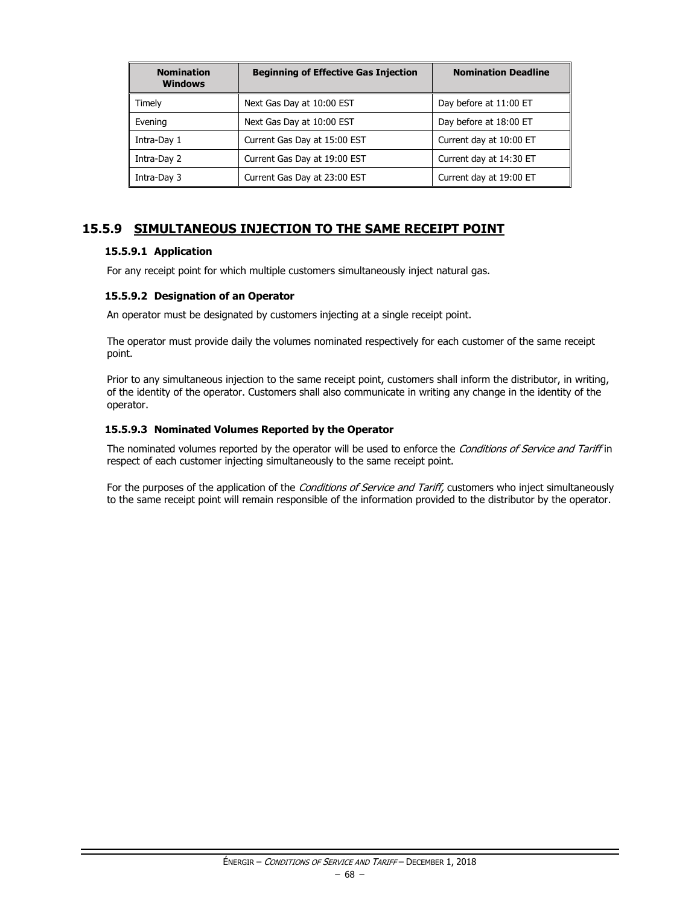| Nomination Windows | Beginning of Effective Gas Injection | Nomination Deadline |
|---|---|---|
| Timely | Next Gas Day at 10:00 EST | Day before at 11:00 ET |
| Evening | Next Gas Day at 10:00 EST | Day before at 18:00 ET |
| Intra-Day 1 | Current Gas Day at 15:00 EST | Current day at 10:00 ET |
| Intra-Day 2 | Current Gas Day at 19:00 EST | Current day at 14:30 ET |
| Intra-Day 3 | Current Gas Day at 23:00 EST | Current day at 19:00 ET |

## 15.5.9 SIMULTANEOUS INJECTION TO THE SAME RECEIPT POINT

### 15.5.9.1 Application

For any receipt point for which multiple customers simultaneously inject natural gas.

### 15.5.9.2 Designation of an Operator

An operator must be designated by customers injecting at a single receipt point.

The operator must provide daily the volumes nominated respectively for each customer of the same receipt point.

Prior to any simultaneous injection to the same receipt point, customers shall inform the distributor, in writing, of the identity of the operator. Customers shall also communicate in writing any change in the identity of the operator.

### 15.5.9.3 Nominated Volumes Reported by the Operator

The nominated volumes reported by the operator will be used to enforce the *Conditions of Service and Tariff* in respect of each customer injecting simultaneously to the same receipt point.

For the purposes of the application of the *Conditions of Service and Tariff,* customers who inject simultaneously to the same receipt point will remain responsible of the information provided to the distributor by the operator.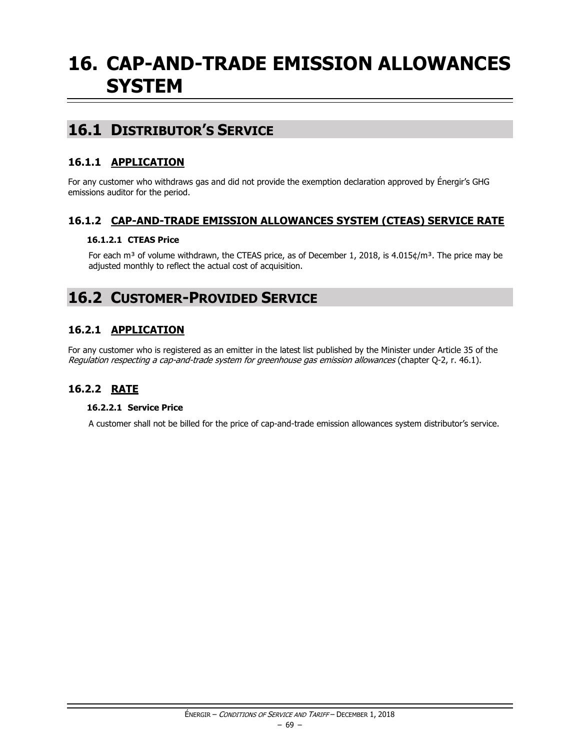# 16. CAP-AND-TRADE EMISSION ALLOWANCES SYSTEM

## 16.1 DISTRIBUTOR'S SERVICE

### 16.1.1 APPLICATION

For any customer who withdraws gas and did not provide the exemption declaration approved by Énergir's GHG emissions auditor for the period.

### 16.1.2 CAP-AND-TRADE EMISSION ALLOWANCES SYSTEM (CTEAS) SERVICE RATE

#### 16.1.2.1 CTEAS Price

For each m³ of volume withdrawn, the CTEAS price, as of December 1, 2018, is 4.015¢/m³. The price may be adjusted monthly to reflect the actual cost of acquisition.

## 16.2 CUSTOMER-PROVIDED SERVICE

### 16.2.1 APPLICATION

For any customer who is registered as an emitter in the latest list published by the Minister under Article 35 of the *Regulation respecting a cap-and-trade system for greenhouse gas emission allowances* (chapter Q-2, r. 46.1).

### 16.2.2 RATE

#### 16.2.2.1 Service Price

A customer shall not be billed for the price of cap-and-trade emission allowances system distributor's service.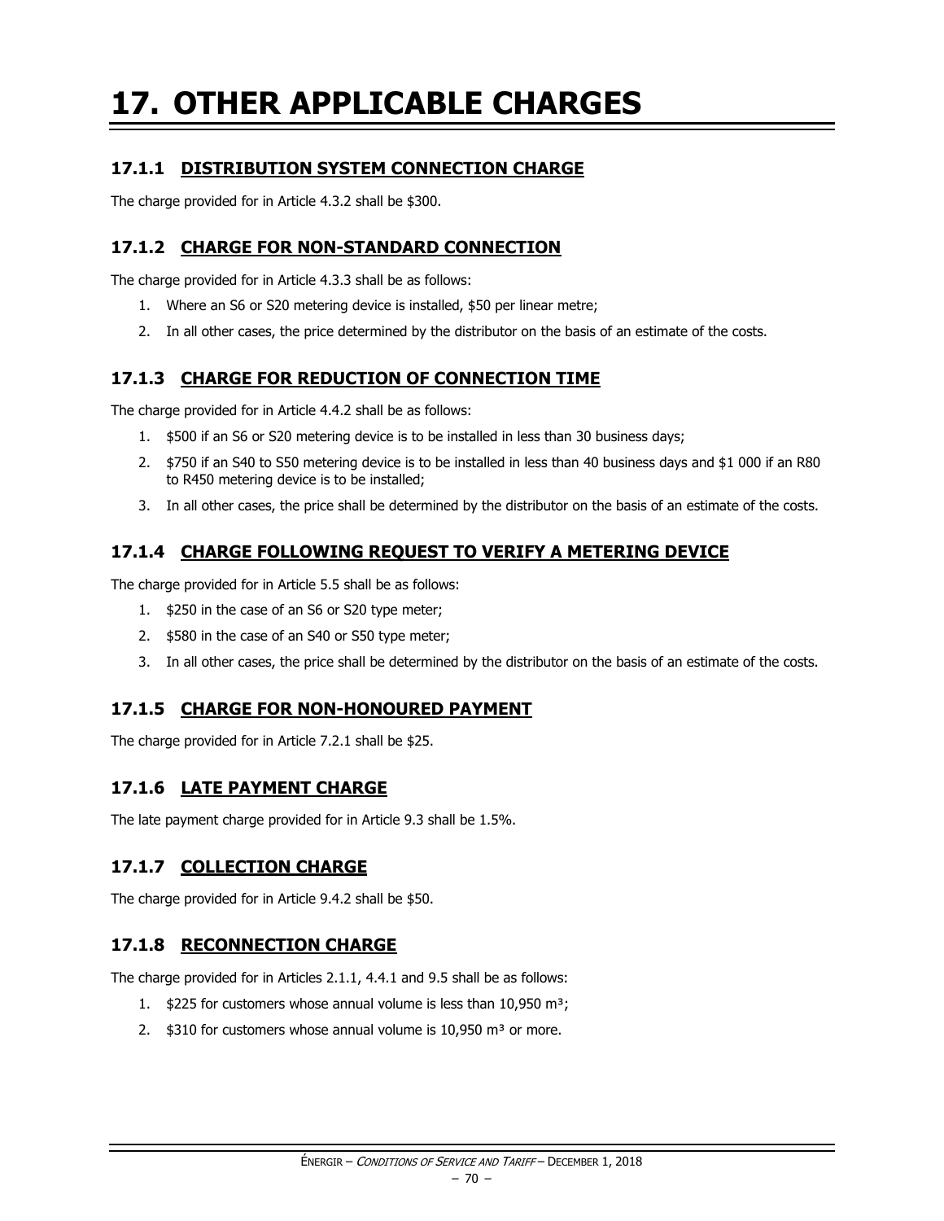# 17. OTHER APPLICABLE CHARGES

### 17.1.1 DISTRIBUTION SYSTEM CONNECTION CHARGE

The charge provided for in Article 4.3.2 shall be $300.

### 17.1.2 CHARGE FOR NON-STANDARD CONNECTION

The charge provided for in Article 4.3.3 shall be as follows:

1. Where an S6 or S20 metering device is installed, $50 per linear metre;
2. In all other cases, the price determined by the distributor on the basis of an estimate of the costs.

### 17.1.3 CHARGE FOR REDUCTION OF CONNECTION TIME

The charge provided for in Article 4.4.2 shall be as follows:

1. $500 if an S6 or S20 metering device is to be installed in less than 30 business days;
2. $750 if an S40 to S50 metering device is to be installed in less than 40 business days and $1 000 if an R80 to R450 metering device is to be installed;
3. In all other cases, the price shall be determined by the distributor on the basis of an estimate of the costs.

### 17.1.4 CHARGE FOLLOWING REQUEST TO VERIFY A METERING DEVICE

The charge provided for in Article 5.5 shall be as follows:

1. $250 in the case of an S6 or S20 type meter;
2. $580 in the case of an S40 or S50 type meter;
3. In all other cases, the price shall be determined by the distributor on the basis of an estimate of the costs.

### 17.1.5 CHARGE FOR NON-HONOURED PAYMENT

The charge provided for in Article 7.2.1 shall be $25.

### 17.1.6 LATE PAYMENT CHARGE

The late payment charge provided for in Article 9.3 shall be 1.5%.

### 17.1.7 COLLECTION CHARGE

The charge provided for in Article 9.4.2 shall be $50.

### 17.1.8 RECONNECTION CHARGE

The charge provided for in Articles 2.1.1, 4.4.1 and 9.5 shall be as follows:

1. $225 for customers whose annual volume is less than 10,950 m³;
2. $310 for customers whose annual volume is 10,950 m³ or more.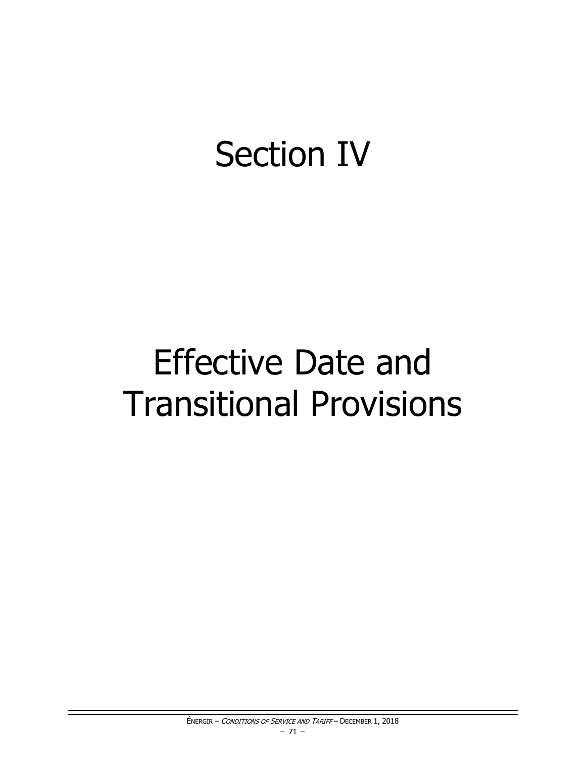# Section IV

# Effective Date and Transitional Provisions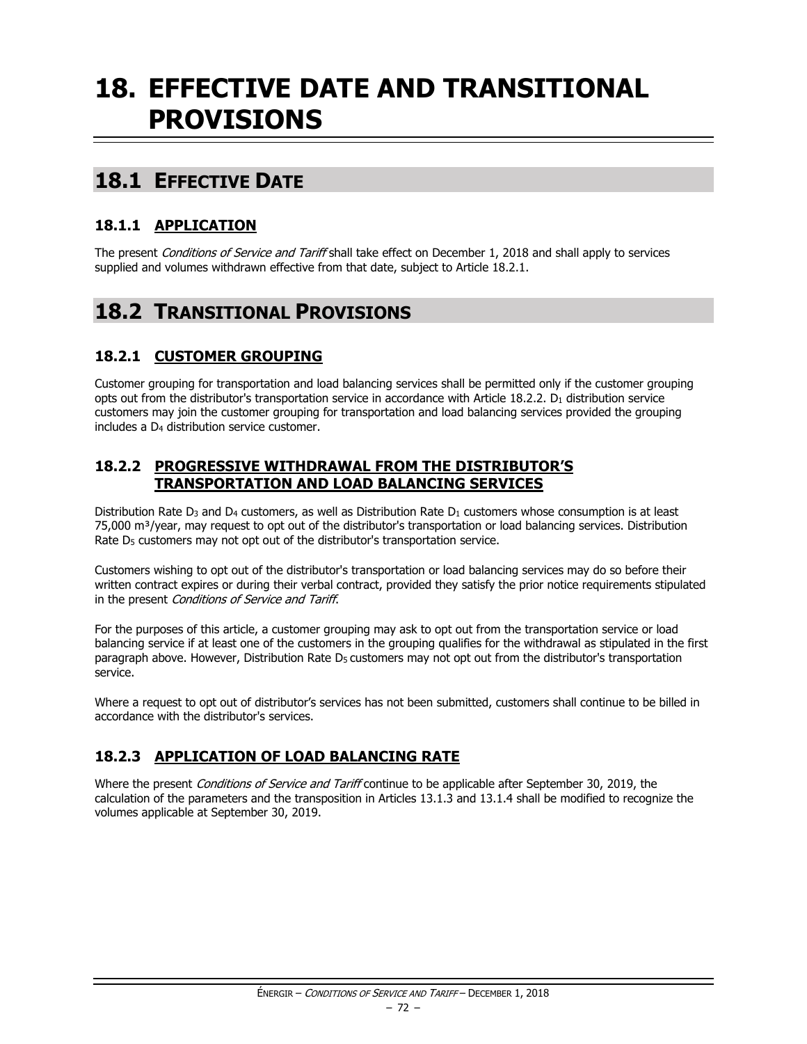# 18. EFFECTIVE DATE AND TRANSITIONAL PROVISIONS

## 18.1 EFFECTIVE DATE

### 18.1.1 APPLICATION

The present *Conditions of Service and Tariff* shall take effect on December 1, 2018 and shall apply to services supplied and volumes withdrawn effective from that date, subject to Article 18.2.1.

## 18.2 TRANSITIONAL PROVISIONS

### 18.2.1 CUSTOMER GROUPING

Customer grouping for transportation and load balancing services shall be permitted only if the customer grouping opts out from the distributor's transportation service in accordance with Article 18.2.2. $D_1$ distribution service customers may join the customer grouping for transportation and load balancing services provided the grouping includes a $D_4$ distribution service customer.

### 18.2.2 PROGRESSIVE WITHDRAWAL FROM THE DISTRIBUTOR'S TRANSPORTATION AND LOAD BALANCING SERVICES

Distribution Rate $D_3$ and $D_4$ customers, as well as Distribution Rate $D_1$ customers whose consumption is at least 75,000 m³/year, may request to opt out of the distributor's transportation or load balancing services. Distribution Rate $D_5$ customers may not opt out of the distributor's transportation service.

Customers wishing to opt out of the distributor's transportation or load balancing services may do so before their written contract expires or during their verbal contract, provided they satisfy the prior notice requirements stipulated in the present *Conditions of Service and Tariff*.

For the purposes of this article, a customer grouping may ask to opt out from the transportation service or load balancing service if at least one of the customers in the grouping qualifies for the withdrawal as stipulated in the first paragraph above. However, Distribution Rate $D_5$ customers may not opt out from the distributor's transportation service.

Where a request to opt out of distributor's services has not been submitted, customers shall continue to be billed in accordance with the distributor's services.

### 18.2.3 APPLICATION OF LOAD BALANCING RATE

Where the present *Conditions of Service and Tariff* continue to be applicable after September 30, 2019, the calculation of the parameters and the transposition in Articles 13.1.3 and 13.1.4 shall be modified to recognize the volumes applicable at September 30, 2019.